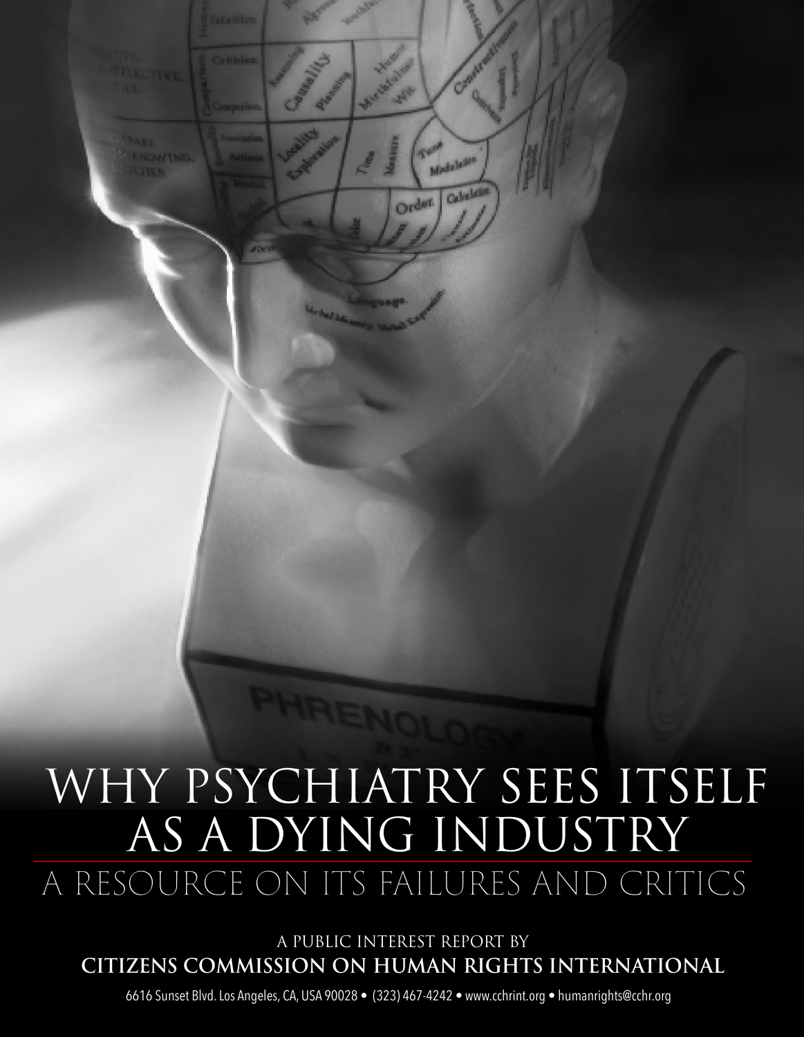# WHY PSYCHIATRY SEES ITSELF AS A DYING INDUSTRY

## A RESOURCE ON ITS FAILURES AND CRITICS

A PUBLIC INTEREST REPORT BY

**CITIZENS COMMISSION ON HUMAN RIGHTS INTERNATIONAL**

6616 Sunset Blvd. Los Angeles, CA, USA 90028 • (323) 467-4242 • www.cchrint.org • humanrights@cchr.org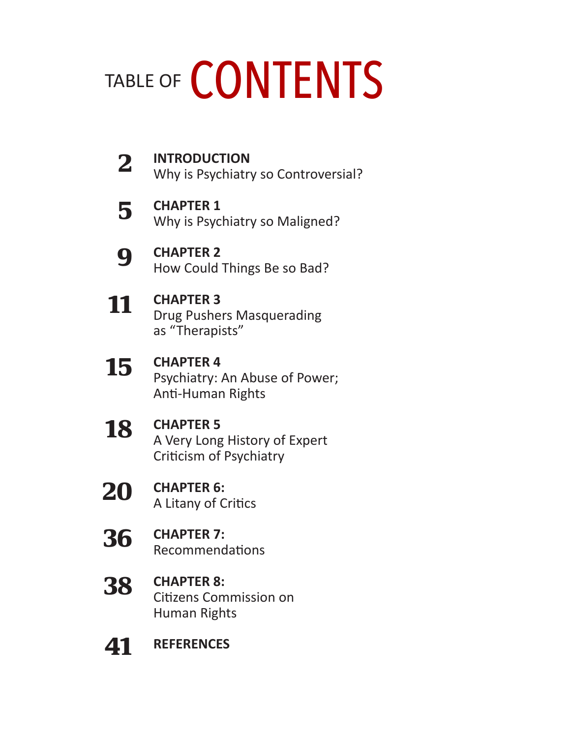# TABLE OF CONTENTS

**2** **INTRODUCTION**
Why is Psychiatry so Controversial?

**5** **CHAPTER 1**
Why is Psychiatry so Maligned?

**9** **CHAPTER 2**
How Could Things Be so Bad?

**11** **CHAPTER 3**
Drug Pushers Masquerading as "Therapists"

**15** **CHAPTER 4**
Psychiatry: An Abuse of Power; Anti-Human Rights

**18** **CHAPTER 5**
A Very Long History of Expert Criticism of Psychiatry

**20** **CHAPTER 6:**
A Litany of Critics

**36** **CHAPTER 7:**
Recommendations

**38** **CHAPTER 8:**
Citizens Commission on Human Rights

**41** **REFERENCES**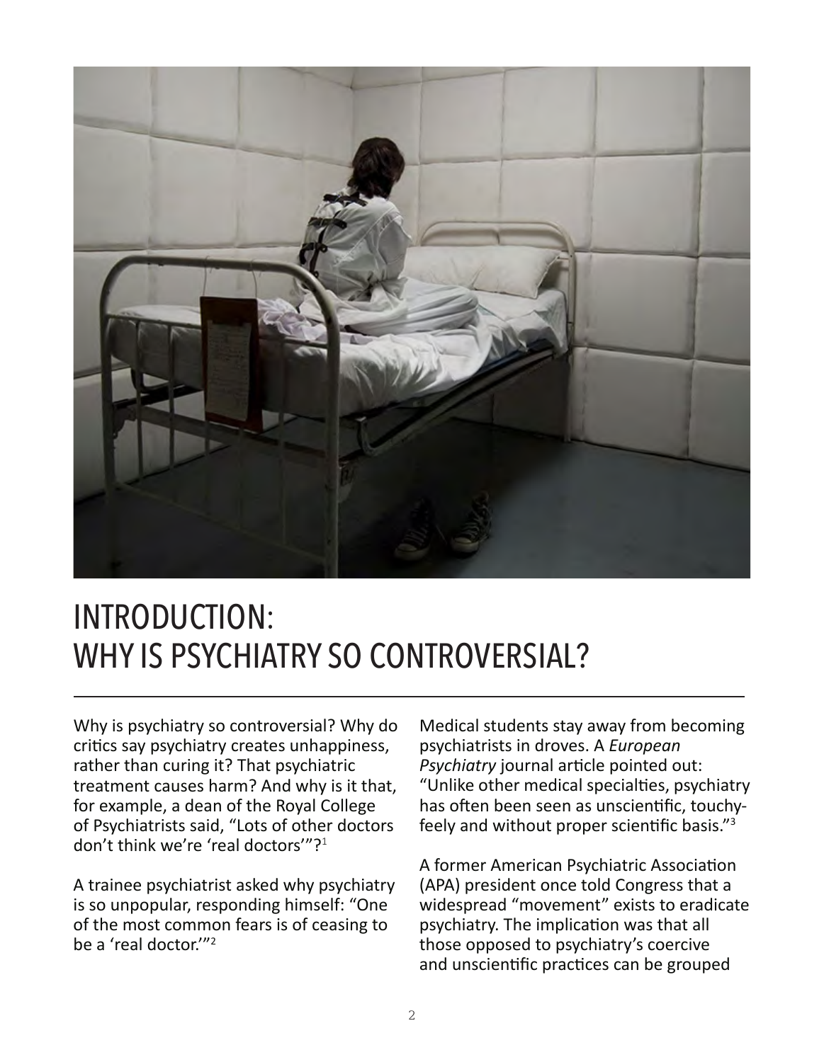# INTRODUCTION: WHY IS PSYCHIATRY SO CONTROVERSIAL?

Why is psychiatry so controversial? Why do critics say psychiatry creates unhappiness, rather than curing it? That psychiatric treatment causes harm? And why is it that, for example, a dean of the Royal College of Psychiatrists said, "Lots of other doctors don't think we're 'real doctors'"?[1]

A trainee psychiatrist asked why psychiatry is so unpopular, responding himself: "One of the most common fears is of ceasing to be a 'real doctor.'"[2]

Medical students stay away from becoming psychiatrists in droves. A *European Psychiatry* journal article pointed out: "Unlike other medical specialties, psychiatry has often been seen as unscientific, touchy-feely and without proper scientific basis."[3]

A former American Psychiatric Association (APA) president once told Congress that a widespread "movement" exists to eradicate psychiatry. The implication was that all those opposed to psychiatry's coercive and unscientific practices can be grouped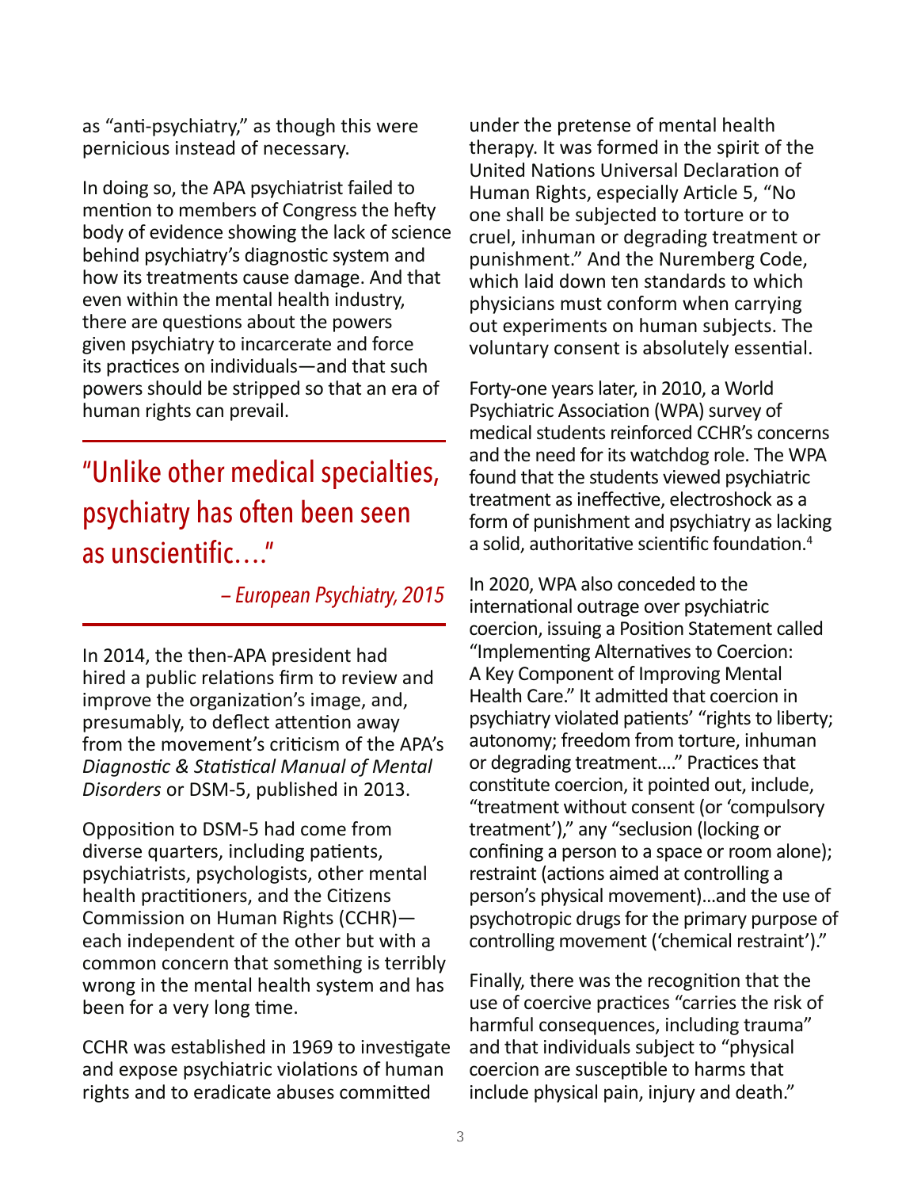as "anti-psychiatry," as though this were pernicious instead of necessary.

In doing so, the APA psychiatrist failed to mention to members of Congress the hefty body of evidence showing the lack of science behind psychiatry's diagnostic system and how its treatments cause damage. And that even within the mental health industry, there are questions about the powers given psychiatry to incarcerate and force its practices on individuals—and that such powers should be stripped so that an era of human rights can prevail.

> "Unlike other medical specialties, psychiatry has often been seen as unscientific…."
>
> *– European Psychiatry, 2015*

In 2014, the then-APA president had hired a public relations firm to review and improve the organization's image, and, presumably, to deflect attention away from the movement's criticism of the APA's *Diagnostic & Statistical Manual of Mental Disorders* or DSM-5, published in 2013.

Opposition to DSM-5 had come from diverse quarters, including patients, psychiatrists, psychologists, other mental health practitioners, and the Citizens Commission on Human Rights (CCHR)—each independent of the other but with a common concern that something is terribly wrong in the mental health system and has been for a very long time.

CCHR was established in 1969 to investigate and expose psychiatric violations of human rights and to eradicate abuses committed under the pretense of mental health therapy. It was formed in the spirit of the United Nations Universal Declaration of Human Rights, especially Article 5, "No one shall be subjected to torture or to cruel, inhuman or degrading treatment or punishment." And the Nuremberg Code, which laid down ten standards to which physicians must conform when carrying out experiments on human subjects. The voluntary consent is absolutely essential.

Forty-one years later, in 2010, a World Psychiatric Association (WPA) survey of medical students reinforced CCHR's concerns and the need for its watchdog role. The WPA found that the students viewed psychiatric treatment as ineffective, electroshock as a form of punishment and psychiatry as lacking a solid, authoritative scientific foundation.[4]

In 2020, WPA also conceded to the international outrage over psychiatric coercion, issuing a Position Statement called "Implementing Alternatives to Coercion: A Key Component of Improving Mental Health Care." It admitted that coercion in psychiatry violated patients' "rights to liberty; autonomy; freedom from torture, inhuman or degrading treatment…." Practices that constitute coercion, it pointed out, include, "treatment without consent (or 'compulsory treatment')," any "seclusion (locking or confining a person to a space or room alone); restraint (actions aimed at controlling a person's physical movement)…and the use of psychotropic drugs for the primary purpose of controlling movement ('chemical restraint')."

Finally, there was the recognition that the use of coercive practices "carries the risk of harmful consequences, including trauma" and that individuals subject to "physical coercion are susceptible to harms that include physical pain, injury and death."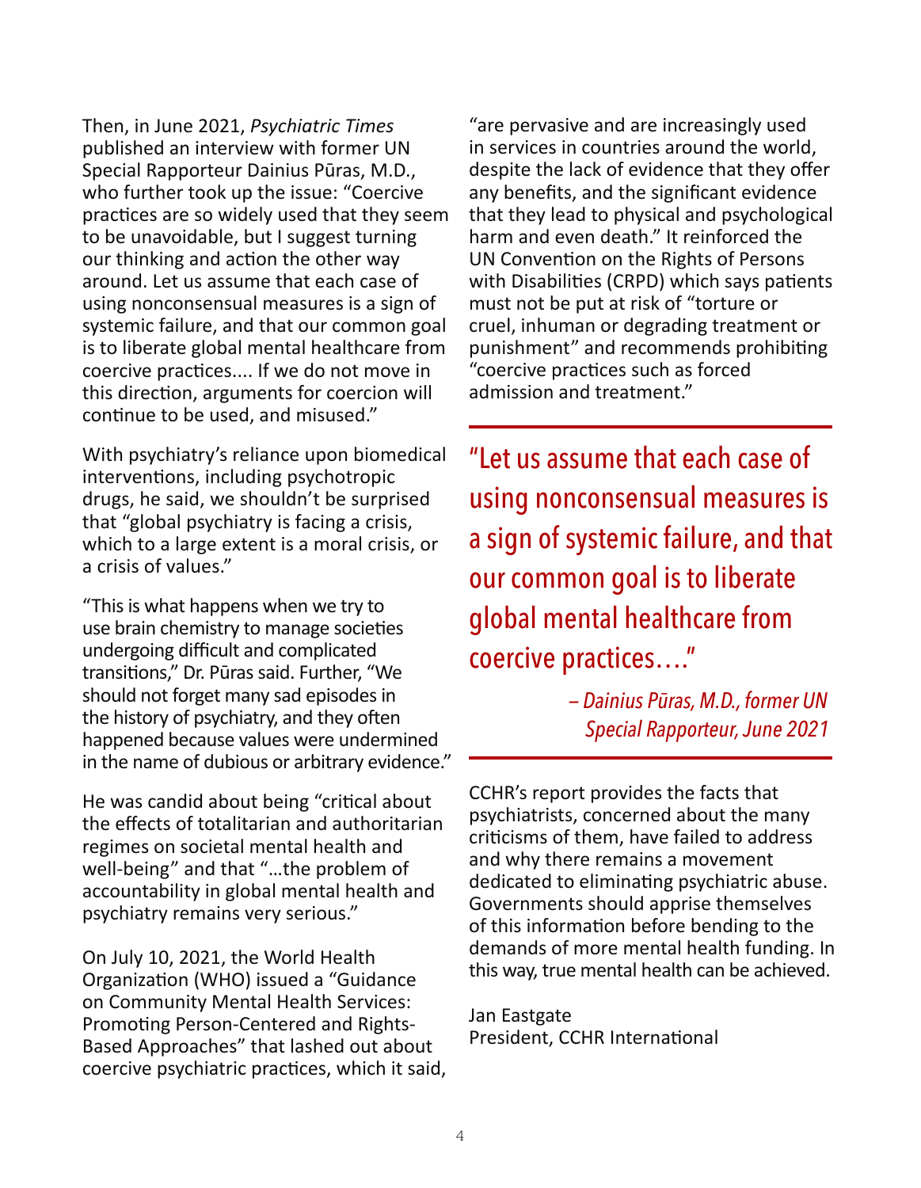Then, in June 2021, *Psychiatric Times* published an interview with former UN Special Rapporteur Dainius Pūras, M.D., who further took up the issue: "Coercive practices are so widely used that they seem to be unavoidable, but I suggest turning our thinking and action the other way around. Let us assume that each case of using nonconsensual measures is a sign of systemic failure, and that our common goal is to liberate global mental healthcare from coercive practices.... If we do not move in this direction, arguments for coercion will continue to be used, and misused."

With psychiatry's reliance upon biomedical interventions, including psychotropic drugs, he said, we shouldn't be surprised that "global psychiatry is facing a crisis, which to a large extent is a moral crisis, or a crisis of values."

"This is what happens when we try to use brain chemistry to manage societies undergoing difficult and complicated transitions," Dr. Pūras said. Further, "We should not forget many sad episodes in the history of psychiatry, and they often happened because values were undermined in the name of dubious or arbitrary evidence."

He was candid about being "critical about the effects of totalitarian and authoritarian regimes on societal mental health and well-being" and that "...the problem of accountability in global mental health and psychiatry remains very serious."

On July 10, 2021, the World Health Organization (WHO) issued a "Guidance on Community Mental Health Services: Promoting Person-Centered and Rights-Based Approaches" that lashed out about coercive psychiatric practices, which it said, "are pervasive and are increasingly used in services in countries around the world, despite the lack of evidence that they offer any benefits, and the significant evidence that they lead to physical and psychological harm and even death." It reinforced the UN Convention on the Rights of Persons with Disabilities (CRPD) which says patients must not be put at risk of "torture or cruel, inhuman or degrading treatment or punishment" and recommends prohibiting "coercive practices such as forced admission and treatment."

> "Let us assume that each case of using nonconsensual measures is a sign of systemic failure, and that our common goal is to liberate global mental healthcare from coercive practices...."
>
> *– Dainius Pūras, M.D., former UN Special Rapporteur, June 2021*

CCHR's report provides the facts that psychiatrists, concerned about the many criticisms of them, have failed to address and why there remains a movement dedicated to eliminating psychiatric abuse. Governments should apprise themselves of this information before bending to the demands of more mental health funding. In this way, true mental health can be achieved.

Jan Eastgate
President, CCHR International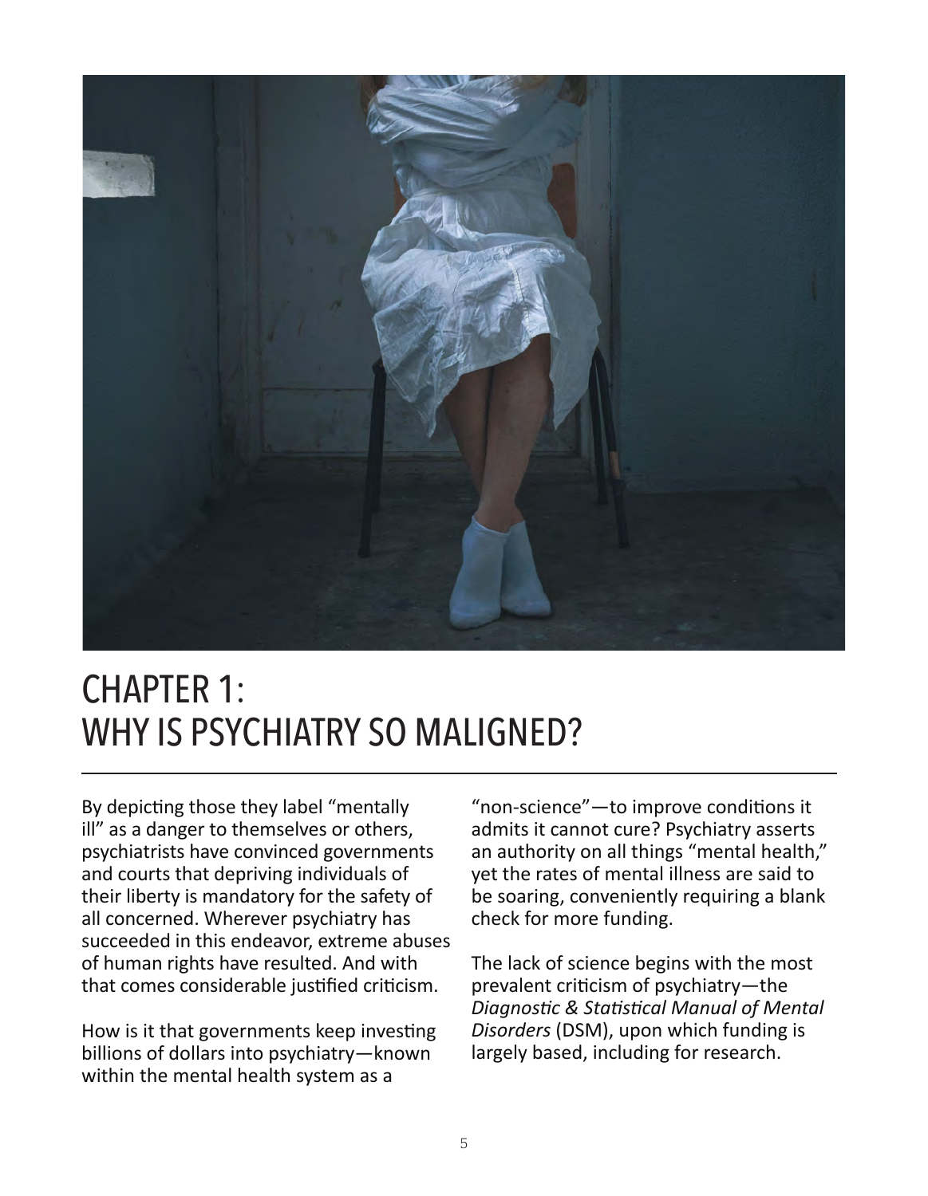# CHAPTER 1: WHY IS PSYCHIATRY SO MALIGNED?

By depicting those they label "mentally ill" as a danger to themselves or others, psychiatrists have convinced governments and courts that depriving individuals of their liberty is mandatory for the safety of all concerned. Wherever psychiatry has succeeded in this endeavor, extreme abuses of human rights have resulted. And with that comes considerable justified criticism.

How is it that governments keep investing billions of dollars into psychiatry—known within the mental health system as a "non-science"—to improve conditions it admits it cannot cure? Psychiatry asserts an authority on all things "mental health," yet the rates of mental illness are said to be soaring, conveniently requiring a blank check for more funding.

The lack of science begins with the most prevalent criticism of psychiatry—the *Diagnostic & Statistical Manual of Mental Disorders* (DSM), upon which funding is largely based, including for research.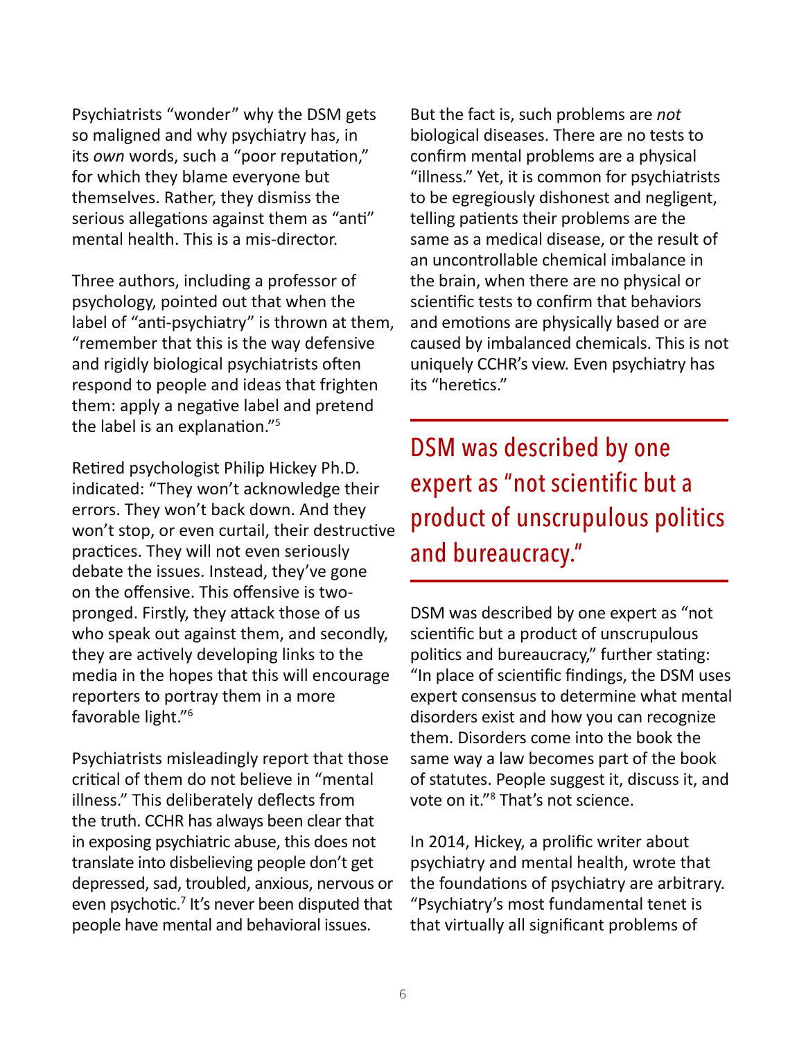Psychiatrists "wonder" why the DSM gets so maligned and why psychiatry has, in its *own* words, such a "poor reputation," for which they blame everyone but themselves. Rather, they dismiss the serious allegations against them as "anti" mental health. This is a mis-director.

Three authors, including a professor of psychology, pointed out that when the label of "anti-psychiatry" is thrown at them, "remember that this is the way defensive and rigidly biological psychiatrists often respond to people and ideas that frighten them: apply a negative label and pretend the label is an explanation."[5]

Retired psychologist Philip Hickey Ph.D. indicated: "They won't acknowledge their errors. They won't back down. And they won't stop, or even curtail, their destructive practices. They will not even seriously debate the issues. Instead, they've gone on the offensive. This offensive is two-pronged. Firstly, they attack those of us who speak out against them, and secondly, they are actively developing links to the media in the hopes that this will encourage reporters to portray them in a more favorable light."[6]

Psychiatrists misleadingly report that those critical of them do not believe in "mental illness." This deliberately deflects from the truth. CCHR has always been clear that in exposing psychiatric abuse, this does not translate into disbelieving people don't get depressed, sad, troubled, anxious, nervous or even psychotic.[7] It's never been disputed that people have mental and behavioral issues.

But the fact is, such problems are *not* biological diseases. There are no tests to confirm mental problems are a physical "illness." Yet, it is common for psychiatrists to be egregiously dishonest and negligent, telling patients their problems are the same as a medical disease, or the result of an uncontrollable chemical imbalance in the brain, when there are no physical or scientific tests to confirm that behaviors and emotions are physically based or are caused by imbalanced chemicals. This is not uniquely CCHR's view. Even psychiatry has its "heretics."

> DSM was described by one expert as "not scientific but a product of unscrupulous politics and bureaucracy."

DSM was described by one expert as "not scientific but a product of unscrupulous politics and bureaucracy," further stating: "In place of scientific findings, the DSM uses expert consensus to determine what mental disorders exist and how you can recognize them. Disorders come into the book the same way a law becomes part of the book of statutes. People suggest it, discuss it, and vote on it."[8] That's not science.

In 2014, Hickey, a prolific writer about psychiatry and mental health, wrote that the foundations of psychiatry are arbitrary. "Psychiatry's most fundamental tenet is that virtually all significant problems of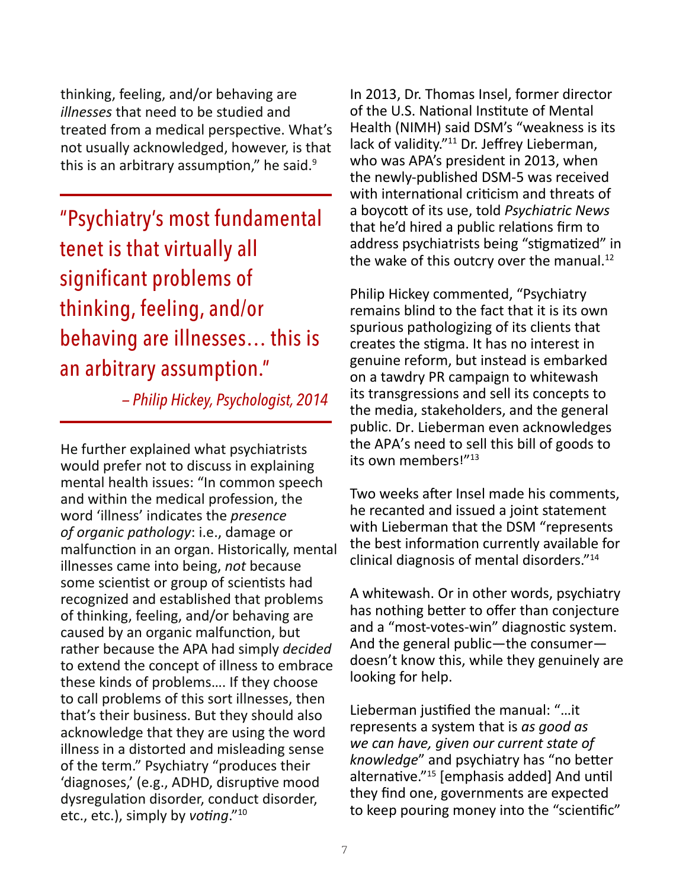thinking, feeling, and/or behaving are *illnesses* that need to be studied and treated from a medical perspective. What's not usually acknowledged, however, is that this is an arbitrary assumption," he said.[9]

> "Psychiatry's most fundamental tenet is that virtually all significant problems of thinking, feeling, and/or behaving are illnesses… this is an arbitrary assumption."
>
> *– Philip Hickey, Psychologist, 2014*

He further explained what psychiatrists would prefer not to discuss in explaining mental health issues: "In common speech and within the medical profession, the word 'illness' indicates the *presence of organic pathology*: i.e., damage or malfunction in an organ. Historically, mental illnesses came into being, *not* because some scientist or group of scientists had recognized and established that problems of thinking, feeling, and/or behaving are caused by an organic malfunction, but rather because the APA had simply *decided* to extend the concept of illness to embrace these kinds of problems…. If they choose to call problems of this sort illnesses, then that's their business. But they should also acknowledge that they are using the word illness in a distorted and misleading sense of the term." Psychiatry "produces their 'diagnoses,' (e.g., ADHD, disruptive mood dysregulation disorder, conduct disorder, etc., etc.), simply by *voting*."[10]

In 2013, Dr. Thomas Insel, former director of the U.S. National Institute of Mental Health (NIMH) said DSM's "weakness is its lack of validity."[11] Dr. Jeffrey Lieberman, who was APA's president in 2013, when the newly-published DSM-5 was received with international criticism and threats of a boycott of its use, told *Psychiatric News* that he'd hired a public relations firm to address psychiatrists being "stigmatized" in the wake of this outcry over the manual.[12]

Philip Hickey commented, "Psychiatry remains blind to the fact that it is its own spurious pathologizing of its clients that creates the stigma. It has no interest in genuine reform, but instead is embarked on a tawdry PR campaign to whitewash its transgressions and sell its concepts to the media, stakeholders, and the general public. Dr. Lieberman even acknowledges the APA's need to sell this bill of goods to its own members!"[13]

Two weeks after Insel made his comments, he recanted and issued a joint statement with Lieberman that the DSM "represents the best information currently available for clinical diagnosis of mental disorders."[14]

A whitewash. Or in other words, psychiatry has nothing better to offer than conjecture and a "most-votes-win" diagnostic system. And the general public—the consumer—doesn't know this, while they genuinely are looking for help.

Lieberman justified the manual: "…it represents a system that is *as good as we can have, given our current state of knowledge*" and psychiatry has "no better alternative."[15] [emphasis added] And until they find one, governments are expected to keep pouring money into the "scientific"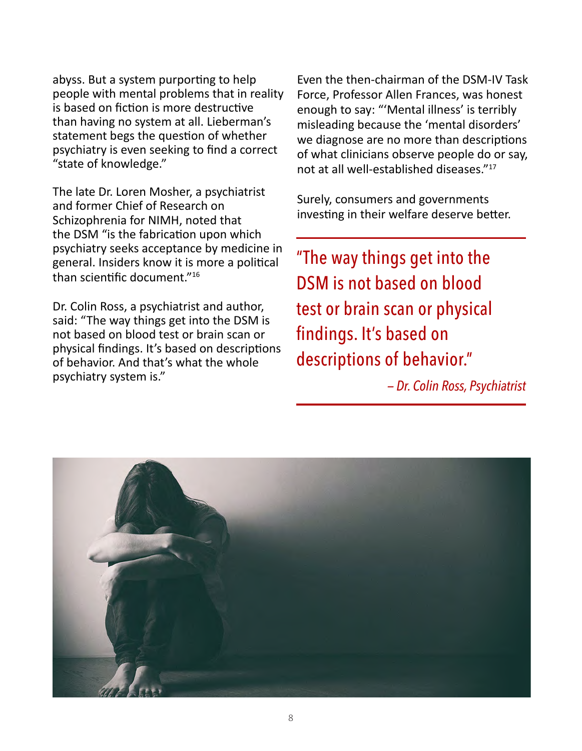abyss. But a system purporting to help people with mental problems that in reality is based on fiction is more destructive than having no system at all. Lieberman's statement begs the question of whether psychiatry is even seeking to find a correct "state of knowledge."

The late Dr. Loren Mosher, a psychiatrist and former Chief of Research on Schizophrenia for NIMH, noted that the DSM "is the fabrication upon which psychiatry seeks acceptance by medicine in general. Insiders know it is more a political than scientific document."[16]

Dr. Colin Ross, a psychiatrist and author, said: "The way things get into the DSM is not based on blood test or brain scan or physical findings. It's based on descriptions of behavior. And that's what the whole psychiatry system is."

Even the then-chairman of the DSM-IV Task Force, Professor Allen Frances, was honest enough to say: "'Mental illness' is terribly misleading because the 'mental disorders' we diagnose are no more than descriptions of what clinicians observe people do or say, not at all well-established diseases."[17]

Surely, consumers and governments investing in their welfare deserve better.

> "The way things get into the DSM is not based on blood test or brain scan or physical findings. It's based on descriptions of behavior."
>
> *– Dr. Colin Ross, Psychiatrist*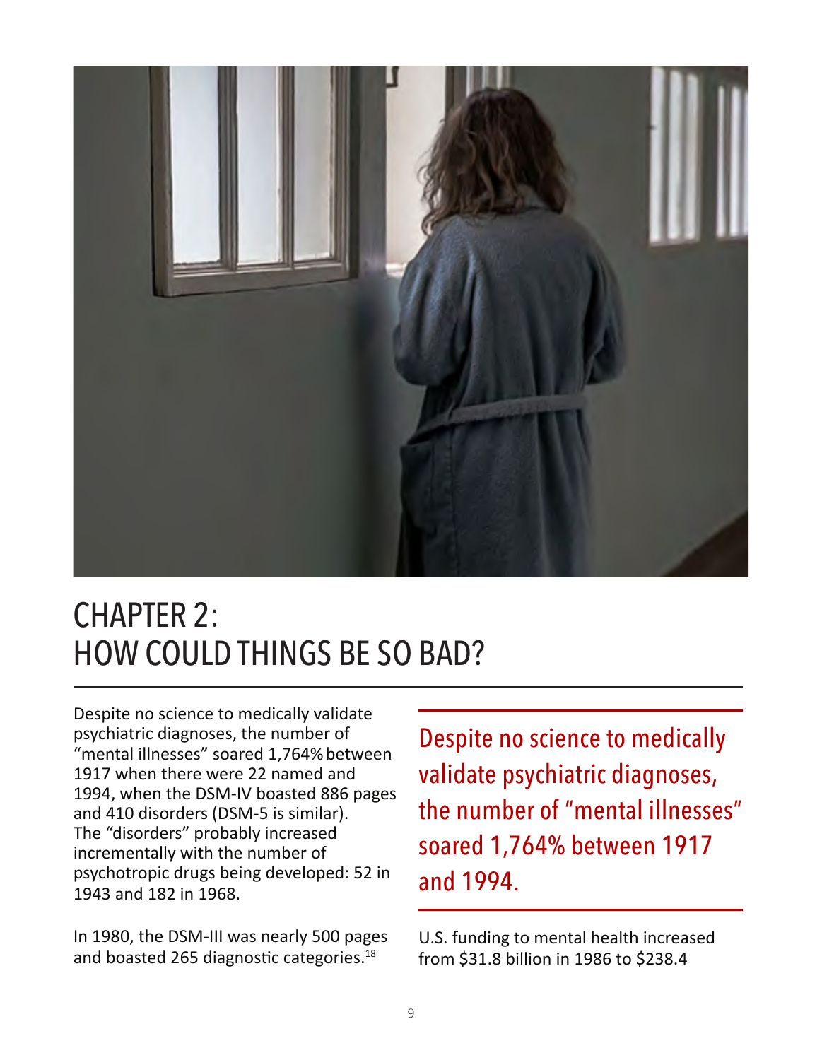# CHAPTER 2: HOW COULD THINGS BE SO BAD?

Despite no science to medically validate psychiatric diagnoses, the number of "mental illnesses" soared 1,764% between 1917 when there were 22 named and 1994, when the DSM-IV boasted 886 pages and 410 disorders (DSM-5 is similar). The "disorders" probably increased incrementally with the number of psychotropic drugs being developed: 52 in 1943 and 182 in 1968.

In 1980, the DSM-III was nearly 500 pages and boasted 265 diagnostic categories.[18]

> Despite no science to medically validate psychiatric diagnoses, the number of "mental illnesses" soared 1,764% between 1917 and 1994.

U.S. funding to mental health increased from $31.8 billion in 1986 to $238.4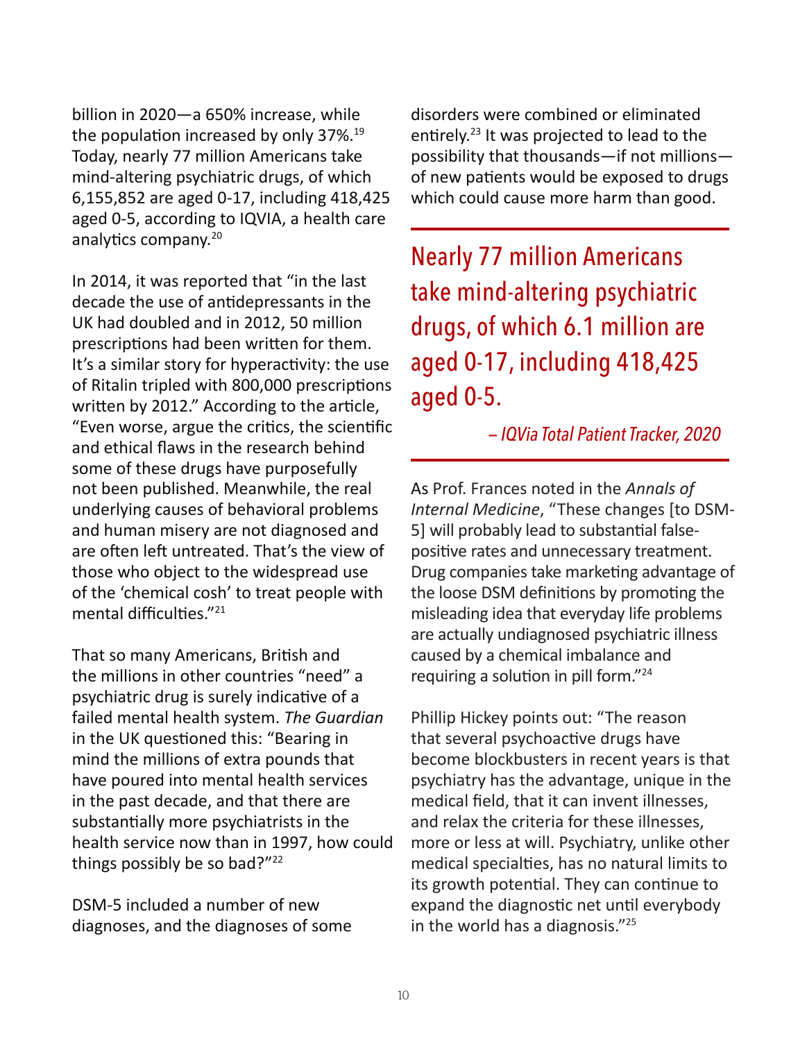billion in 2020—a 650% increase, while the population increased by only 37%.[19] Today, nearly 77 million Americans take mind-altering psychiatric drugs, of which 6,155,852 are aged 0-17, including 418,425 aged 0-5, according to IQVIA, a health care analytics company.[20]

In 2014, it was reported that "in the last decade the use of antidepressants in the UK had doubled and in 2012, 50 million prescriptions had been written for them. It's a similar story for hyperactivity: the use of Ritalin tripled with 800,000 prescriptions written by 2012." According to the article, "Even worse, argue the critics, the scientific and ethical flaws in the research behind some of these drugs have purposefully not been published. Meanwhile, the real underlying causes of behavioral problems and human misery are not diagnosed and are often left untreated. That's the view of those who object to the widespread use of the 'chemical cosh' to treat people with mental difficulties."[21]

That so many Americans, British and the millions in other countries "need" a psychiatric drug is surely indicative of a failed mental health system. *The Guardian* in the UK questioned this: "Bearing in mind the millions of extra pounds that have poured into mental health services in the past decade, and that there are substantially more psychiatrists in the health service now than in 1997, how could things possibly be so bad?"[22]

DSM-5 included a number of new diagnoses, and the diagnoses of some disorders were combined or eliminated entirely.[23] It was projected to lead to the possibility that thousands—if not millions—of new patients would be exposed to drugs which could cause more harm than good.

> **Nearly 77 million Americans take mind-altering psychiatric drugs, of which 6.1 million are aged 0-17, including 418,425 aged 0-5.**
>
> *– IQVia Total Patient Tracker, 2020*

As Prof. Frances noted in the *Annals of Internal Medicine*, "These changes [to DSM-5] will probably lead to substantial false-positive rates and unnecessary treatment. Drug companies take marketing advantage of the loose DSM definitions by promoting the misleading idea that everyday life problems are actually undiagnosed psychiatric illness caused by a chemical imbalance and requiring a solution in pill form."[24]

Phillip Hickey points out: "The reason that several psychoactive drugs have become blockbusters in recent years is that psychiatry has the advantage, unique in the medical field, that it can invent illnesses, and relax the criteria for these illnesses, more or less at will. Psychiatry, unlike other medical specialties, has no natural limits to its growth potential. They can continue to expand the diagnostic net until everybody in the world has a diagnosis."[25]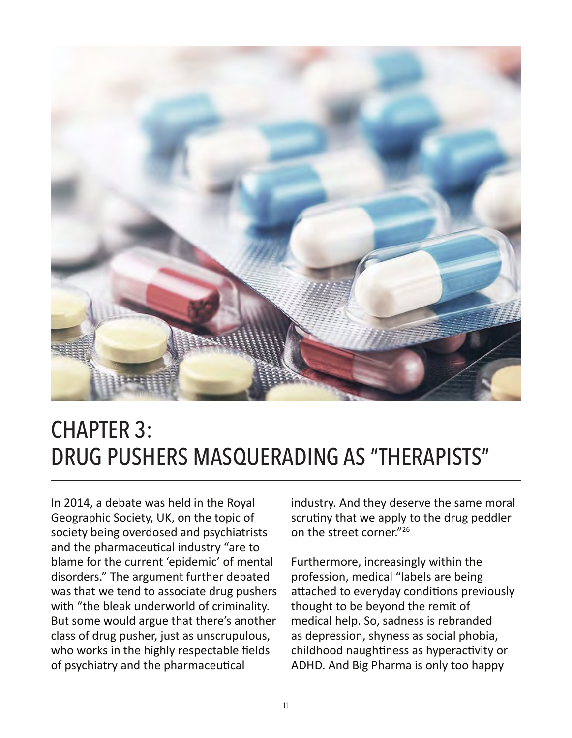# CHAPTER 3: DRUG PUSHERS MASQUERADING AS "THERAPISTS"

In 2014, a debate was held in the Royal Geographic Society, UK, on the topic of society being overdosed and psychiatrists and the pharmaceutical industry "are to blame for the current 'epidemic' of mental disorders." The argument further debated was that we tend to associate drug pushers with "the bleak underworld of criminality. But some would argue that there's another class of drug pusher, just as unscrupulous, who works in the highly respectable fields of psychiatry and the pharmaceutical industry. And they deserve the same moral scrutiny that we apply to the drug peddler on the street corner."[26]

Furthermore, increasingly within the profession, medical "labels are being attached to everyday conditions previously thought to be beyond the remit of medical help. So, sadness is rebranded as depression, shyness as social phobia, childhood naughtiness as hyperactivity or ADHD. And Big Pharma is only too happy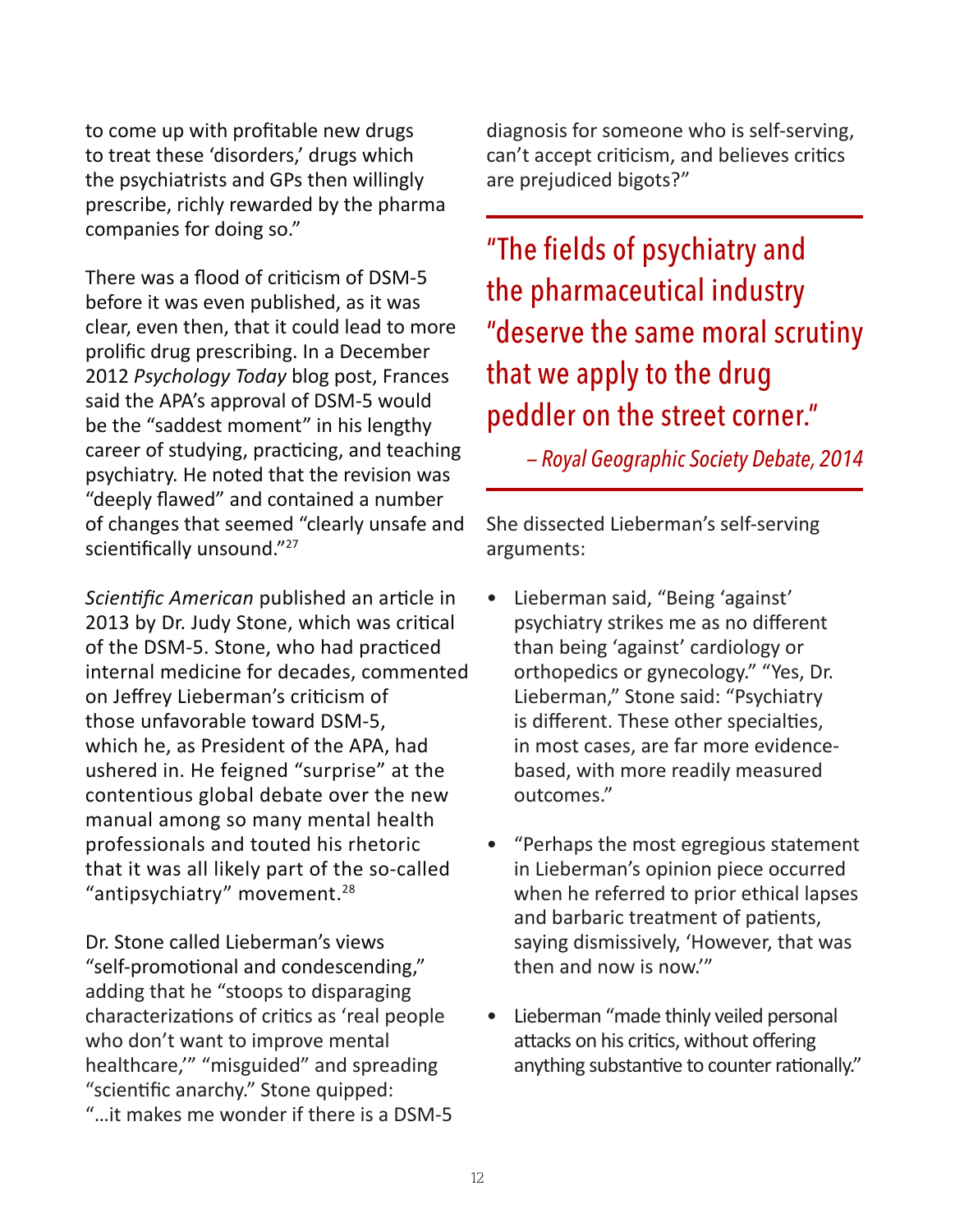to come up with profitable new drugs to treat these 'disorders,' drugs which the psychiatrists and GPs then willingly prescribe, richly rewarded by the pharma companies for doing so."

There was a flood of criticism of DSM-5 before it was even published, as it was clear, even then, that it could lead to more prolific drug prescribing. In a December 2012 *Psychology Today* blog post, Frances said the APA's approval of DSM-5 would be the "saddest moment" in his lengthy career of studying, practicing, and teaching psychiatry. He noted that the revision was "deeply flawed" and contained a number of changes that seemed "clearly unsafe and scientifically unsound."[27]

*Scientific American* published an article in 2013 by Dr. Judy Stone, which was critical of the DSM-5. Stone, who had practiced internal medicine for decades, commented on Jeffrey Lieberman's criticism of those unfavorable toward DSM-5, which he, as President of the APA, had ushered in. He feigned "surprise" at the contentious global debate over the new manual among so many mental health professionals and touted his rhetoric that it was all likely part of the so-called "antipsychiatry" movement.[28]

Dr. Stone called Lieberman's views "self-promotional and condescending," adding that he "stoops to disparaging characterizations of critics as 'real people who don't want to improve mental healthcare,'" "misguided" and spreading "scientific anarchy." Stone quipped: "…it makes me wonder if there is a DSM-5 diagnosis for someone who is self-serving, can't accept criticism, and believes critics are prejudiced bigots?"

> "The fields of psychiatry and the pharmaceutical industry "deserve the same moral scrutiny that we apply to the drug peddler on the street corner."
>
> *– Royal Geographic Society Debate, 2014*

She dissected Lieberman's self-serving arguments:

- Lieberman said, "Being 'against' psychiatry strikes me as no different than being 'against' cardiology or orthopedics or gynecology." "Yes, Dr. Lieberman," Stone said: "Psychiatry is different. These other specialties, in most cases, are far more evidence-based, with more readily measured outcomes."
- "Perhaps the most egregious statement in Lieberman's opinion piece occurred when he referred to prior ethical lapses and barbaric treatment of patients, saying dismissively, 'However, that was then and now is now.'"
- Lieberman "made thinly veiled personal attacks on his critics, without offering anything substantive to counter rationally."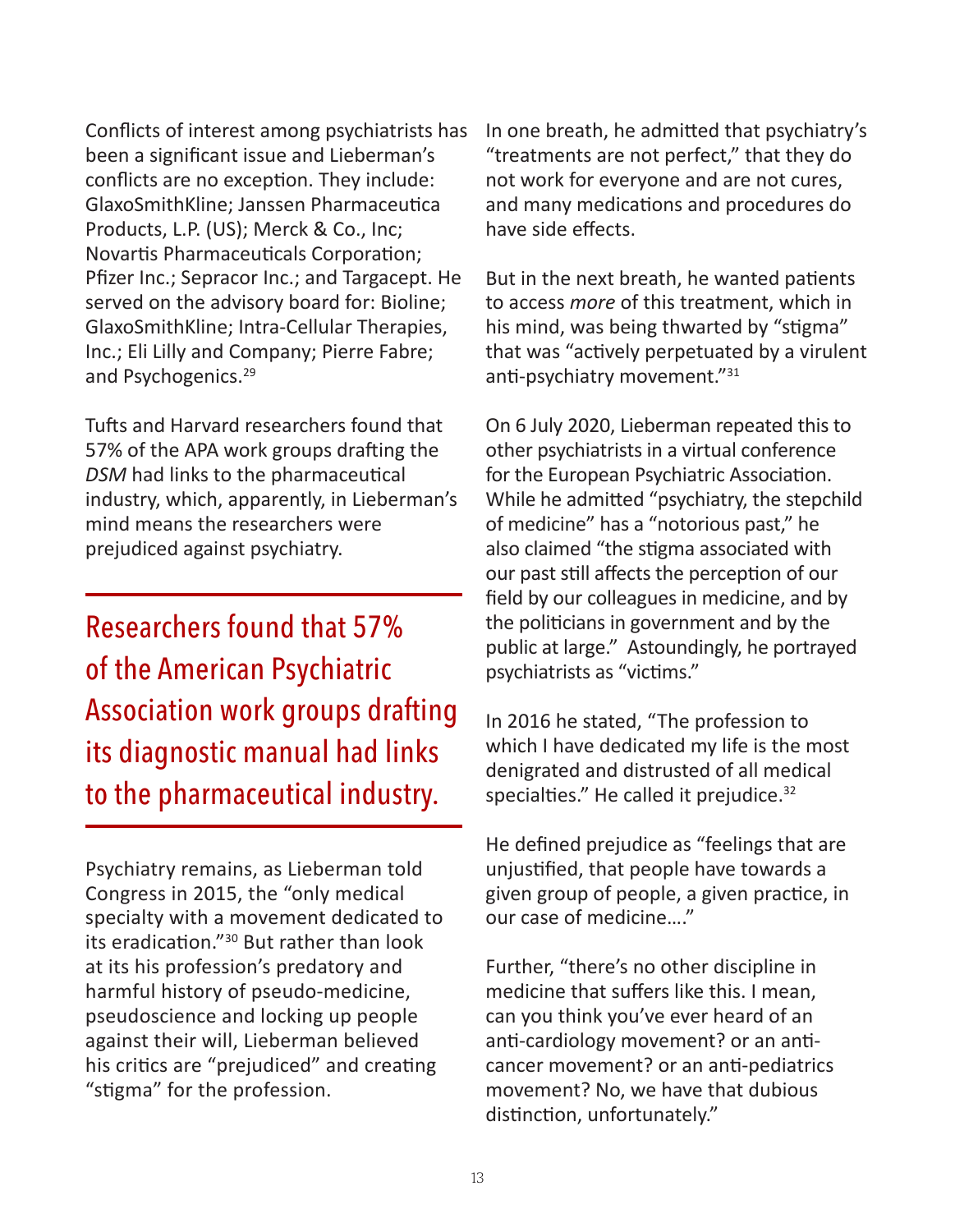Conflicts of interest among psychiatrists has been a significant issue and Lieberman's conflicts are no exception. They include: GlaxoSmithKline; Janssen Pharmaceutica Products, L.P. (US); Merck & Co., Inc; Novartis Pharmaceuticals Corporation; Pfizer Inc.; Sepracor Inc.; and Targacept. He served on the advisory board for: Bioline; GlaxoSmithKline; Intra-Cellular Therapies, Inc.; Eli Lilly and Company; Pierre Fabre; and Psychogenics.[29]

Tufts and Harvard researchers found that 57% of the APA work groups drafting the *DSM* had links to the pharmaceutical industry, which, apparently, in Lieberman's mind means the researchers were prejudiced against psychiatry.

> Researchers found that 57% of the American Psychiatric Association work groups drafting its diagnostic manual had links to the pharmaceutical industry.

Psychiatry remains, as Lieberman told Congress in 2015, the "only medical specialty with a movement dedicated to its eradication."[30] But rather than look at its his profession's predatory and harmful history of pseudo-medicine, pseudoscience and locking up people against their will, Lieberman believed his critics are "prejudiced" and creating "stigma" for the profession.

In one breath, he admitted that psychiatry's "treatments are not perfect," that they do not work for everyone and are not cures, and many medications and procedures do have side effects.

But in the next breath, he wanted patients to access *more* of this treatment, which in his mind, was being thwarted by "stigma" that was "actively perpetuated by a virulent anti-psychiatry movement."[31]

On 6 July 2020, Lieberman repeated this to other psychiatrists in a virtual conference for the European Psychiatric Association. While he admitted "psychiatry, the stepchild of medicine" has a "notorious past," he also claimed "the stigma associated with our past still affects the perception of our field by our colleagues in medicine, and by the politicians in government and by the public at large." Astoundingly, he portrayed psychiatrists as "victims."

In 2016 he stated, "The profession to which I have dedicated my life is the most denigrated and distrusted of all medical specialties." He called it prejudice.[32]

He defined prejudice as "feelings that are unjustified, that people have towards a given group of people, a given practice, in our case of medicine…."

Further, "there's no other discipline in medicine that suffers like this. I mean, can you think you've ever heard of an anti-cardiology movement? or an anti-cancer movement? or an anti-pediatrics movement? No, we have that dubious distinction, unfortunately."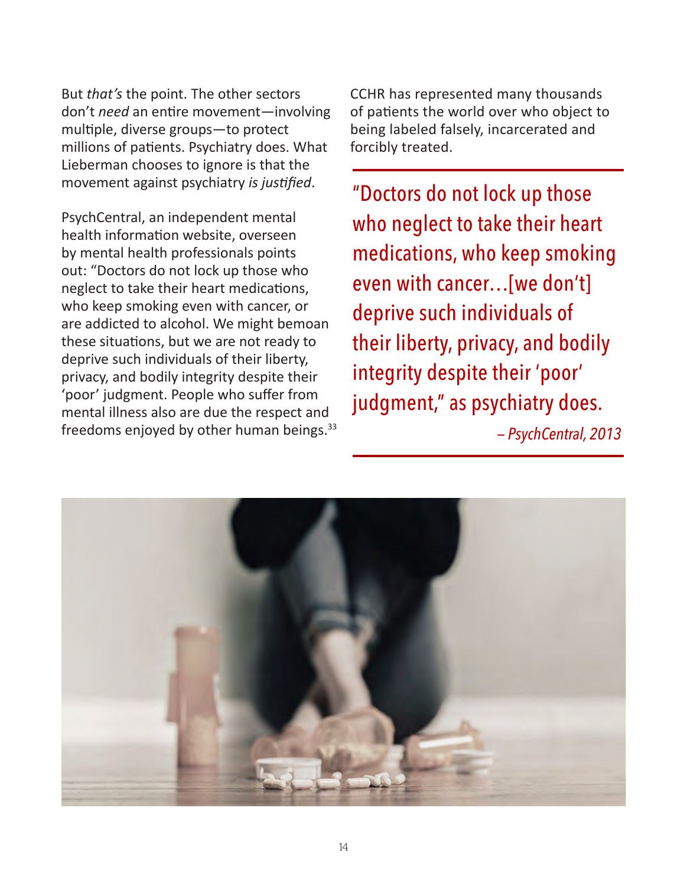But *that's* the point. The other sectors don't *need* an entire movement—involving multiple, diverse groups—to protect millions of patients. Psychiatry does. What Lieberman chooses to ignore is that the movement against psychiatry *is justified*.

PsychCentral, an independent mental health information website, overseen by mental health professionals points out: "Doctors do not lock up those who neglect to take their heart medications, who keep smoking even with cancer, or are addicted to alcohol. We might bemoan these situations, but we are not ready to deprive such individuals of their liberty, privacy, and bodily integrity despite their 'poor' judgment. People who suffer from mental illness also are due the respect and freedoms enjoyed by other human beings.[33]

CCHR has represented many thousands of patients the world over who object to being labeled falsely, incarcerated and forcibly treated.

> "Doctors do not lock up those who neglect to take their heart medications, who keep smoking even with cancer…[we don't] deprive such individuals of their liberty, privacy, and bodily integrity despite their 'poor' judgment," as psychiatry does.
>
> *– PsychCentral, 2013*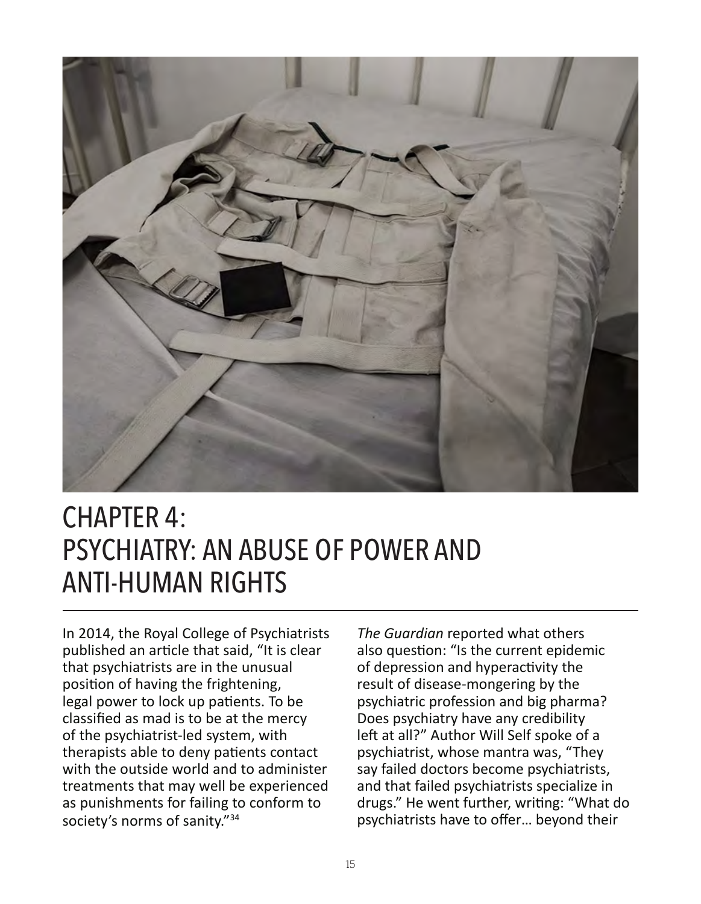# CHAPTER 4: PSYCHIATRY: AN ABUSE OF POWER AND ANTI-HUMAN RIGHTS

In 2014, the Royal College of Psychiatrists published an article that said, "It is clear that psychiatrists are in the unusual position of having the frightening, legal power to lock up patients. To be classified as mad is to be at the mercy of the psychiatrist-led system, with therapists able to deny patients contact with the outside world and to administer treatments that may well be experienced as punishments for failing to conform to society's norms of sanity."[34]

*The Guardian* reported what others also question: "Is the current epidemic of depression and hyperactivity the result of disease-mongering by the psychiatric profession and big pharma? Does psychiatry have any credibility left at all?" Author Will Self spoke of a psychiatrist, whose mantra was, "They say failed doctors become psychiatrists, and that failed psychiatrists specialize in drugs." He went further, writing: "What do psychiatrists have to offer… beyond their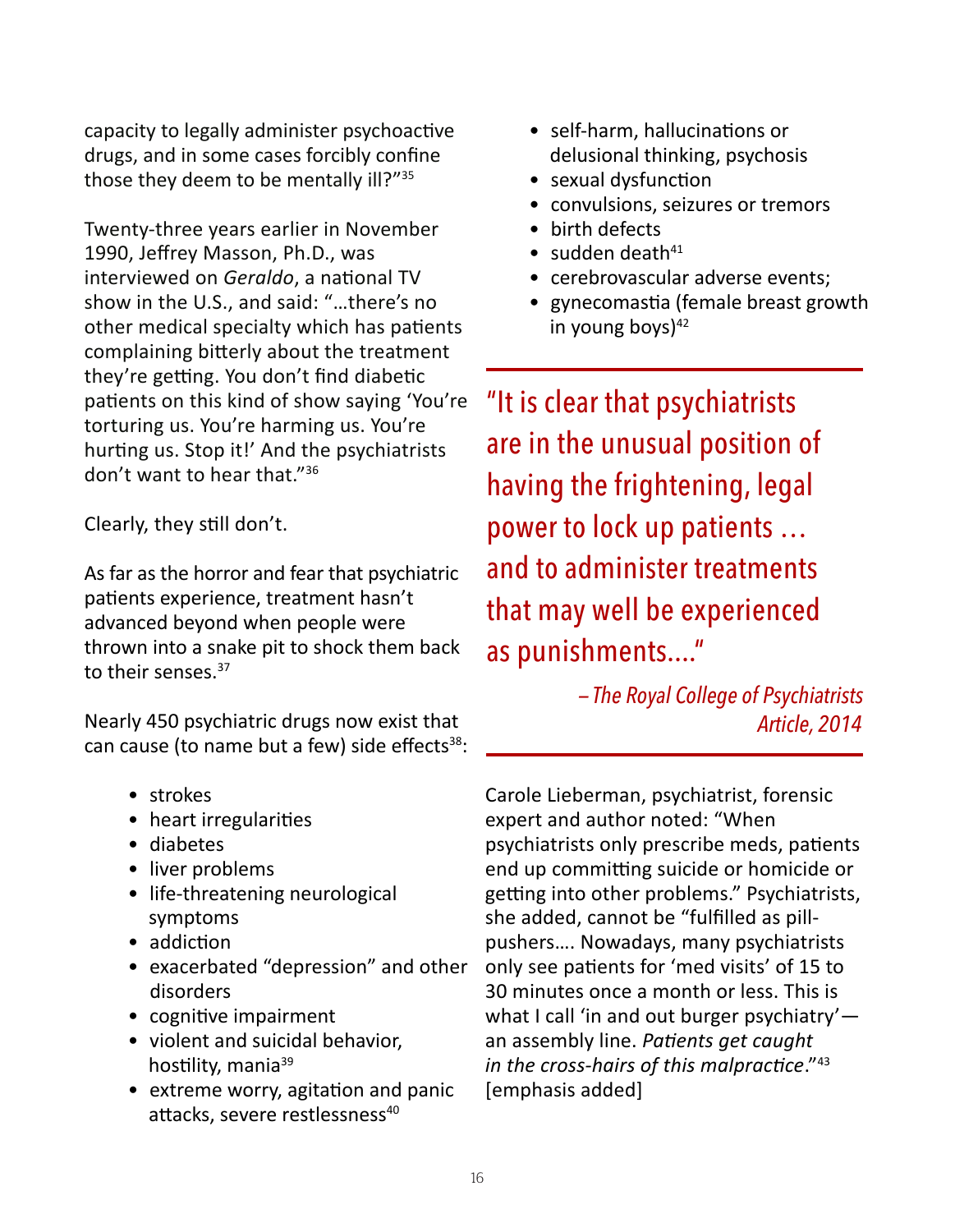capacity to legally administer psychoactive drugs, and in some cases forcibly confine those they deem to be mentally ill?"[35]

Twenty-three years earlier in November 1990, Jeffrey Masson, Ph.D., was interviewed on *Geraldo*, a national TV show in the U.S., and said: "…there's no other medical specialty which has patients complaining bitterly about the treatment they're getting. You don't find diabetic patients on this kind of show saying 'You're torturing us. You're harming us. You're hurting us. Stop it!' And the psychiatrists don't want to hear that."[36]

Clearly, they still don't.

As far as the horror and fear that psychiatric patients experience, treatment hasn't advanced beyond when people were thrown into a snake pit to shock them back to their senses.[37]

Nearly 450 psychiatric drugs now exist that can cause (to name but a few) side effects[38]:

- strokes
- heart irregularities
- diabetes
- liver problems
- life-threatening neurological symptoms
- addiction
- exacerbated "depression" and other disorders
- cognitive impairment
- violent and suicidal behavior, hostility, mania[39]
- extreme worry, agitation and panic attacks, severe restlessness[40]
- self-harm, hallucinations or delusional thinking, psychosis
- sexual dysfunction
- convulsions, seizures or tremors
- birth defects
- sudden death[41]
- cerebrovascular adverse events;
- gynecomastia (female breast growth in young boys)[42]

> "It is clear that psychiatrists are in the unusual position of having the frightening, legal power to lock up patients … and to administer treatments that may well be experienced as punishments…."
>
> *– The Royal College of Psychiatrists Article, 2014*

Carole Lieberman, psychiatrist, forensic expert and author noted: "When psychiatrists only prescribe meds, patients end up committing suicide or homicide or getting into other problems." Psychiatrists, she added, cannot be "fulfilled as pill-pushers…. Nowadays, many psychiatrists only see patients for 'med visits' of 15 to 30 minutes once a month or less. This is what I call 'in and out burger psychiatry'—an assembly line. *Patients get caught in the cross-hairs of this malpractice*."[43] [emphasis added]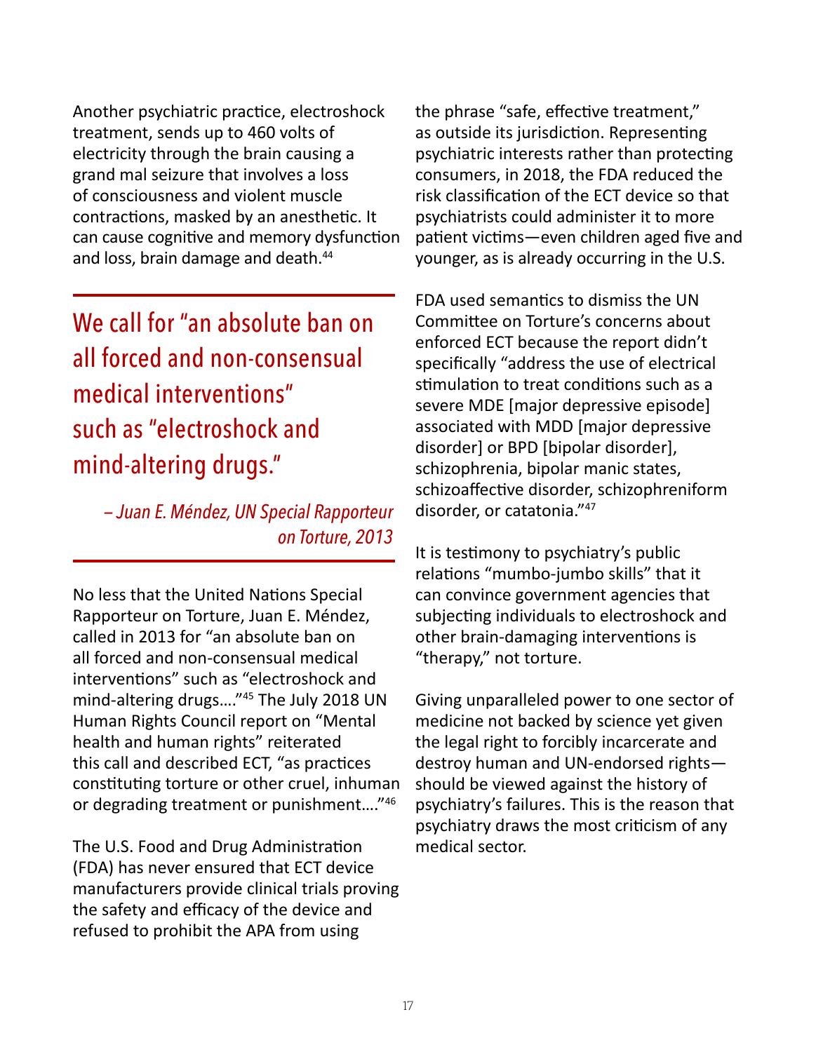Another psychiatric practice, electroshock treatment, sends up to 460 volts of electricity through the brain causing a grand mal seizure that involves a loss of consciousness and violent muscle contractions, masked by an anesthetic. It can cause cognitive and memory dysfunction and loss, brain damage and death.[44]

> We call for "an absolute ban on all forced and non-consensual medical interventions" such as "electroshock and mind-altering drugs."
>
> *– Juan E. Méndez, UN Special Rapporteur on Torture, 2013*

No less that the United Nations Special Rapporteur on Torture, Juan E. Méndez, called in 2013 for "an absolute ban on all forced and non-consensual medical interventions" such as "electroshock and mind-altering drugs…."[45] The July 2018 UN Human Rights Council report on "Mental health and human rights" reiterated this call and described ECT, "as practices constituting torture or other cruel, inhuman or degrading treatment or punishment…."[46]

The U.S. Food and Drug Administration (FDA) has never ensured that ECT device manufacturers provide clinical trials proving the safety and efficacy of the device and refused to prohibit the APA from using the phrase "safe, effective treatment," as outside its jurisdiction. Representing psychiatric interests rather than protecting consumers, in 2018, the FDA reduced the risk classification of the ECT device so that psychiatrists could administer it to more patient victims—even children aged five and younger, as is already occurring in the U.S.

FDA used semantics to dismiss the UN Committee on Torture's concerns about enforced ECT because the report didn't specifically "address the use of electrical stimulation to treat conditions such as a severe MDE [major depressive episode] associated with MDD [major depressive disorder] or BPD [bipolar disorder], schizophrenia, bipolar manic states, schizoaffective disorder, schizophreniform disorder, or catatonia."[47]

It is testimony to psychiatry's public relations "mumbo-jumbo skills" that it can convince government agencies that subjecting individuals to electroshock and other brain-damaging interventions is "therapy," not torture.

Giving unparalleled power to one sector of medicine not backed by science yet given the legal right to forcibly incarcerate and destroy human and UN-endorsed rights—should be viewed against the history of psychiatry's failures. This is the reason that psychiatry draws the most criticism of any medical sector.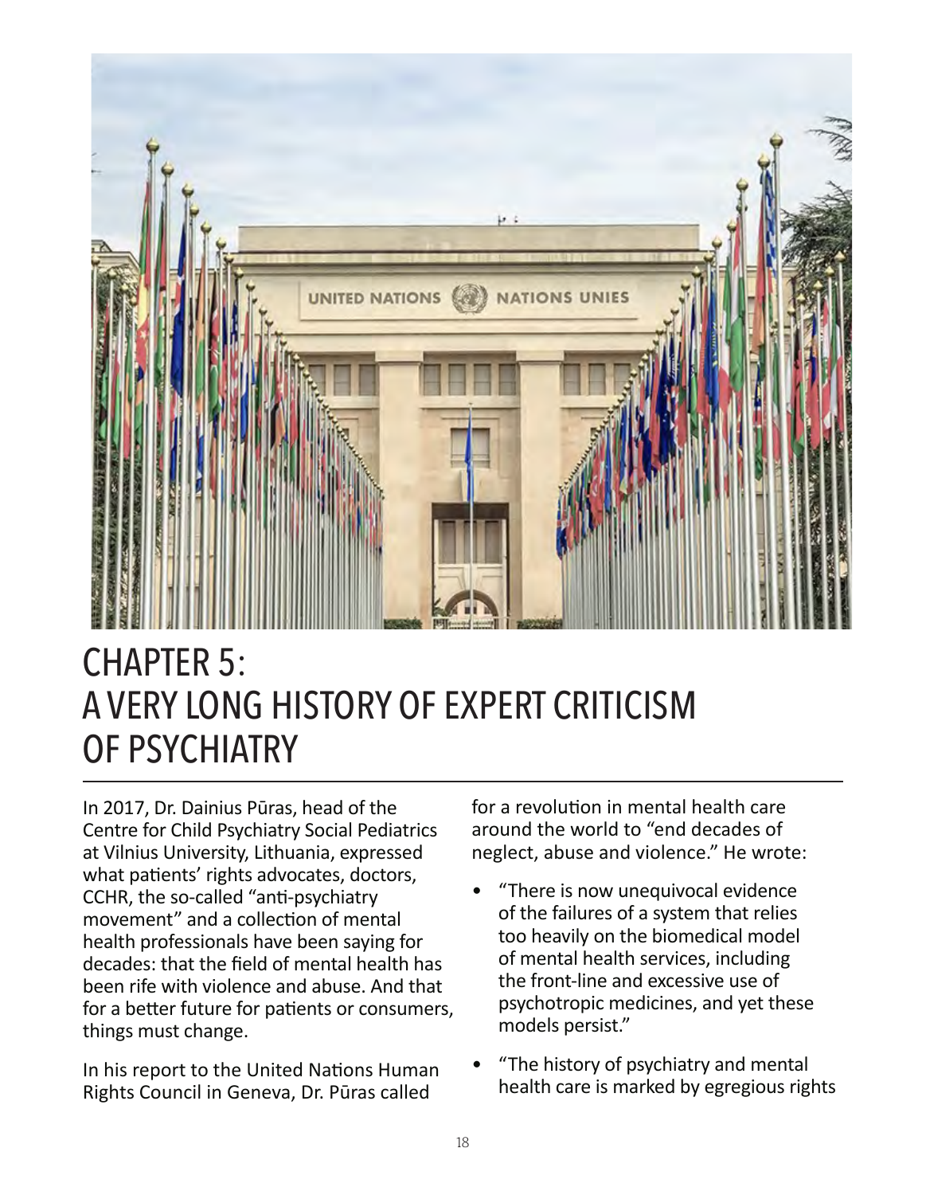# CHAPTER 5: A VERY LONG HISTORY OF EXPERT CRITICISM OF PSYCHIATRY

In 2017, Dr. Dainius Pūras, head of the Centre for Child Psychiatry Social Pediatrics at Vilnius University, Lithuania, expressed what patients' rights advocates, doctors, CCHR, the so-called "anti-psychiatry movement" and a collection of mental health professionals have been saying for decades: that the field of mental health has been rife with violence and abuse. And that for a better future for patients or consumers, things must change.

In his report to the United Nations Human Rights Council in Geneva, Dr. Pūras called for a revolution in mental health care around the world to "end decades of neglect, abuse and violence." He wrote:

- "There is now unequivocal evidence of the failures of a system that relies too heavily on the biomedical model of mental health services, including the front-line and excessive use of psychotropic medicines, and yet these models persist."
- "The history of psychiatry and mental health care is marked by egregious rights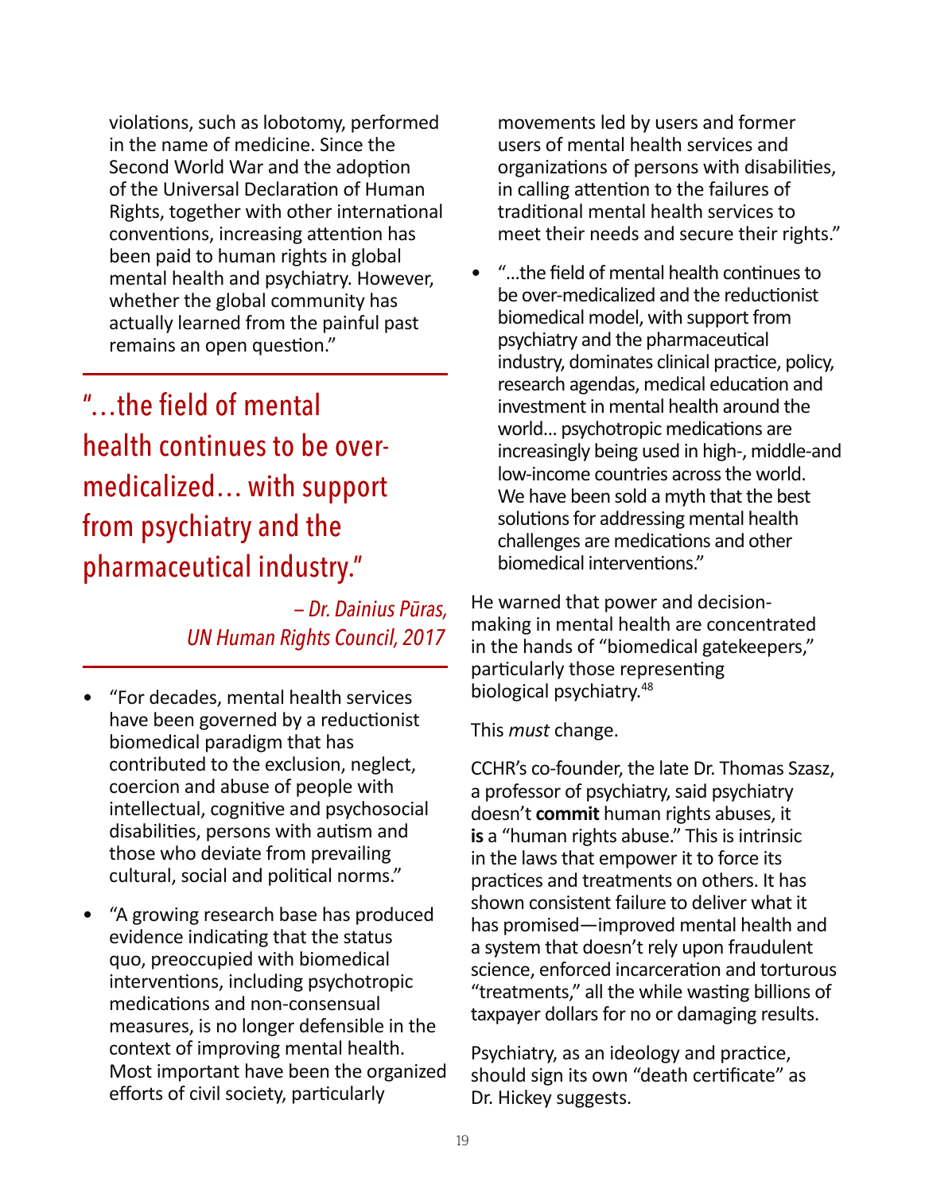violations, such as lobotomy, performed in the name of medicine. Since the Second World War and the adoption of the Universal Declaration of Human Rights, together with other international conventions, increasing attention has been paid to human rights in global mental health and psychiatry. However, whether the global community has actually learned from the painful past remains an open question."

> "…the field of mental health continues to be over-medicalized… with support from psychiatry and the pharmaceutical industry."
>
> *– Dr. Dainius Pūras, UN Human Rights Council, 2017*

- "For decades, mental health services have been governed by a reductionist biomedical paradigm that has contributed to the exclusion, neglect, coercion and abuse of people with intellectual, cognitive and psychosocial disabilities, persons with autism and those who deviate from prevailing cultural, social and political norms."
- "A growing research base has produced evidence indicating that the status quo, preoccupied with biomedical interventions, including psychotropic medications and non-consensual measures, is no longer defensible in the context of improving mental health. Most important have been the organized efforts of civil society, particularly movements led by users and former users of mental health services and organizations of persons with disabilities, in calling attention to the failures of traditional mental health services to meet their needs and secure their rights."
- "…the field of mental health continues to be over-medicalized and the reductionist biomedical model, with support from psychiatry and the pharmaceutical industry, dominates clinical practice, policy, research agendas, medical education and investment in mental health around the world… psychotropic medications are increasingly being used in high-, middle-and low-income countries across the world. We have been sold a myth that the best solutions for addressing mental health challenges are medications and other biomedical interventions."

He warned that power and decision-making in mental health are concentrated in the hands of "biomedical gatekeepers," particularly those representing biological psychiatry.[48]

This *must* change.

CCHR's co-founder, the late Dr. Thomas Szasz, a professor of psychiatry, said psychiatry doesn't **commit** human rights abuses, it **is** a "human rights abuse." This is intrinsic in the laws that empower it to force its practices and treatments on others. It has shown consistent failure to deliver what it has promised—improved mental health and a system that doesn't rely upon fraudulent science, enforced incarceration and torturous "treatments," all the while wasting billions of taxpayer dollars for no or damaging results.

Psychiatry, as an ideology and practice, should sign its own "death certificate" as Dr. Hickey suggests.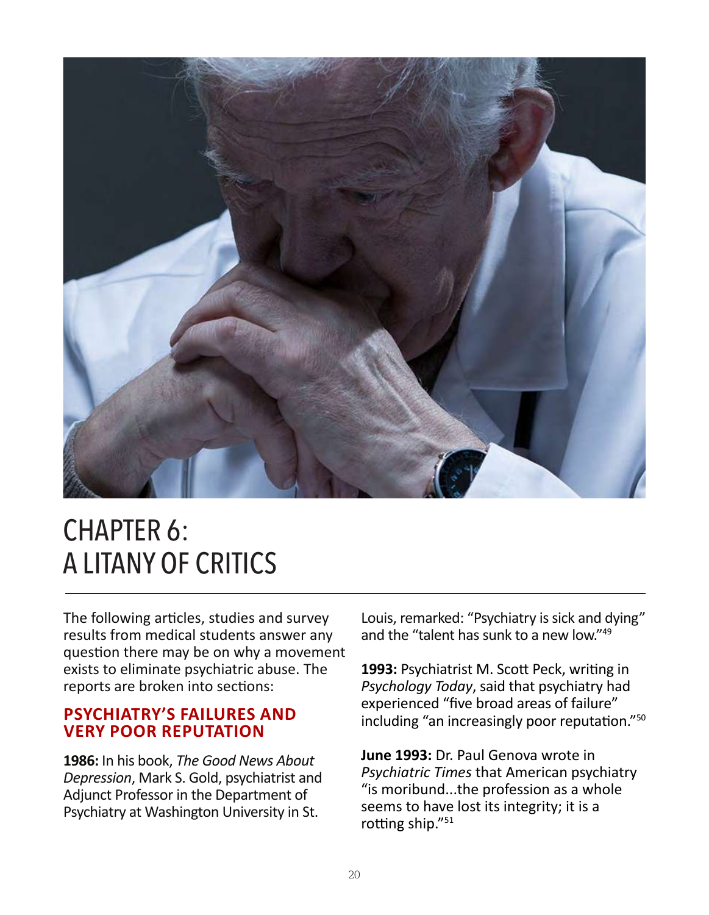# CHAPTER 6: A LITANY OF CRITICS

The following articles, studies and survey results from medical students answer any question there may be on why a movement exists to eliminate psychiatric abuse. The reports are broken into sections:

## PSYCHIATRY'S FAILURES AND VERY POOR REPUTATION

**1986:** In his book, *The Good News About Depression*, Mark S. Gold, psychiatrist and Adjunct Professor in the Department of Psychiatry at Washington University in St. Louis, remarked: "Psychiatry is sick and dying" and the "talent has sunk to a new low."[49]

**1993:** Psychiatrist M. Scott Peck, writing in *Psychology Today*, said that psychiatry had experienced "five broad areas of failure" including "an increasingly poor reputation."[50]

**June 1993:** Dr. Paul Genova wrote in *Psychiatric Times* that American psychiatry "is moribund...the profession as a whole seems to have lost its integrity; it is a rotting ship."[51]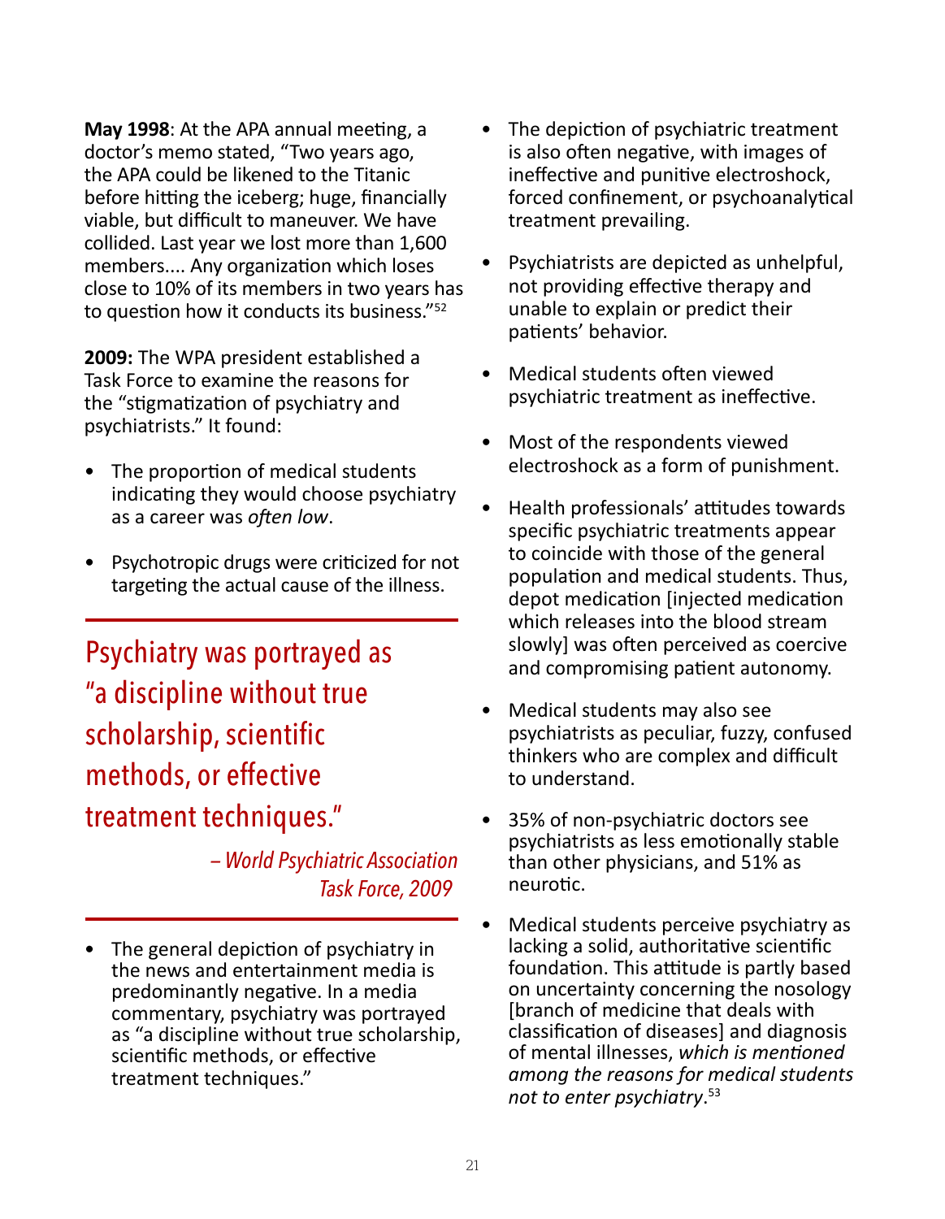**May 1998**: At the APA annual meeting, a doctor's memo stated, "Two years ago, the APA could be likened to the Titanic before hitting the iceberg; huge, financially viable, but difficult to maneuver. We have collided. Last year we lost more than 1,600 members.... Any organization which loses close to 10% of its members in two years has to question how it conducts its business."[52]

**2009:** The WPA president established a Task Force to examine the reasons for the "stigmatization of psychiatry and psychiatrists." It found:

- The proportion of medical students indicating they would choose psychiatry as a career was *often low*.
- Psychotropic drugs were criticized for not targeting the actual cause of the illness.

> Psychiatry was portrayed as "a discipline without true scholarship, scientific methods, or effective treatment techniques."
>
> *– World Psychiatric Association Task Force, 2009*

- The general depiction of psychiatry in the news and entertainment media is predominantly negative. In a media commentary, psychiatry was portrayed as "a discipline without true scholarship, scientific methods, or effective treatment techniques."
- The depiction of psychiatric treatment is also often negative, with images of ineffective and punitive electroshock, forced confinement, or psychoanalytical treatment prevailing.
- Psychiatrists are depicted as unhelpful, not providing effective therapy and unable to explain or predict their patients' behavior.
- Medical students often viewed psychiatric treatment as ineffective.
- Most of the respondents viewed electroshock as a form of punishment.
- Health professionals' attitudes towards specific psychiatric treatments appear to coincide with those of the general population and medical students. Thus, depot medication [injected medication which releases into the blood stream slowly] was often perceived as coercive and compromising patient autonomy.
- Medical students may also see psychiatrists as peculiar, fuzzy, confused thinkers who are complex and difficult to understand.
- 35% of non-psychiatric doctors see psychiatrists as less emotionally stable than other physicians, and 51% as neurotic.
- Medical students perceive psychiatry as lacking a solid, authoritative scientific foundation. This attitude is partly based on uncertainty concerning the nosology [branch of medicine that deals with classification of diseases] and diagnosis of mental illnesses, *which is mentioned among the reasons for medical students not to enter psychiatry*.[53]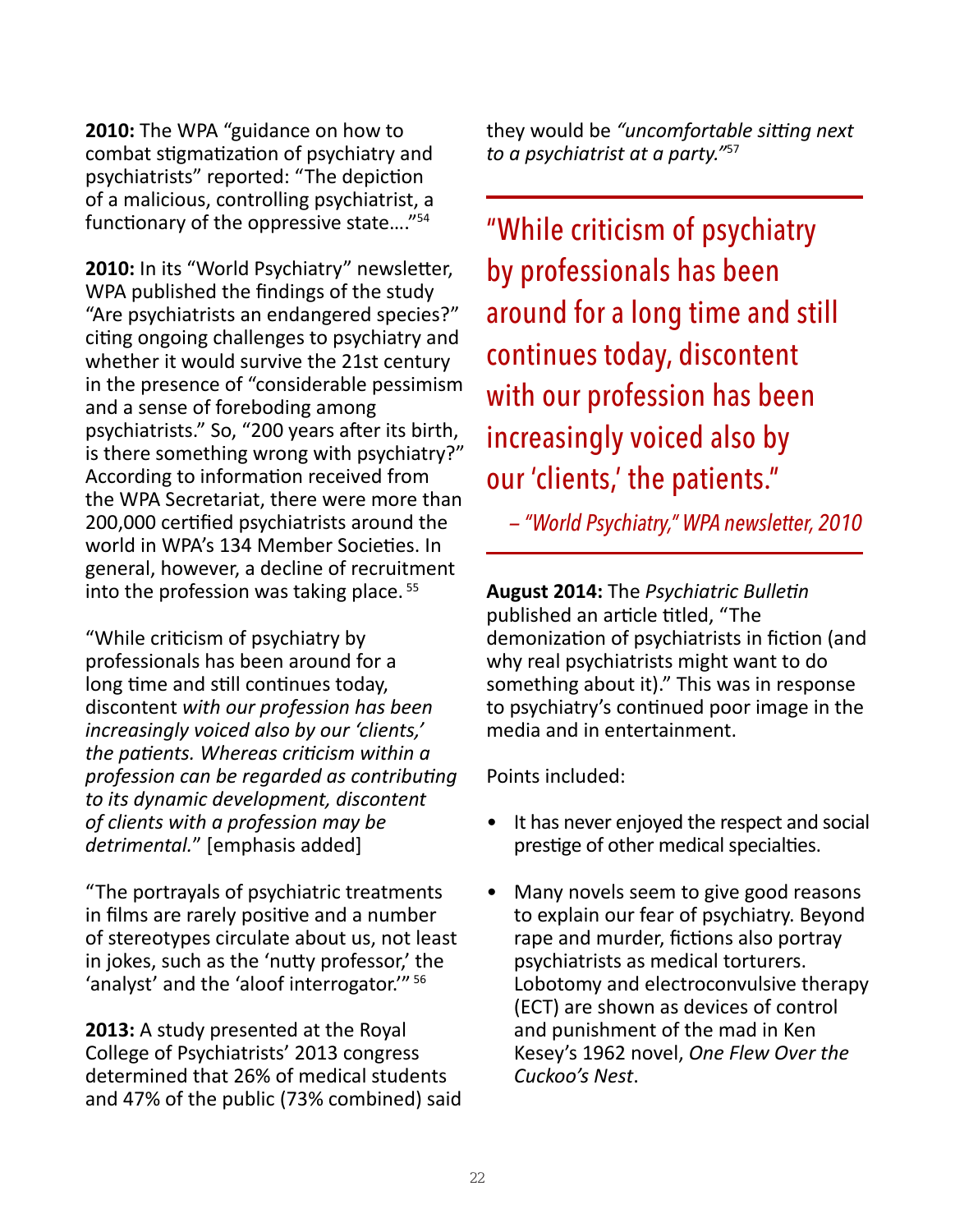**2010:** The WPA "guidance on how to combat stigmatization of psychiatry and psychiatrists" reported: "The depiction of a malicious, controlling psychiatrist, a functionary of the oppressive state…."[54]

**2010:** In its "World Psychiatry" newsletter, WPA published the findings of the study "Are psychiatrists an endangered species?" citing ongoing challenges to psychiatry and whether it would survive the 21st century in the presence of "considerable pessimism and a sense of foreboding among psychiatrists." So, "200 years after its birth, is there something wrong with psychiatry?" According to information received from the WPA Secretariat, there were more than 200,000 certified psychiatrists around the world in WPA's 134 Member Societies. In general, however, a decline of recruitment into the profession was taking place. [55]

"While criticism of psychiatry by professionals has been around for a long time and still continues today, discontent *with our profession has been increasingly voiced also by our 'clients,' the patients. Whereas criticism within a profession can be regarded as contributing to its dynamic development, discontent of clients with a profession may be detrimental.*" [emphasis added]

"The portrayals of psychiatric treatments in films are rarely positive and a number of stereotypes circulate about us, not least in jokes, such as the 'nutty professor,' the 'analyst' and the 'aloof interrogator.'" [56]

**2013:** A study presented at the Royal College of Psychiatrists' 2013 congress determined that 26% of medical students and 47% of the public (73% combined) said they would be *"uncomfortable sitting next to a psychiatrist at a party."*[57]

> "While criticism of psychiatry by professionals has been around for a long time and still continues today, discontent with our profession has been increasingly voiced also by our 'clients,' the patients."
>
> *– "World Psychiatry," WPA newsletter, 2010*

**August 2014:** The *Psychiatric Bulletin* published an article titled, "The demonization of psychiatrists in fiction (and why real psychiatrists might want to do something about it)." This was in response to psychiatry's continued poor image in the media and in entertainment.

Points included:

- It has never enjoyed the respect and social prestige of other medical specialties.
- Many novels seem to give good reasons to explain our fear of psychiatry. Beyond rape and murder, fictions also portray psychiatrists as medical torturers. Lobotomy and electroconvulsive therapy (ECT) are shown as devices of control and punishment of the mad in Ken Kesey's 1962 novel, *One Flew Over the Cuckoo's Nest*.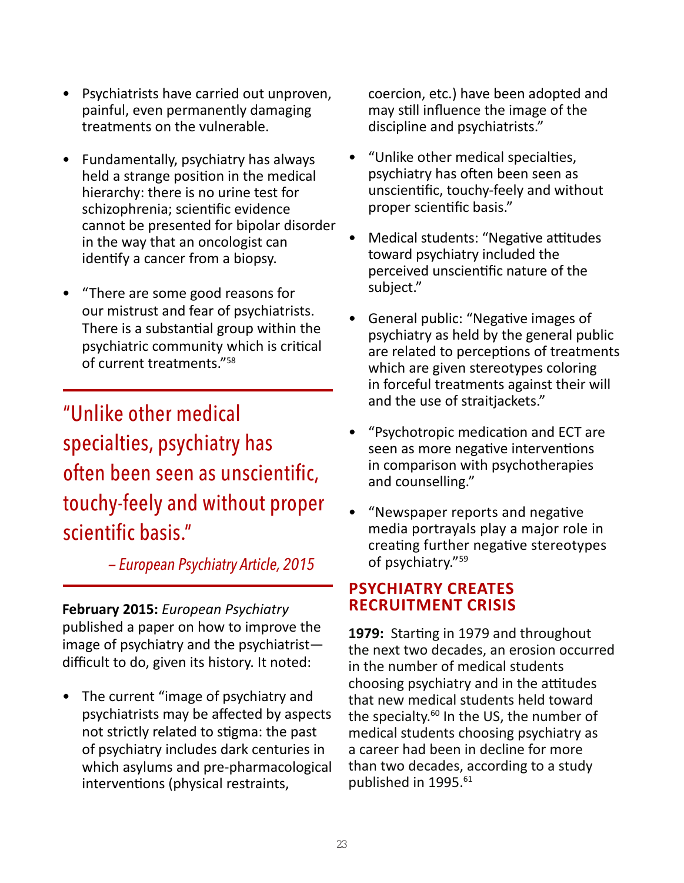- Psychiatrists have carried out unproven, painful, even permanently damaging treatments on the vulnerable.

- Fundamentally, psychiatry has always held a strange position in the medical hierarchy: there is no urine test for schizophrenia; scientific evidence cannot be presented for bipolar disorder in the way that an oncologist can identify a cancer from a biopsy.

- "There are some good reasons for our mistrust and fear of psychiatrists. There is a substantial group within the psychiatric community which is critical of current treatments."[58]

> "Unlike other medical specialties, psychiatry has often been seen as unscientific, touchy-feely and without proper scientific basis."
>
> *– European Psychiatry Article, 2015*

**February 2015:** *European Psychiatry* published a paper on how to improve the image of psychiatry and the psychiatrist—difficult to do, given its history. It noted:

- The current "image of psychiatry and psychiatrists may be affected by aspects not strictly related to stigma: the past of psychiatry includes dark centuries in which asylums and pre-pharmacological interventions (physical restraints, coercion, etc.) have been adopted and may still influence the image of the discipline and psychiatrists."

- "Unlike other medical specialties, psychiatry has often been seen as unscientific, touchy-feely and without proper scientific basis."

- Medical students: "Negative attitudes toward psychiatry included the perceived unscientific nature of the subject."

- General public: "Negative images of psychiatry as held by the general public are related to perceptions of treatments which are given stereotypes coloring in forceful treatments against their will and the use of straitjackets."

- "Psychotropic medication and ECT are seen as more negative interventions in comparison with psychotherapies and counselling."

- "Newspaper reports and negative media portrayals play a major role in creating further negative stereotypes of psychiatry."[59]

## PSYCHIATRY CREATES RECRUITMENT CRISIS

**1979:** Starting in 1979 and throughout the next two decades, an erosion occurred in the number of medical students choosing psychiatry and in the attitudes that new medical students held toward the specialty.[60] In the US, the number of medical students choosing psychiatry as a career had been in decline for more than two decades, according to a study published in 1995.[61]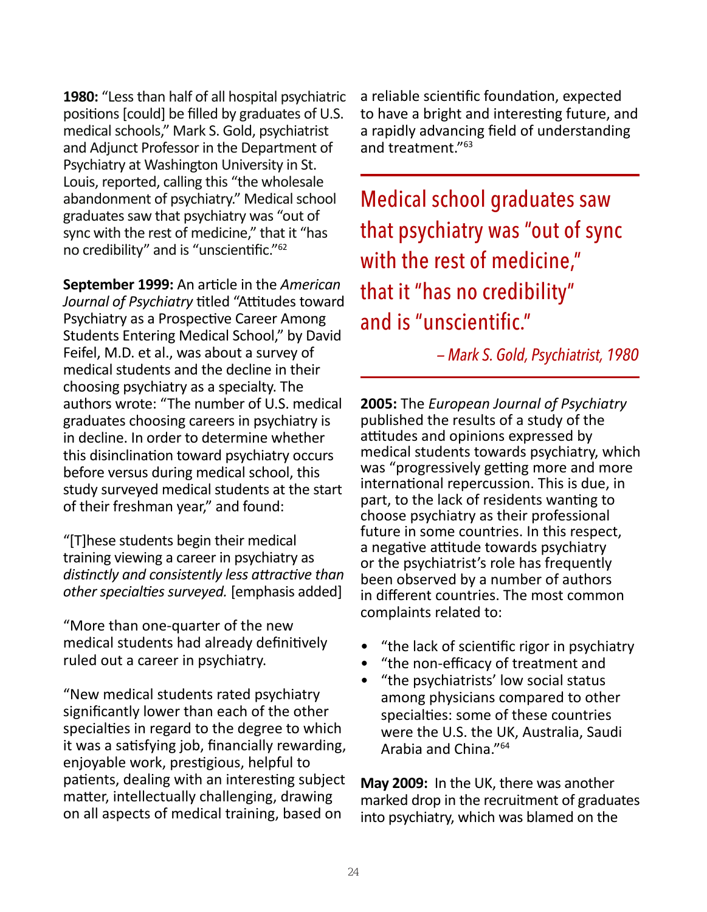**1980:** "Less than half of all hospital psychiatric positions [could] be filled by graduates of U.S. medical schools," Mark S. Gold, psychiatrist and Adjunct Professor in the Department of Psychiatry at Washington University in St. Louis, reported, calling this "the wholesale abandonment of psychiatry." Medical school graduates saw that psychiatry was "out of sync with the rest of medicine," that it "has no credibility" and is "unscientific."[62]

**September 1999:** An article in the *American Journal of Psychiatry* titled "Attitudes toward Psychiatry as a Prospective Career Among Students Entering Medical School," by David Feifel, M.D. et al., was about a survey of medical students and the decline in their choosing psychiatry as a specialty. The authors wrote: "The number of U.S. medical graduates choosing careers in psychiatry is in decline. In order to determine whether this disinclination toward psychiatry occurs before versus during medical school, this study surveyed medical students at the start of their freshman year," and found:

"[T]hese students begin their medical training viewing a career in psychiatry as *distinctly and consistently less attractive than other specialties surveyed.* [emphasis added]

"More than one-quarter of the new medical students had already definitively ruled out a career in psychiatry.

"New medical students rated psychiatry significantly lower than each of the other specialties in regard to the degree to which it was a satisfying job, financially rewarding, enjoyable work, prestigious, helpful to patients, dealing with an interesting subject matter, intellectually challenging, drawing on all aspects of medical training, based on a reliable scientific foundation, expected to have a bright and interesting future, and a rapidly advancing field of understanding and treatment."[63]

> Medical school graduates saw that psychiatry was "out of sync with the rest of medicine," that it "has no credibility" and is "unscientific."
>
> *– Mark S. Gold, Psychiatrist, 1980*

**2005:** The *European Journal of Psychiatry* published the results of a study of the attitudes and opinions expressed by medical students towards psychiatry, which was "progressively getting more and more international repercussion. This is due, in part, to the lack of residents wanting to choose psychiatry as their professional future in some countries. In this respect, a negative attitude towards psychiatry or the psychiatrist's role has frequently been observed by a number of authors in different countries. The most common complaints related to:

- "the lack of scientific rigor in psychiatry
- "the non-efficacy of treatment and
- "the psychiatrists' low social status among physicians compared to other specialties: some of these countries were the U.S. the UK, Australia, Saudi Arabia and China."[64]

**May 2009:** In the UK, there was another marked drop in the recruitment of graduates into psychiatry, which was blamed on the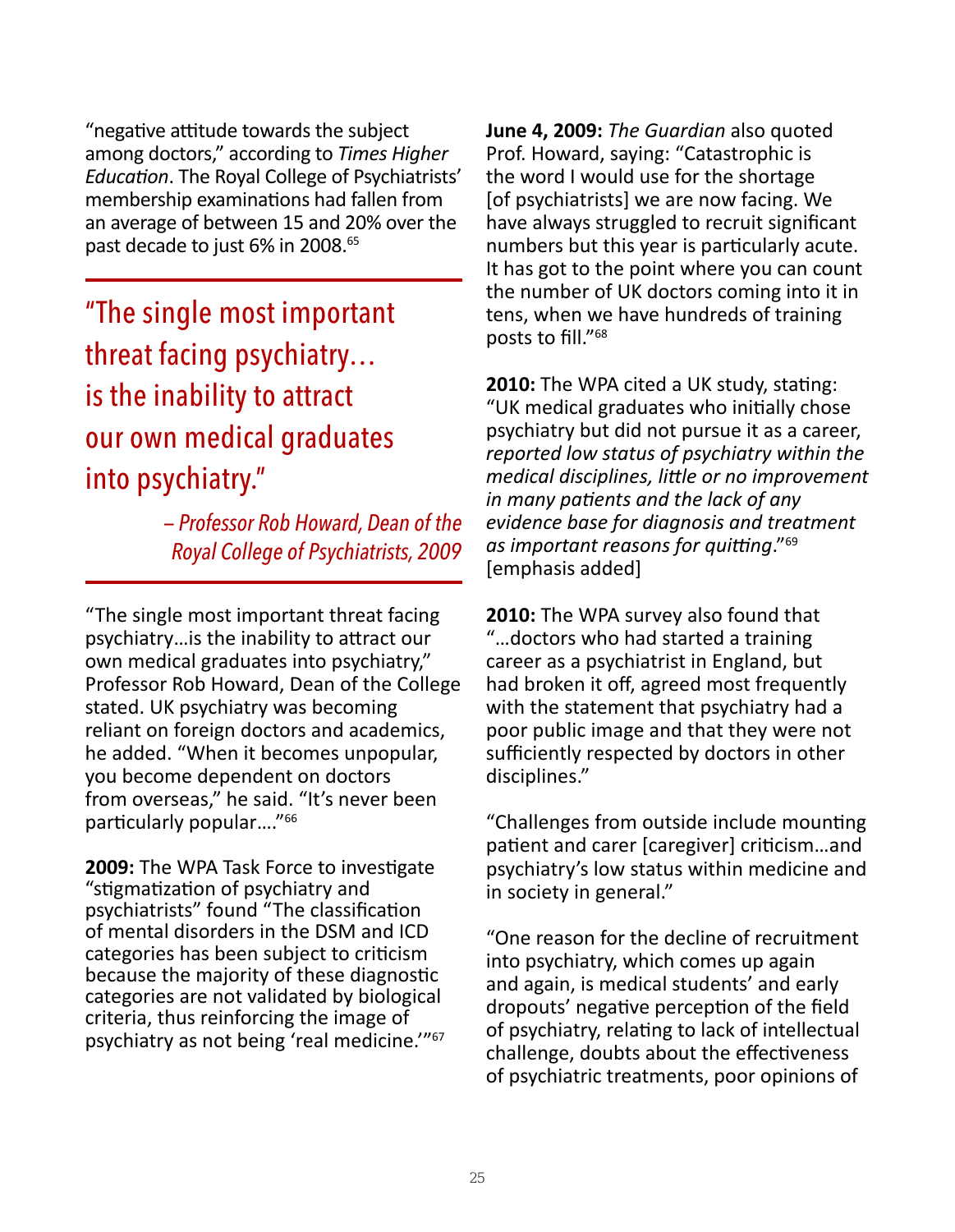"negative attitude towards the subject among doctors," according to *Times Higher Education*. The Royal College of Psychiatrists' membership examinations had fallen from an average of between 15 and 20% over the past decade to just 6% in 2008.[65]

> "The single most important threat facing psychiatry… is the inability to attract our own medical graduates into psychiatry."
>
> *– Professor Rob Howard, Dean of the Royal College of Psychiatrists, 2009*

"The single most important threat facing psychiatry…is the inability to attract our own medical graduates into psychiatry," Professor Rob Howard, Dean of the College stated. UK psychiatry was becoming reliant on foreign doctors and academics, he added. "When it becomes unpopular, you become dependent on doctors from overseas," he said. "It's never been particularly popular…."[66]

**2009:** The WPA Task Force to investigate "stigmatization of psychiatry and psychiatrists" found "The classification of mental disorders in the DSM and ICD categories has been subject to criticism because the majority of these diagnostic categories are not validated by biological criteria, thus reinforcing the image of psychiatry as not being 'real medicine.'"[67]

**June 4, 2009:** *The Guardian* also quoted Prof. Howard, saying: "Catastrophic is the word I would use for the shortage [of psychiatrists] we are now facing. We have always struggled to recruit significant numbers but this year is particularly acute. It has got to the point where you can count the number of UK doctors coming into it in tens, when we have hundreds of training posts to fill."[68]

**2010:** The WPA cited a UK study, stating: "UK medical graduates who initially chose psychiatry but did not pursue it as a career, *reported low status of psychiatry within the medical disciplines, little or no improvement in many patients and the lack of any evidence base for diagnosis and treatment as important reasons for quitting*."[69] [emphasis added]

**2010:** The WPA survey also found that "…doctors who had started a training career as a psychiatrist in England, but had broken it off, agreed most frequently with the statement that psychiatry had a poor public image and that they were not sufficiently respected by doctors in other disciplines."

"Challenges from outside include mounting patient and carer [caregiver] criticism…and psychiatry's low status within medicine and in society in general."

"One reason for the decline of recruitment into psychiatry, which comes up again and again, is medical students' and early dropouts' negative perception of the field of psychiatry, relating to lack of intellectual challenge, doubts about the effectiveness of psychiatric treatments, poor opinions of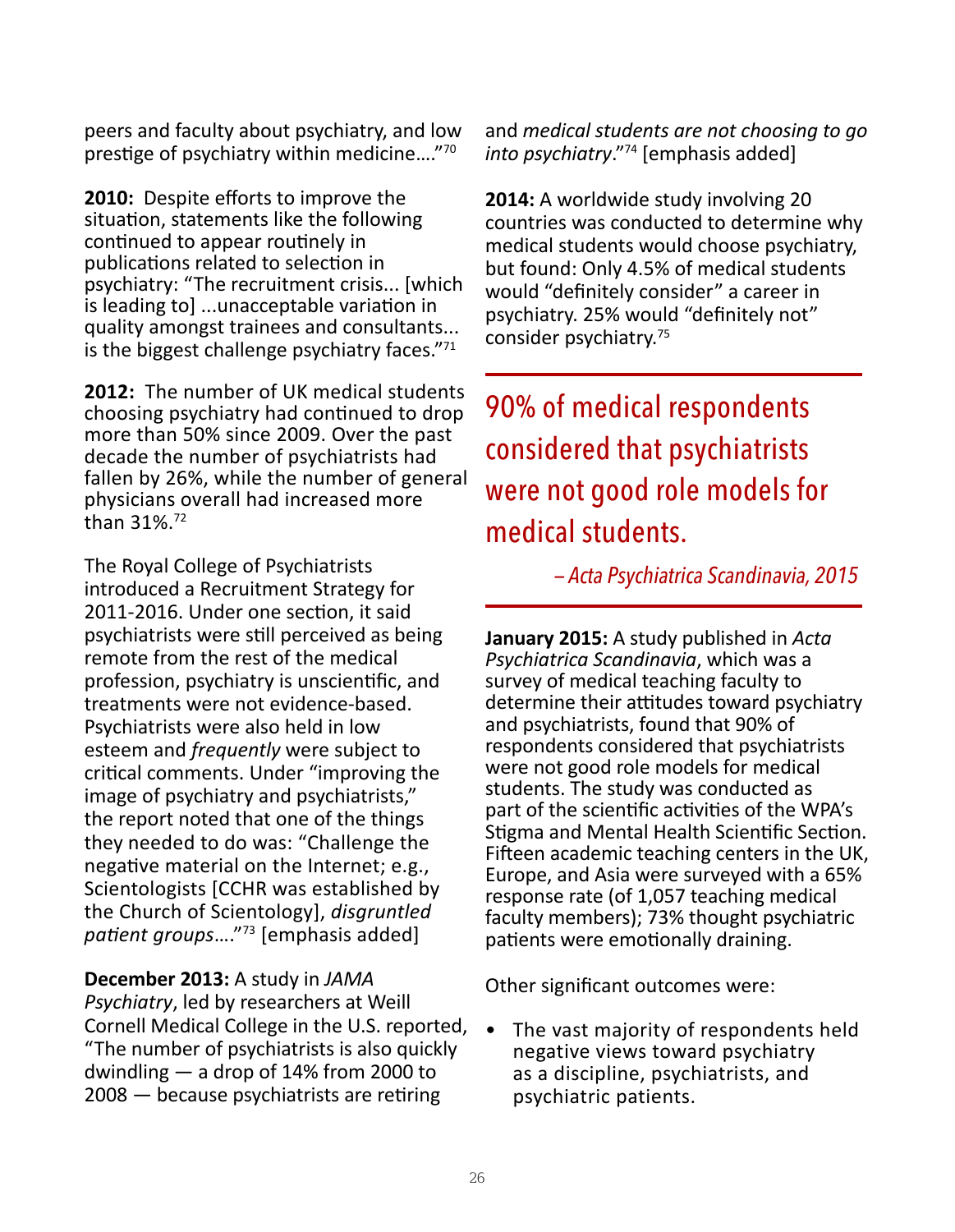peers and faculty about psychiatry, and low prestige of psychiatry within medicine…."[70]

**2010:** Despite efforts to improve the situation, statements like the following continued to appear routinely in publications related to selection in psychiatry: "The recruitment crisis... [which is leading to] ...unacceptable variation in quality amongst trainees and consultants... is the biggest challenge psychiatry faces."[71]

**2012:** The number of UK medical students choosing psychiatry had continued to drop more than 50% since 2009. Over the past decade the number of psychiatrists had fallen by 26%, while the number of general physicians overall had increased more than 31%.[72]

The Royal College of Psychiatrists introduced a Recruitment Strategy for 2011-2016. Under one section, it said psychiatrists were still perceived as being remote from the rest of the medical profession, psychiatry is unscientific, and treatments were not evidence-based. Psychiatrists were also held in low esteem and *frequently* were subject to critical comments. Under "improving the image of psychiatry and psychiatrists," the report noted that one of the things they needed to do was: "Challenge the negative material on the Internet; e.g., Scientologists [CCHR was established by the Church of Scientology], *disgruntled patient groups*…."[73] [emphasis added]

**December 2013:** A study in *JAMA Psychiatry*, led by researchers at Weill Cornell Medical College in the U.S. reported, "The number of psychiatrists is also quickly dwindling — a drop of 14% from 2000 to 2008 — because psychiatrists are retiring and *medical students are not choosing to go into psychiatry*."[74] [emphasis added]

**2014:** A worldwide study involving 20 countries was conducted to determine why medical students would choose psychiatry, but found: Only 4.5% of medical students would "definitely consider" a career in psychiatry. 25% would "definitely not" consider psychiatry.[75]

> 90% of medical respondents considered that psychiatrists were not good role models for medical students.
>
> *– Acta Psychiatrica Scandinavia, 2015*

**January 2015:** A study published in *Acta Psychiatrica Scandinavia*, which was a survey of medical teaching faculty to determine their attitudes toward psychiatry and psychiatrists, found that 90% of respondents considered that psychiatrists were not good role models for medical students. The study was conducted as part of the scientific activities of the WPA's Stigma and Mental Health Scientific Section. Fifteen academic teaching centers in the UK, Europe, and Asia were surveyed with a 65% response rate (of 1,057 teaching medical faculty members); 73% thought psychiatric patients were emotionally draining.

Other significant outcomes were:

- The vast majority of respondents held negative views toward psychiatry as a discipline, psychiatrists, and psychiatric patients.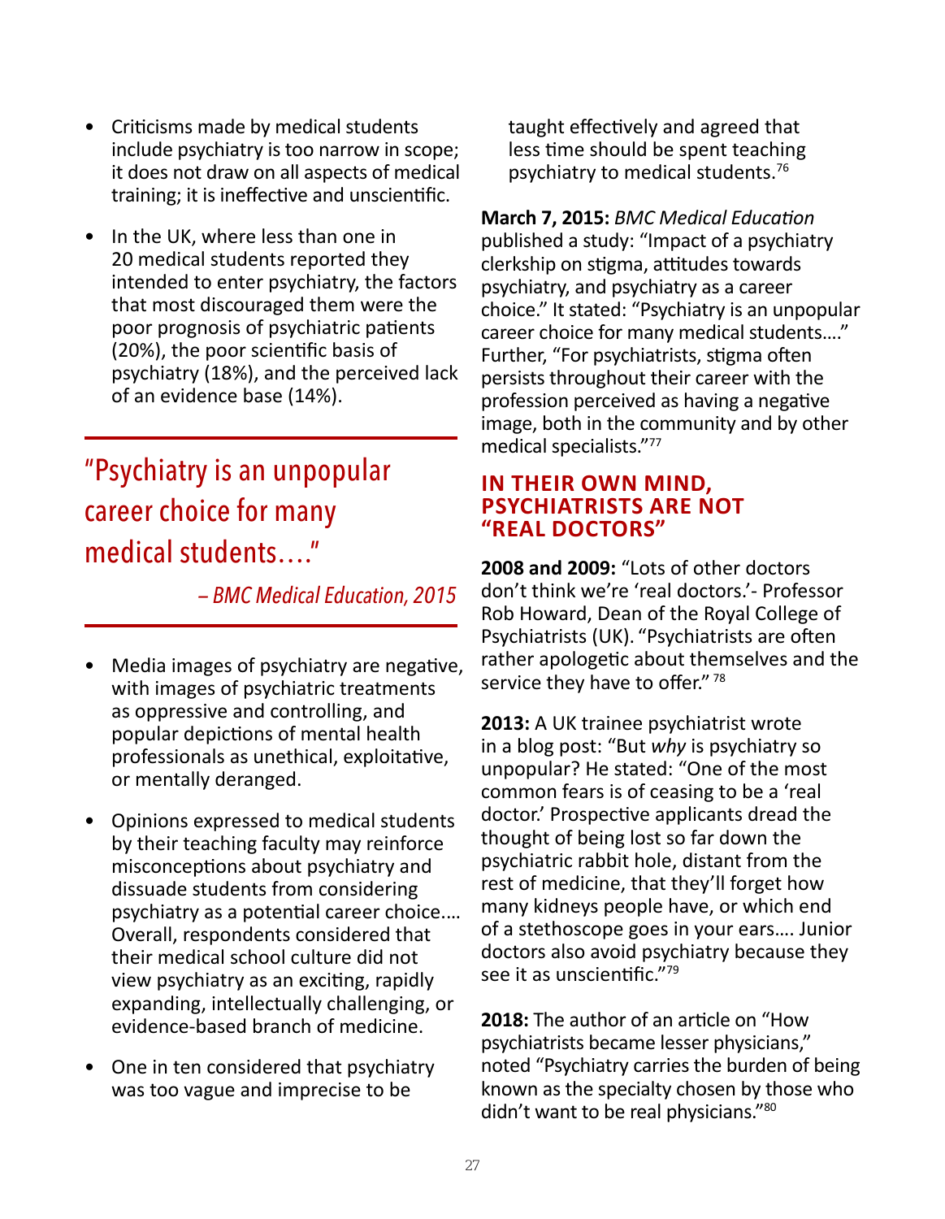- Criticisms made by medical students include psychiatry is too narrow in scope; it does not draw on all aspects of medical training; it is ineffective and unscientific.

- In the UK, where less than one in 20 medical students reported they intended to enter psychiatry, the factors that most discouraged them were the poor prognosis of psychiatric patients (20%), the poor scientific basis of psychiatry (18%), and the perceived lack of an evidence base (14%).

> "Psychiatry is an unpopular career choice for many medical students…."
>
> *– BMC Medical Education, 2015*

- Media images of psychiatry are negative, with images of psychiatric treatments as oppressive and controlling, and popular depictions of mental health professionals as unethical, exploitative, or mentally deranged.

- Opinions expressed to medical students by their teaching faculty may reinforce misconceptions about psychiatry and dissuade students from considering psychiatry as a potential career choice…. Overall, respondents considered that their medical school culture did not view psychiatry as an exciting, rapidly expanding, intellectually challenging, or evidence-based branch of medicine.

- One in ten considered that psychiatry was too vague and imprecise to be taught effectively and agreed that less time should be spent teaching psychiatry to medical students.[76]

**March 7, 2015:** *BMC Medical Education* published a study: "Impact of a psychiatry clerkship on stigma, attitudes towards psychiatry, and psychiatry as a career choice." It stated: "Psychiatry is an unpopular career choice for many medical students…." Further, "For psychiatrists, stigma often persists throughout their career with the profession perceived as having a negative image, both in the community and by other medical specialists."[77]

## IN THEIR OWN MIND, PSYCHIATRISTS ARE NOT "REAL DOCTORS"

**2008 and 2009:** "Lots of other doctors don't think we're 'real doctors.'- Professor Rob Howard, Dean of the Royal College of Psychiatrists (UK). "Psychiatrists are often rather apologetic about themselves and the service they have to offer." [78]

**2013:** A UK trainee psychiatrist wrote in a blog post: "But *why* is psychiatry so unpopular? He stated: "One of the most common fears is of ceasing to be a 'real doctor.' Prospective applicants dread the thought of being lost so far down the psychiatric rabbit hole, distant from the rest of medicine, that they'll forget how many kidneys people have, or which end of a stethoscope goes in your ears…. Junior doctors also avoid psychiatry because they see it as unscientific."[79]

**2018:** The author of an article on "How psychiatrists became lesser physicians," noted "Psychiatry carries the burden of being known as the specialty chosen by those who didn't want to be real physicians."[80]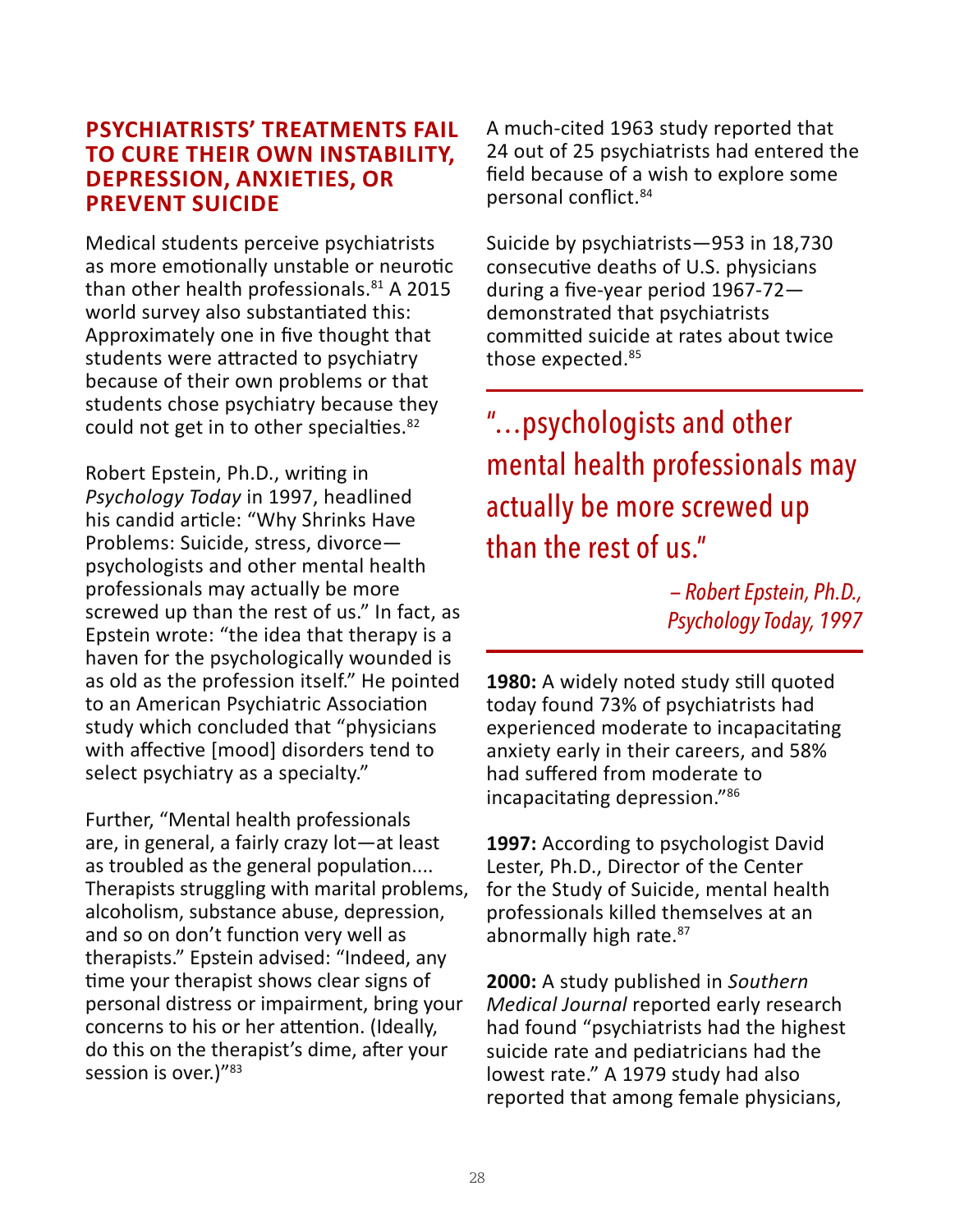## PSYCHIATRISTS' TREATMENTS FAIL TO CURE THEIR OWN INSTABILITY, DEPRESSION, ANXIETIES, OR PREVENT SUICIDE

Medical students perceive psychiatrists as more emotionally unstable or neurotic than other health professionals.[81] A 2015 world survey also substantiated this: Approximately one in five thought that students were attracted to psychiatry because of their own problems or that students chose psychiatry because they could not get in to other specialties.[82]

Robert Epstein, Ph.D., writing in *Psychology Today* in 1997, headlined his candid article: "Why Shrinks Have Problems: Suicide, stress, divorce—psychologists and other mental health professionals may actually be more screwed up than the rest of us." In fact, as Epstein wrote: "the idea that therapy is a haven for the psychologically wounded is as old as the profession itself." He pointed to an American Psychiatric Association study which concluded that "physicians with affective [mood] disorders tend to select psychiatry as a specialty."

Further, "Mental health professionals are, in general, a fairly crazy lot—at least as troubled as the general population.... Therapists struggling with marital problems, alcoholism, substance abuse, depression, and so on don't function very well as therapists." Epstein advised: "Indeed, any time your therapist shows clear signs of personal distress or impairment, bring your concerns to his or her attention. (Ideally, do this on the therapist's dime, after your session is over.)"[83]

A much-cited 1963 study reported that 24 out of 25 psychiatrists had entered the field because of a wish to explore some personal conflict.[84]

Suicide by psychiatrists—953 in 18,730 consecutive deaths of U.S. physicians during a five-year period 1967-72—demonstrated that psychiatrists committed suicide at rates about twice those expected.[85]

> "…psychologists and other mental health professionals may actually be more screwed up than the rest of us."
>
> *– Robert Epstein, Ph.D., Psychology Today, 1997*

**1980:** A widely noted study still quoted today found 73% of psychiatrists had experienced moderate to incapacitating anxiety early in their careers, and 58% had suffered from moderate to incapacitating depression."[86]

**1997:** According to psychologist David Lester, Ph.D., Director of the Center for the Study of Suicide, mental health professionals killed themselves at an abnormally high rate.[87]

**2000:** A study published in *Southern Medical Journal* reported early research had found "psychiatrists had the highest suicide rate and pediatricians had the lowest rate." A 1979 study had also reported that among female physicians,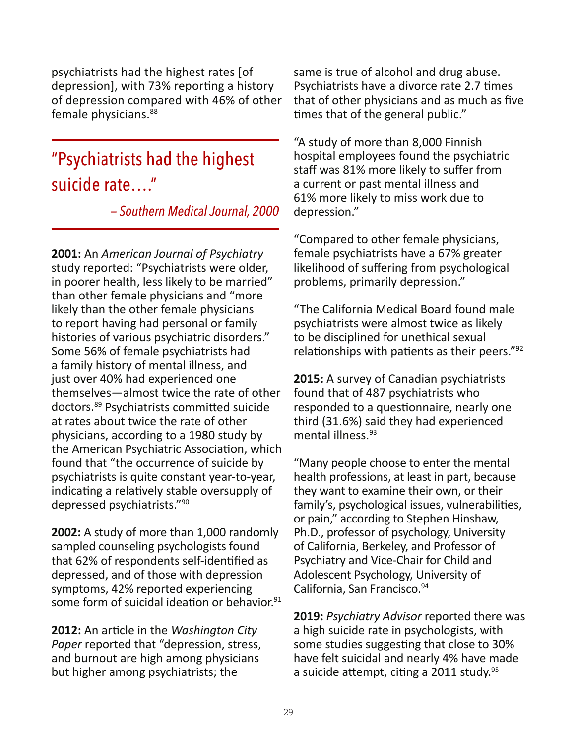psychiatrists had the highest rates [of depression], with 73% reporting a history of depression compared with 46% of other female physicians.[88]

> "Psychiatrists had the highest suicide rate…."
>
> *– Southern Medical Journal, 2000*

**2001:** An *American Journal of Psychiatry* study reported: "Psychiatrists were older, in poorer health, less likely to be married" than other female physicians and "more likely than the other female physicians to report having had personal or family histories of various psychiatric disorders." Some 56% of female psychiatrists had a family history of mental illness, and just over 40% had experienced one themselves—almost twice the rate of other doctors.[89] Psychiatrists committed suicide at rates about twice the rate of other physicians, according to a 1980 study by the American Psychiatric Association, which found that "the occurrence of suicide by psychiatrists is quite constant year-to-year, indicating a relatively stable oversupply of depressed psychiatrists."[90]

**2002:** A study of more than 1,000 randomly sampled counseling psychologists found that 62% of respondents self-identified as depressed, and of those with depression symptoms, 42% reported experiencing some form of suicidal ideation or behavior.[91]

**2012:** An article in the *Washington City Paper* reported that "depression, stress, and burnout are high among physicians but higher among psychiatrists; the same is true of alcohol and drug abuse. Psychiatrists have a divorce rate 2.7 times that of other physicians and as much as five times that of the general public."

"A study of more than 8,000 Finnish hospital employees found the psychiatric staff was 81% more likely to suffer from a current or past mental illness and 61% more likely to miss work due to depression."

"Compared to other female physicians, female psychiatrists have a 67% greater likelihood of suffering from psychological problems, primarily depression."

"The California Medical Board found male psychiatrists were almost twice as likely to be disciplined for unethical sexual relationships with patients as their peers."[92]

**2015:** A survey of Canadian psychiatrists found that of 487 psychiatrists who responded to a questionnaire, nearly one third (31.6%) said they had experienced mental illness.[93]

"Many people choose to enter the mental health professions, at least in part, because they want to examine their own, or their family's, psychological issues, vulnerabilities, or pain," according to Stephen Hinshaw, Ph.D., professor of psychology, University of California, Berkeley, and Professor of Psychiatry and Vice-Chair for Child and Adolescent Psychology, University of California, San Francisco.[94]

**2019:** *Psychiatry Advisor* reported there was a high suicide rate in psychologists, with some studies suggesting that close to 30% have felt suicidal and nearly 4% have made a suicide attempt, citing a 2011 study.[95]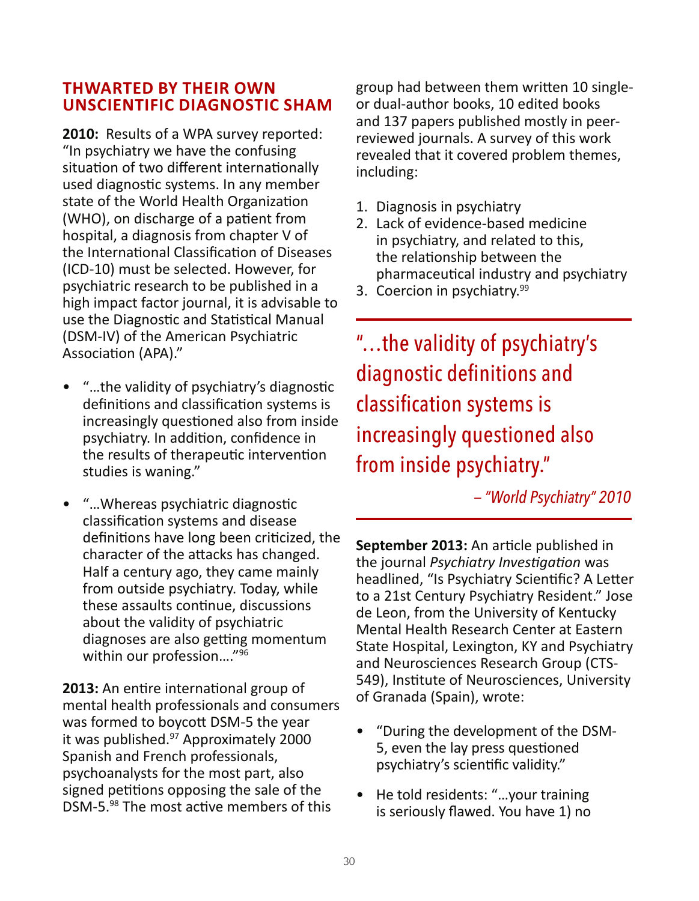## THWARTED BY THEIR OWN UNSCIENTIFIC DIAGNOSTIC SHAM

**2010:** Results of a WPA survey reported: "In psychiatry we have the confusing situation of two different internationally used diagnostic systems. In any member state of the World Health Organization (WHO), on discharge of a patient from hospital, a diagnosis from chapter V of the International Classification of Diseases (ICD-10) must be selected. However, for psychiatric research to be published in a high impact factor journal, it is advisable to use the Diagnostic and Statistical Manual (DSM-IV) of the American Psychiatric Association (APA)."

- "…the validity of psychiatry's diagnostic definitions and classification systems is increasingly questioned also from inside psychiatry. In addition, confidence in the results of therapeutic intervention studies is waning."
- "…Whereas psychiatric diagnostic classification systems and disease definitions have long been criticized, the character of the attacks has changed. Half a century ago, they came mainly from outside psychiatry. Today, while these assaults continue, discussions about the validity of psychiatric diagnoses are also getting momentum within our profession…."[96]

**2013:** An entire international group of mental health professionals and consumers was formed to boycott DSM-5 the year it was published.[97] Approximately 2000 Spanish and French professionals, psychoanalysts for the most part, also signed petitions opposing the sale of the DSM-5.[98] The most active members of this group had between them written 10 single- or dual-author books, 10 edited books and 137 papers published mostly in peer-reviewed journals. A survey of this work revealed that it covered problem themes, including:

1. Diagnosis in psychiatry
2. Lack of evidence-based medicine in psychiatry, and related to this, the relationship between the pharmaceutical industry and psychiatry
3. Coercion in psychiatry.[99]

> "…the validity of psychiatry's diagnostic definitions and classification systems is increasingly questioned also from inside psychiatry."
>
> *– "World Psychiatry" 2010*

**September 2013:** An article published in the journal *Psychiatry Investigation* was headlined, "Is Psychiatry Scientific? A Letter to a 21st Century Psychiatry Resident." Jose de Leon, from the University of Kentucky Mental Health Research Center at Eastern State Hospital, Lexington, KY and Psychiatry and Neurosciences Research Group (CTS-549), Institute of Neurosciences, University of Granada (Spain), wrote:

- "During the development of the DSM-5, even the lay press questioned psychiatry's scientific validity."
- He told residents: "…your training is seriously flawed. You have 1) no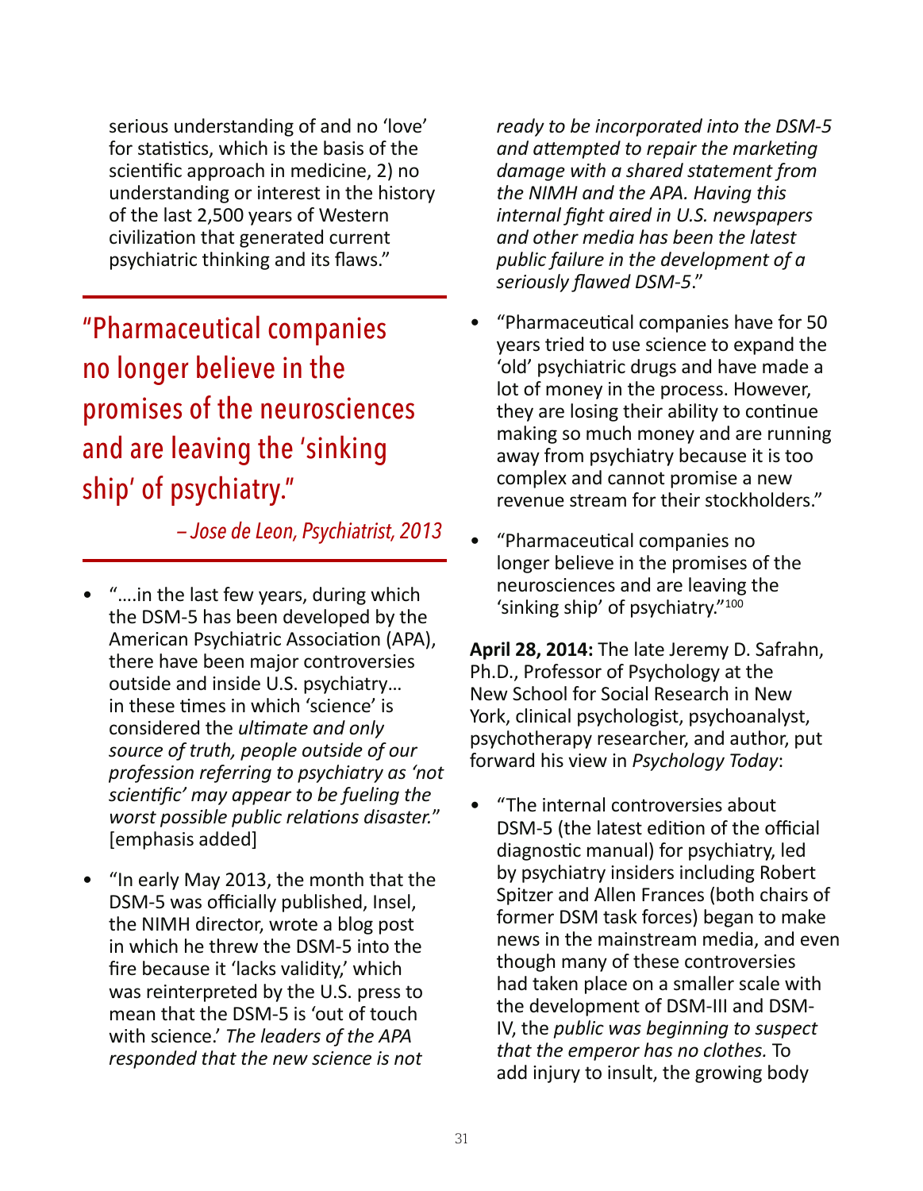serious understanding of and no 'love' for statistics, which is the basis of the scientific approach in medicine, 2) no understanding or interest in the history of the last 2,500 years of Western civilization that generated current psychiatric thinking and its flaws."

> "Pharmaceutical companies no longer believe in the promises of the neurosciences and are leaving the 'sinking ship' of psychiatry."
>
> *– Jose de Leon, Psychiatrist, 2013*

- "….in the last few years, during which the DSM-5 has been developed by the American Psychiatric Association (APA), there have been major controversies outside and inside U.S. psychiatry… in these times in which 'science' is considered the *ultimate and only source of truth, people outside of our profession referring to psychiatry as 'not scientific' may appear to be fueling the worst possible public relations disaster.*" [emphasis added]
- "In early May 2013, the month that the DSM-5 was officially published, Insel, the NIMH director, wrote a blog post in which he threw the DSM-5 into the fire because it 'lacks validity,' which was reinterpreted by the U.S. press to mean that the DSM-5 is 'out of touch with science.' *The leaders of the APA responded that the new science is not ready to be incorporated into the DSM-5 and attempted to repair the marketing damage with a shared statement from the NIMH and the APA. Having this internal fight aired in U.S. newspapers and other media has been the latest public failure in the development of a seriously flawed DSM-5*."
- "Pharmaceutical companies have for 50 years tried to use science to expand the 'old' psychiatric drugs and have made a lot of money in the process. However, they are losing their ability to continue making so much money and are running away from psychiatry because it is too complex and cannot promise a new revenue stream for their stockholders."
- "Pharmaceutical companies no longer believe in the promises of the neurosciences and are leaving the 'sinking ship' of psychiatry."[100]

**April 28, 2014:** The late Jeremy D. Safrahn, Ph.D., Professor of Psychology at the New School for Social Research in New York, clinical psychologist, psychoanalyst, psychotherapy researcher, and author, put forward his view in *Psychology Today*:

- "The internal controversies about DSM-5 (the latest edition of the official diagnostic manual) for psychiatry, led by psychiatry insiders including Robert Spitzer and Allen Frances (both chairs of former DSM task forces) began to make news in the mainstream media, and even though many of these controversies had taken place on a smaller scale with the development of DSM-III and DSM-IV, the *public was beginning to suspect that the emperor has no clothes.* To add injury to insult, the growing body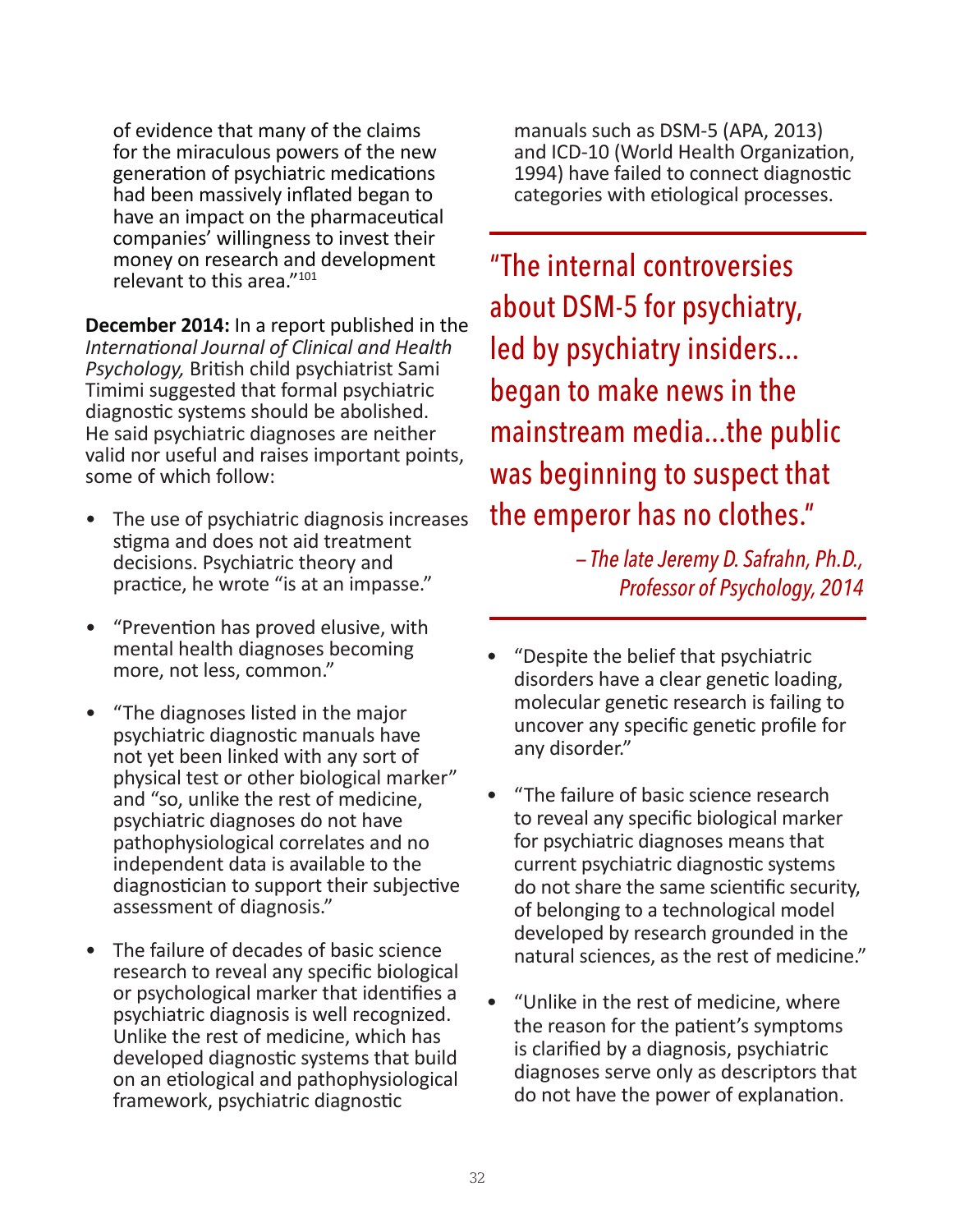of evidence that many of the claims for the miraculous powers of the new generation of psychiatric medications had been massively inflated began to have an impact on the pharmaceutical companies' willingness to invest their money on research and development relevant to this area."[101]

**December 2014:** In a report published in the *International Journal of Clinical and Health Psychology,* British child psychiatrist Sami Timimi suggested that formal psychiatric diagnostic systems should be abolished. He said psychiatric diagnoses are neither valid nor useful and raises important points, some of which follow:

- The use of psychiatric diagnosis increases stigma and does not aid treatment decisions. Psychiatric theory and practice, he wrote "is at an impasse."

- "Prevention has proved elusive, with mental health diagnoses becoming more, not less, common."

- "The diagnoses listed in the major psychiatric diagnostic manuals have not yet been linked with any sort of physical test or other biological marker" and "so, unlike the rest of medicine, psychiatric diagnoses do not have pathophysiological correlates and no independent data is available to the diagnostician to support their subjective assessment of diagnosis."

- The failure of decades of basic science research to reveal any specific biological or psychological marker that identifies a psychiatric diagnosis is well recognized. Unlike the rest of medicine, which has developed diagnostic systems that build on an etiological and pathophysiological framework, psychiatric diagnostic manuals such as DSM-5 (APA, 2013) and ICD-10 (World Health Organization, 1994) have failed to connect diagnostic categories with etiological processes.

> "The internal controversies about DSM-5 for psychiatry, led by psychiatry insiders... began to make news in the mainstream media...the public was beginning to suspect that the emperor has no clothes."
>
> *– The late Jeremy D. Safrahn, Ph.D., Professor of Psychology, 2014*

- "Despite the belief that psychiatric disorders have a clear genetic loading, molecular genetic research is failing to uncover any specific genetic profile for any disorder."

- "The failure of basic science research to reveal any specific biological marker for psychiatric diagnoses means that current psychiatric diagnostic systems do not share the same scientific security, of belonging to a technological model developed by research grounded in the natural sciences, as the rest of medicine."

- "Unlike in the rest of medicine, where the reason for the patient's symptoms is clarified by a diagnosis, psychiatric diagnoses serve only as descriptors that do not have the power of explanation.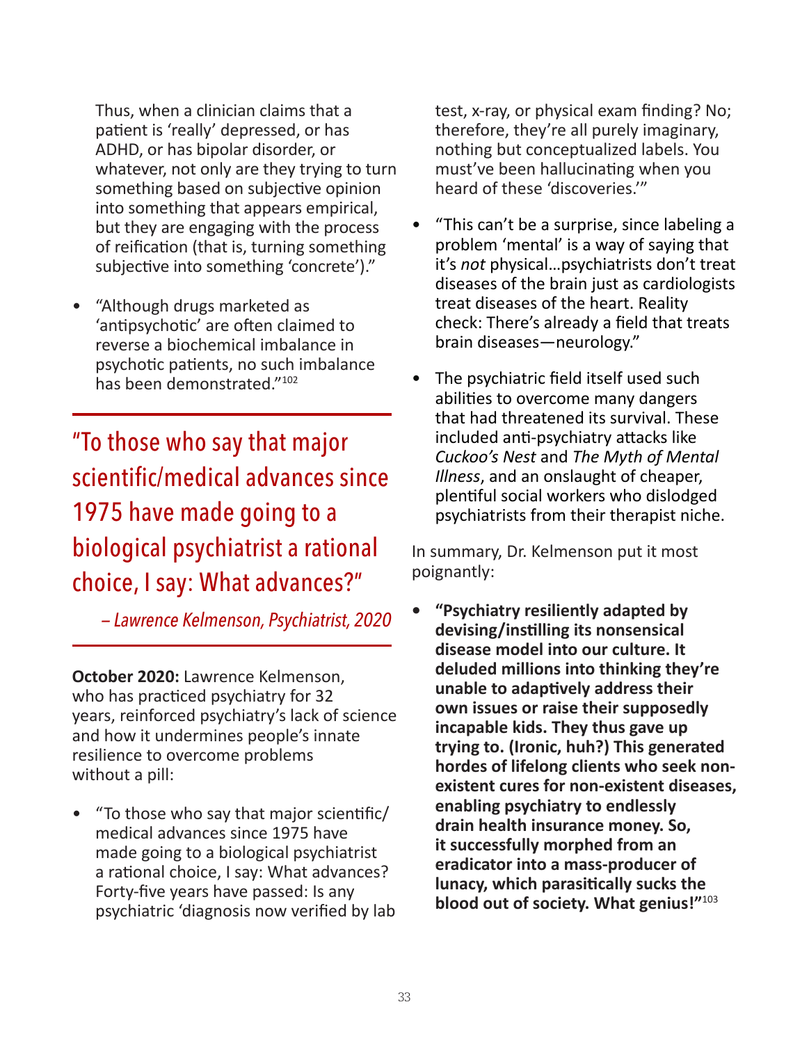Thus, when a clinician claims that a patient is 'really' depressed, or has ADHD, or has bipolar disorder, or whatever, not only are they trying to turn something based on subjective opinion into something that appears empirical, but they are engaging with the process of reification (that is, turning something subjective into something 'concrete')."

- "Although drugs marketed as 'antipsychotic' are often claimed to reverse a biochemical imbalance in psychotic patients, no such imbalance has been demonstrated."[102]

> "To those who say that major scientific/medical advances since 1975 have made going to a biological psychiatrist a rational choice, I say: What advances?"
>
> *– Lawrence Kelmenson, Psychiatrist, 2020*

**October 2020:** Lawrence Kelmenson, who has practiced psychiatry for 32 years, reinforced psychiatry's lack of science and how it undermines people's innate resilience to overcome problems without a pill:

- "To those who say that major scientific/medical advances since 1975 have made going to a biological psychiatrist a rational choice, I say: What advances? Forty-five years have passed: Is any psychiatric 'diagnosis now verified by lab test, x-ray, or physical exam finding? No; therefore, they're all purely imaginary, nothing but conceptualized labels. You must've been hallucinating when you heard of these 'discoveries.'"
- "This can't be a surprise, since labeling a problem 'mental' is a way of saying that it's *not* physical…psychiatrists don't treat diseases of the brain just as cardiologists treat diseases of the heart. Reality check: There's already a field that treats brain diseases—neurology."
- The psychiatric field itself used such abilities to overcome many dangers that had threatened its survival. These included anti-psychiatry attacks like *Cuckoo's Nest* and *The Myth of Mental Illness*, and an onslaught of cheaper, plentiful social workers who dislodged psychiatrists from their therapist niche.

In summary, Dr. Kelmenson put it most poignantly:

- **"Psychiatry resiliently adapted by devising/instilling its nonsensical disease model into our culture. It deluded millions into thinking they're unable to adaptively address their own issues or raise their supposedly incapable kids. They thus gave up trying to. (Ironic, huh?) This generated hordes of lifelong clients who seek non-existent cures for non-existent diseases, enabling psychiatry to endlessly drain health insurance money. So, it successfully morphed from an eradicator into a mass-producer of lunacy, which parasitically sucks the blood out of society. What genius!"**[103]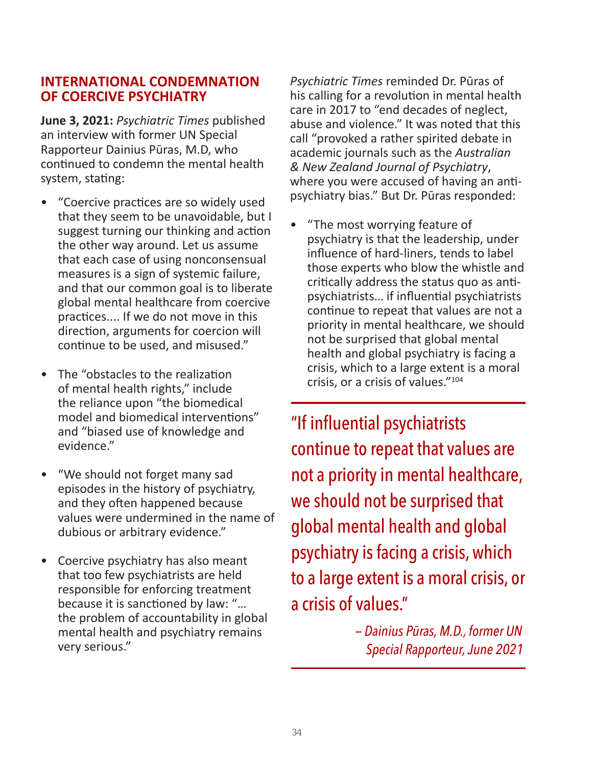## INTERNATIONAL CONDEMNATION OF COERCIVE PSYCHIATRY

**June 3, 2021:** *Psychiatric Times* published an interview with former UN Special Rapporteur Dainius Pūras, M.D, who continued to condemn the mental health system, stating:

- "Coercive practices are so widely used that they seem to be unavoidable, but I suggest turning our thinking and action the other way around. Let us assume that each case of using nonconsensual measures is a sign of systemic failure, and that our common goal is to liberate global mental healthcare from coercive practices.... If we do not move in this direction, arguments for coercion will continue to be used, and misused."
- The "obstacles to the realization of mental health rights," include the reliance upon "the biomedical model and biomedical interventions" and "biased use of knowledge and evidence."
- "We should not forget many sad episodes in the history of psychiatry, and they often happened because values were undermined in the name of dubious or arbitrary evidence."
- Coercive psychiatry has also meant that too few psychiatrists are held responsible for enforcing treatment because it is sanctioned by law: "… the problem of accountability in global mental health and psychiatry remains very serious."

*Psychiatric Times* reminded Dr. Pūras of his calling for a revolution in mental health care in 2017 to "end decades of neglect, abuse and violence." It was noted that this call "provoked a rather spirited debate in academic journals such as the *Australian & New Zealand Journal of Psychiatry*, where you were accused of having an anti-psychiatry bias." But Dr. Pūras responded:

- "The most worrying feature of psychiatry is that the leadership, under influence of hard-liners, tends to label those experts who blow the whistle and critically address the status quo as anti-psychiatrists… if influential psychiatrists continue to repeat that values are not a priority in mental healthcare, we should not be surprised that global mental health and global psychiatry is facing a crisis, which to a large extent is a moral crisis, or a crisis of values."[104]

> "If influential psychiatrists continue to repeat that values are not a priority in mental healthcare, we should not be surprised that global mental health and global psychiatry is facing a crisis, which to a large extent is a moral crisis, or a crisis of values."
>
> *– Dainius Pūras, M.D., former UN Special Rapporteur, June 2021*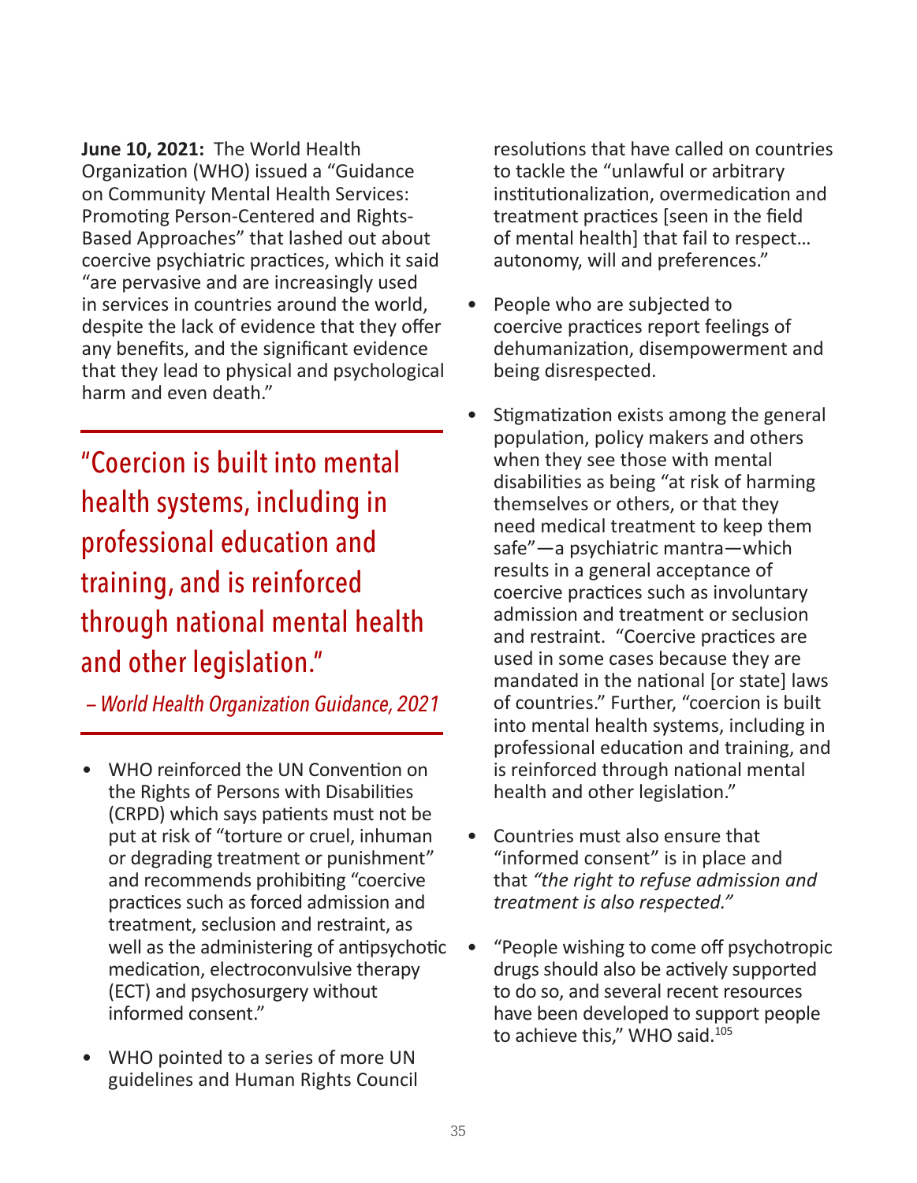**June 10, 2021:** The World Health Organization (WHO) issued a "Guidance on Community Mental Health Services: Promoting Person-Centered and Rights-Based Approaches" that lashed out about coercive psychiatric practices, which it said "are pervasive and are increasingly used in services in countries around the world, despite the lack of evidence that they offer any benefits, and the significant evidence that they lead to physical and psychological harm and even death."

> "Coercion is built into mental health systems, including in professional education and training, and is reinforced through national mental health and other legislation."
>
> *– World Health Organization Guidance, 2021*

- WHO reinforced the UN Convention on the Rights of Persons with Disabilities (CRPD) which says patients must not be put at risk of "torture or cruel, inhuman or degrading treatment or punishment" and recommends prohibiting "coercive practices such as forced admission and treatment, seclusion and restraint, as well as the administering of antipsychotic medication, electroconvulsive therapy (ECT) and psychosurgery without informed consent."
- WHO pointed to a series of more UN guidelines and Human Rights Council resolutions that have called on countries to tackle the "unlawful or arbitrary institutionalization, overmedication and treatment practices [seen in the field of mental health] that fail to respect… autonomy, will and preferences."
- People who are subjected to coercive practices report feelings of dehumanization, disempowerment and being disrespected.
- Stigmatization exists among the general population, policy makers and others when they see those with mental disabilities as being "at risk of harming themselves or others, or that they need medical treatment to keep them safe"—a psychiatric mantra—which results in a general acceptance of coercive practices such as involuntary admission and treatment or seclusion and restraint. "Coercive practices are used in some cases because they are mandated in the national [or state] laws of countries." Further, "coercion is built into mental health systems, including in professional education and training, and is reinforced through national mental health and other legislation."
- Countries must also ensure that "informed consent" is in place and that *"the right to refuse admission and treatment is also respected."*
- "People wishing to come off psychotropic drugs should also be actively supported to do so, and several recent resources have been developed to support people to achieve this," WHO said.[105]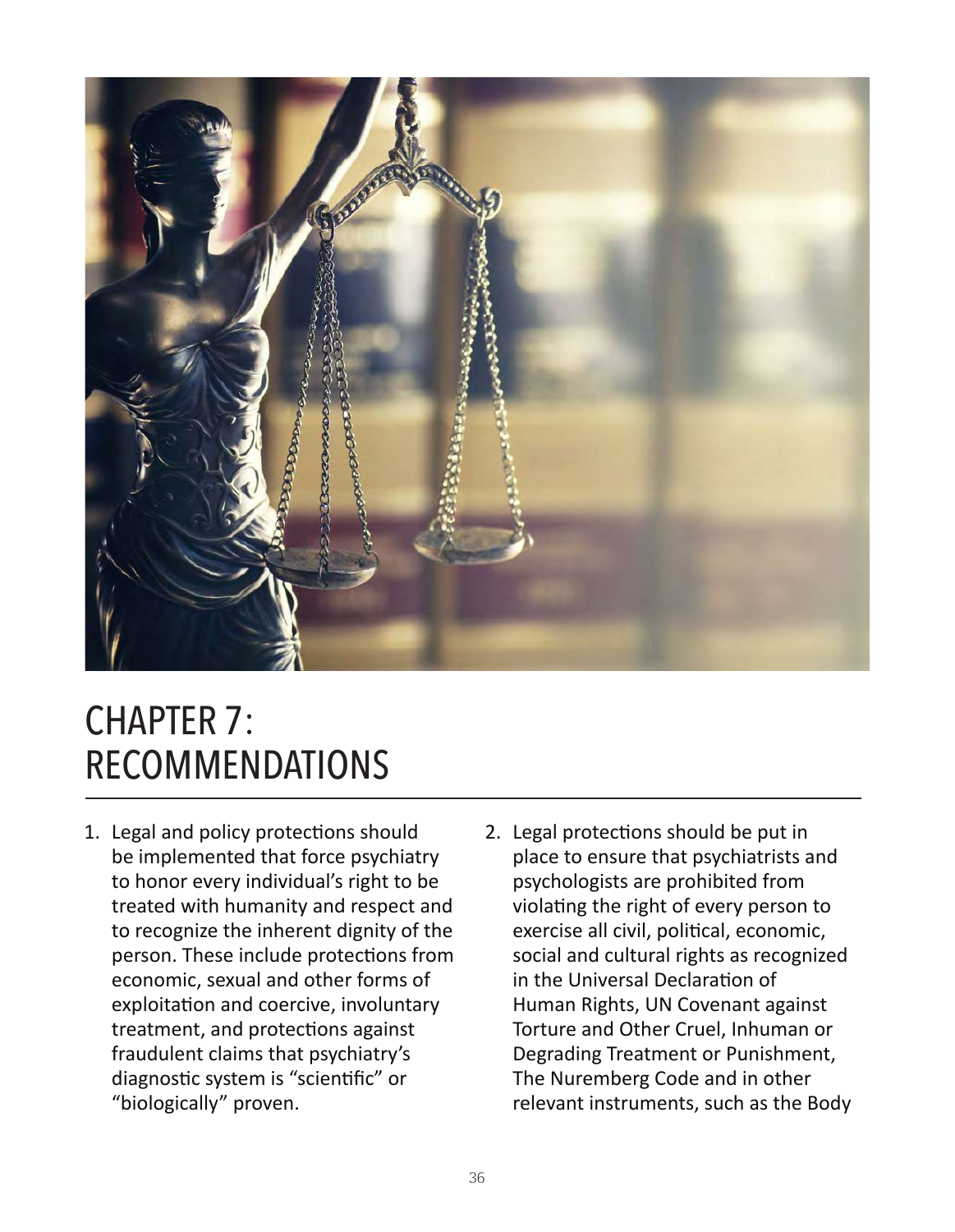# CHAPTER 7: RECOMMENDATIONS

1. Legal and policy protections should be implemented that force psychiatry to honor every individual's right to be treated with humanity and respect and to recognize the inherent dignity of the person. These include protections from economic, sexual and other forms of exploitation and coercive, involuntary treatment, and protections against fraudulent claims that psychiatry's diagnostic system is "scientific" or "biologically" proven.

2. Legal protections should be put in place to ensure that psychiatrists and psychologists are prohibited from violating the right of every person to exercise all civil, political, economic, social and cultural rights as recognized in the Universal Declaration of Human Rights, UN Covenant against Torture and Other Cruel, Inhuman or Degrading Treatment or Punishment, The Nuremberg Code and in other relevant instruments, such as the Body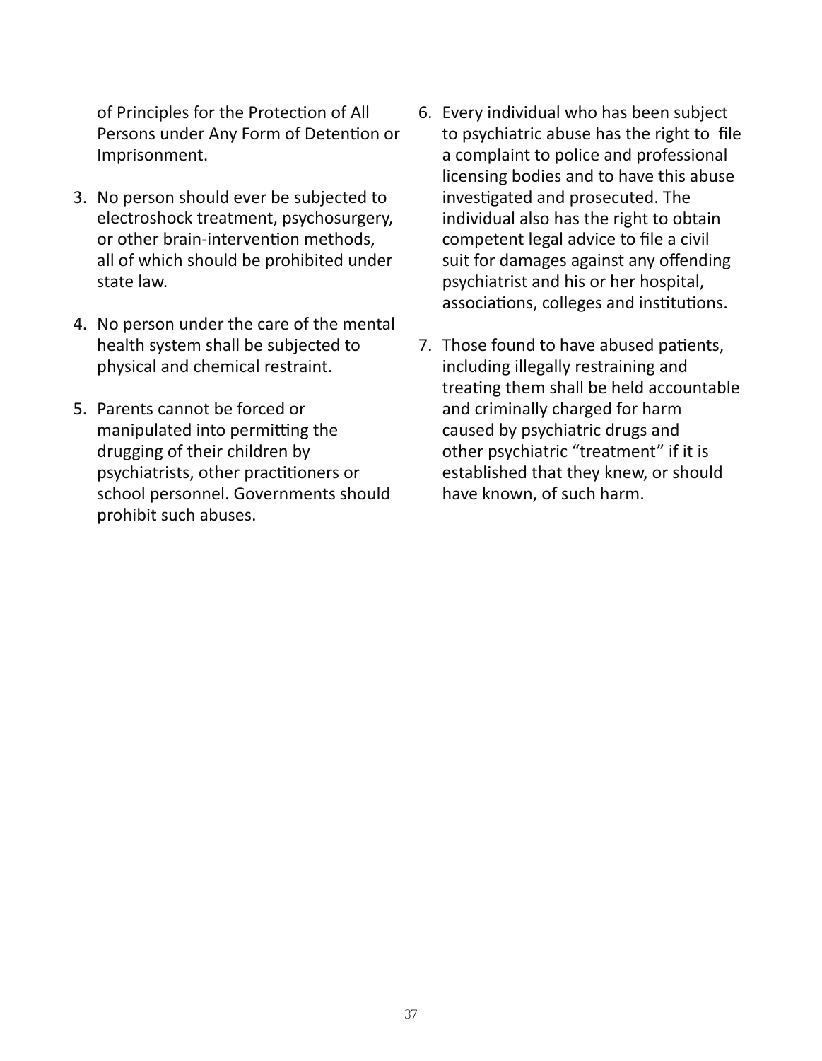of Principles for the Protection of All Persons under Any Form of Detention or Imprisonment.

3. No person should ever be subjected to electroshock treatment, psychosurgery, or other brain-intervention methods, all of which should be prohibited under state law.

4. No person under the care of the mental health system shall be subjected to physical and chemical restraint.

5. Parents cannot be forced or manipulated into permitting the drugging of their children by psychiatrists, other practitioners or school personnel. Governments should prohibit such abuses.

6. Every individual who has been subject to psychiatric abuse has the right to file a complaint to police and professional licensing bodies and to have this abuse investigated and prosecuted. The individual also has the right to obtain competent legal advice to file a civil suit for damages against any offending psychiatrist and his or her hospital, associations, colleges and institutions.

7. Those found to have abused patients, including illegally restraining and treating them shall be held accountable and criminally charged for harm caused by psychiatric drugs and other psychiatric "treatment" if it is established that they knew, or should have known, of such harm.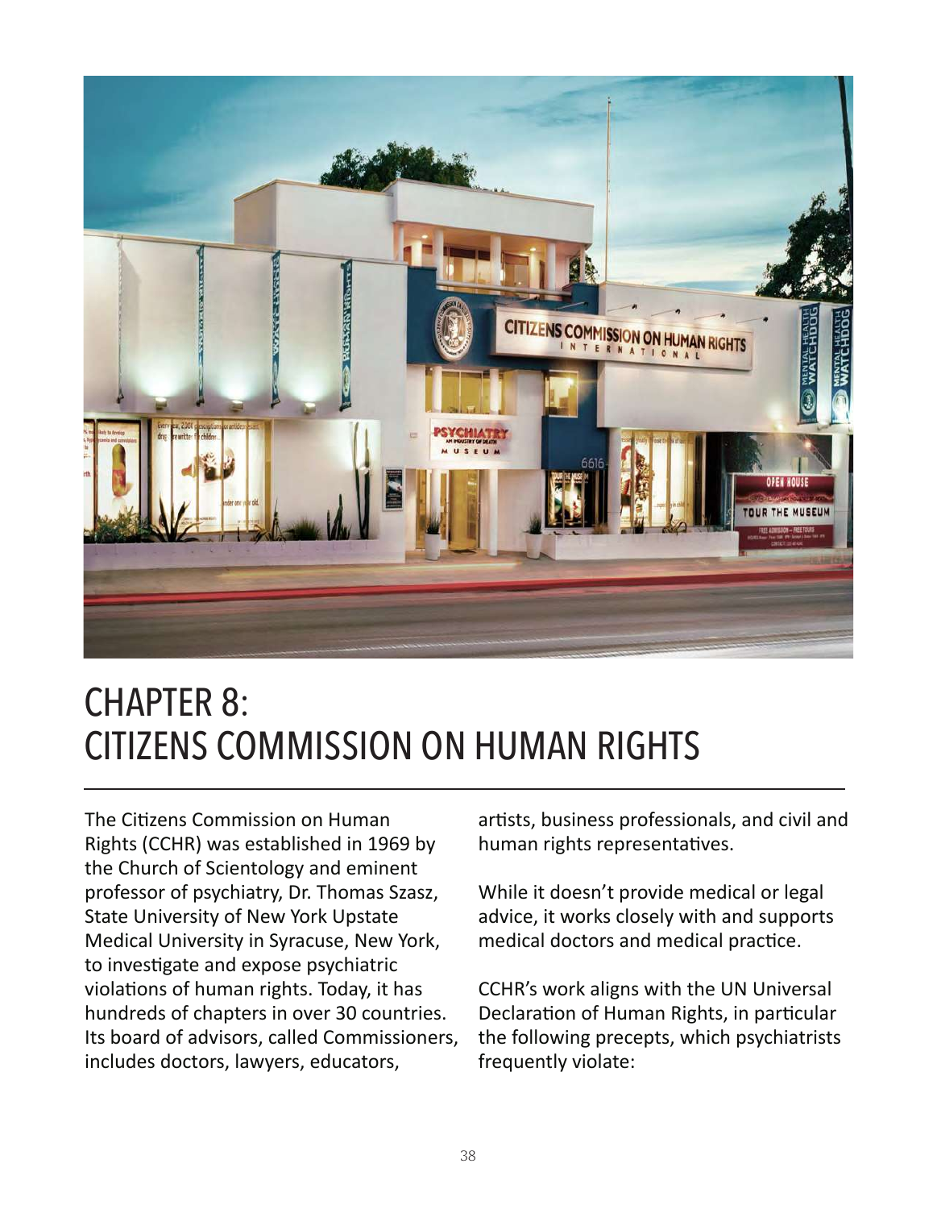# CHAPTER 8: CITIZENS COMMISSION ON HUMAN RIGHTS

The Citizens Commission on Human Rights (CCHR) was established in 1969 by the Church of Scientology and eminent professor of psychiatry, Dr. Thomas Szasz, State University of New York Upstate Medical University in Syracuse, New York, to investigate and expose psychiatric violations of human rights. Today, it has hundreds of chapters in over 30 countries. Its board of advisors, called Commissioners, includes doctors, lawyers, educators, artists, business professionals, and civil and human rights representatives.

While it doesn't provide medical or legal advice, it works closely with and supports medical doctors and medical practice.

CCHR's work aligns with the UN Universal Declaration of Human Rights, in particular the following precepts, which psychiatrists frequently violate: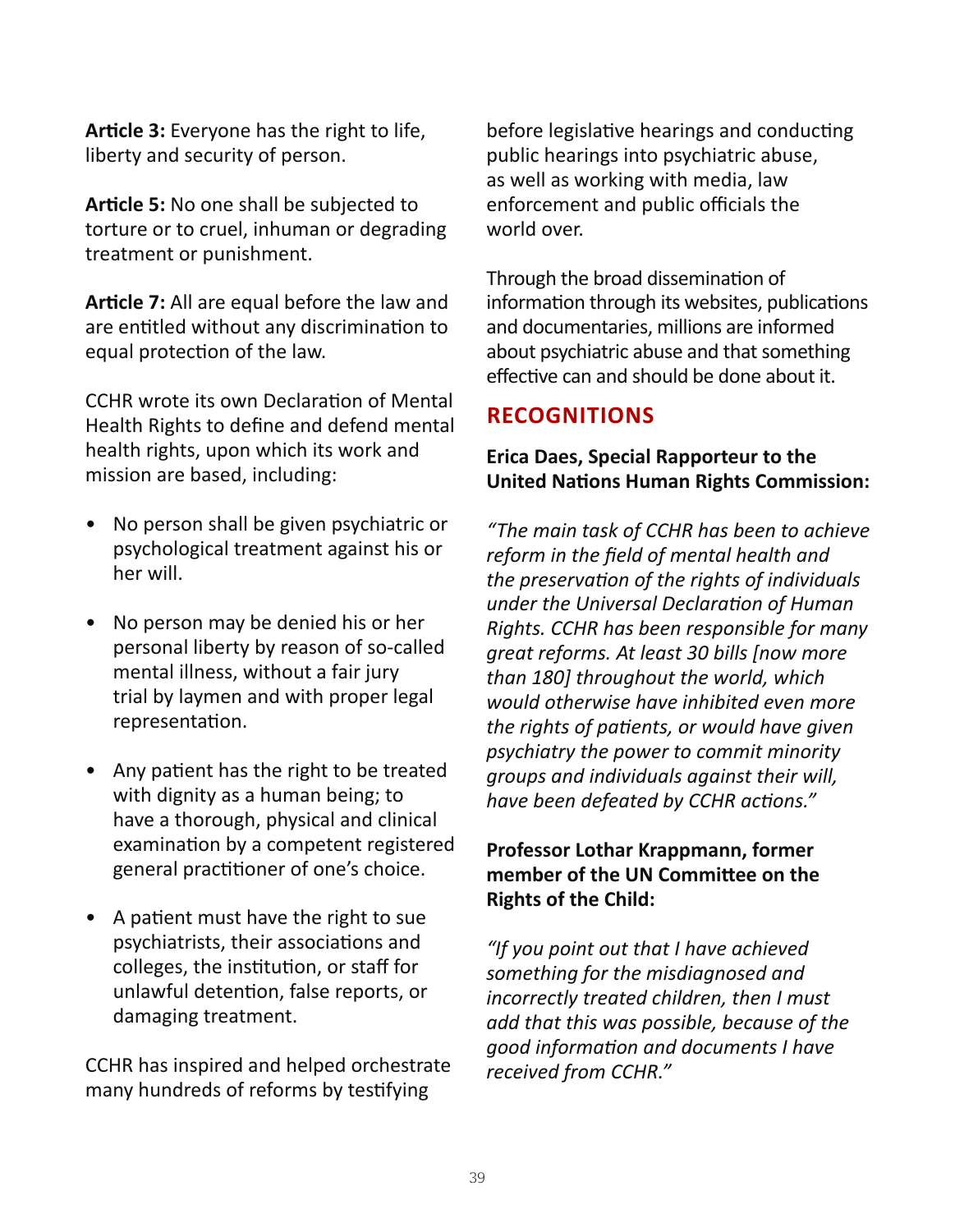**Article 3:** Everyone has the right to life, liberty and security of person.

**Article 5:** No one shall be subjected to torture or to cruel, inhuman or degrading treatment or punishment.

**Article 7:** All are equal before the law and are entitled without any discrimination to equal protection of the law.

CCHR wrote its own Declaration of Mental Health Rights to define and defend mental health rights, upon which its work and mission are based, including:

- No person shall be given psychiatric or psychological treatment against his or her will.
- No person may be denied his or her personal liberty by reason of so-called mental illness, without a fair jury trial by laymen and with proper legal representation.
- Any patient has the right to be treated with dignity as a human being; to have a thorough, physical and clinical examination by a competent registered general practitioner of one's choice.
- A patient must have the right to sue psychiatrists, their associations and colleges, the institution, or staff for unlawful detention, false reports, or damaging treatment.

CCHR has inspired and helped orchestrate many hundreds of reforms by testifying before legislative hearings and conducting public hearings into psychiatric abuse, as well as working with media, law enforcement and public officials the world over.

Through the broad dissemination of information through its websites, publications and documentaries, millions are informed about psychiatric abuse and that something effective can and should be done about it.

## RECOGNITIONS

**Erica Daes, Special Rapporteur to the United Nations Human Rights Commission:**

*"The main task of CCHR has been to achieve reform in the field of mental health and the preservation of the rights of individuals under the Universal Declaration of Human Rights. CCHR has been responsible for many great reforms. At least 30 bills [now more than 180] throughout the world, which would otherwise have inhibited even more the rights of patients, or would have given psychiatry the power to commit minority groups and individuals against their will, have been defeated by CCHR actions."*

**Professor Lothar Krappmann, former member of the UN Committee on the Rights of the Child:**

*"If you point out that I have achieved something for the misdiagnosed and incorrectly treated children, then I must add that this was possible, because of the good information and documents I have received from CCHR."*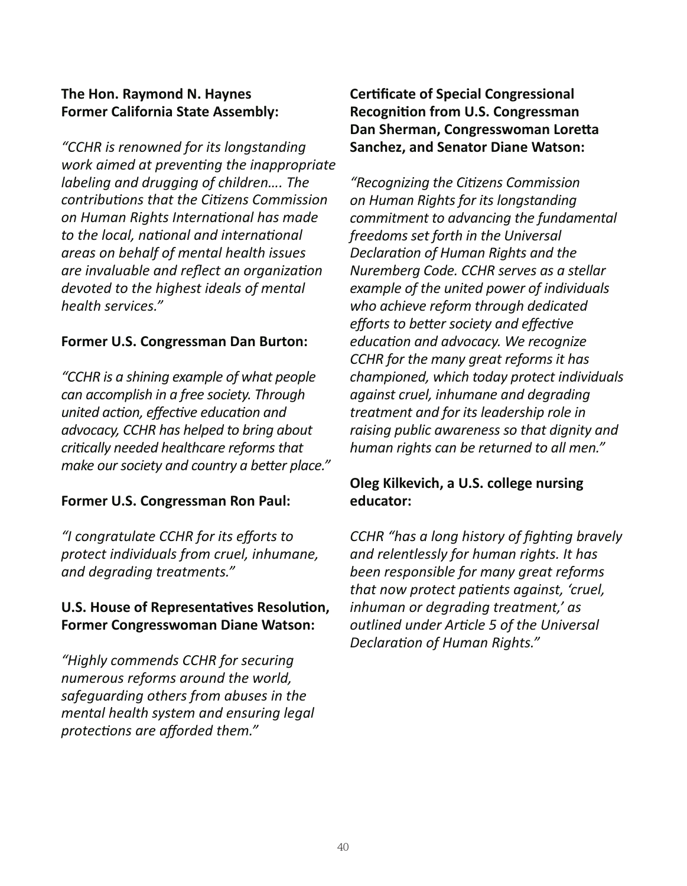**The Hon. Raymond N. Haynes**
**Former California State Assembly:**

*"CCHR is renowned for its longstanding work aimed at preventing the inappropriate labeling and drugging of children…. The contributions that the Citizens Commission on Human Rights International has made to the local, national and international areas on behalf of mental health issues are invaluable and reflect an organization devoted to the highest ideals of mental health services."*

**Former U.S. Congressman Dan Burton:**

*"CCHR is a shining example of what people can accomplish in a free society. Through united action, effective education and advocacy, CCHR has helped to bring about critically needed healthcare reforms that make our society and country a better place."*

**Former U.S. Congressman Ron Paul:**

*"I congratulate CCHR for its efforts to protect individuals from cruel, inhumane, and degrading treatments."*

**U.S. House of Representatives Resolution, Former Congresswoman Diane Watson:**

*"Highly commends CCHR for securing numerous reforms around the world, safeguarding others from abuses in the mental health system and ensuring legal protections are afforded them."*

**Certificate of Special Congressional Recognition from U.S. Congressman Dan Sherman, Congresswoman Loretta Sanchez, and Senator Diane Watson:**

*"Recognizing the Citizens Commission on Human Rights for its longstanding commitment to advancing the fundamental freedoms set forth in the Universal Declaration of Human Rights and the Nuremberg Code. CCHR serves as a stellar example of the united power of individuals who achieve reform through dedicated efforts to better society and effective education and advocacy. We recognize CCHR for the many great reforms it has championed, which today protect individuals against cruel, inhumane and degrading treatment and for its leadership role in raising public awareness so that dignity and human rights can be returned to all men."*

**Oleg Kilkevich, a U.S. college nursing educator:**

*CCHR "has a long history of fighting bravely and relentlessly for human rights. It has been responsible for many great reforms that now protect patients against, 'cruel, inhuman or degrading treatment,' as outlined under Article 5 of the Universal Declaration of Human Rights."*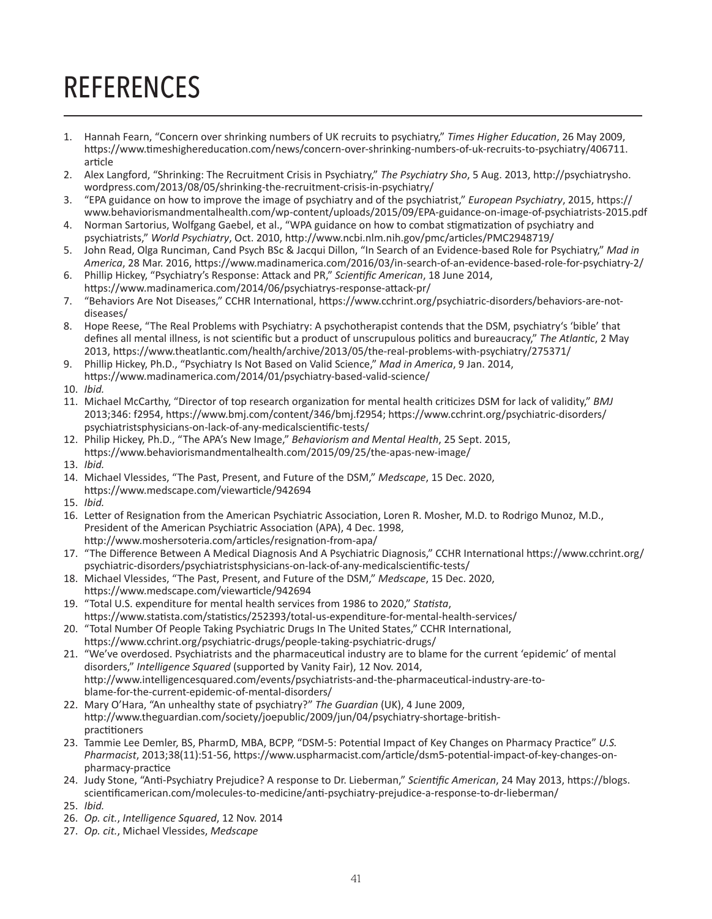# REFERENCES

1. Hannah Fearn, "Concern over shrinking numbers of UK recruits to psychiatry," *Times Higher Education*, 26 May 2009, https://www.timeshighereducation.com/news/concern-over-shrinking-numbers-of-uk-recruits-to-psychiatry/406711.article
2. Alex Langford, "Shrinking: The Recruitment Crisis in Psychiatry," *The Psychiatry Sho*, 5 Aug. 2013, http://psychiatrysho.wordpress.com/2013/08/05/shrinking-the-recruitment-crisis-in-psychiatry/
3. "EPA guidance on how to improve the image of psychiatry and of the psychiatrist," *European Psychiatry*, 2015, https://www.behaviorismandmentalhealth.com/wp-content/uploads/2015/09/EPA-guidance-on-image-of-psychiatrists-2015.pdf
4. Norman Sartorius, Wolfgang Gaebel, et al., "WPA guidance on how to combat stigmatization of psychiatry and psychiatrists," *World Psychiatry*, Oct. 2010, http://www.ncbi.nlm.nih.gov/pmc/articles/PMC2948719/
5. John Read, Olga Runciman, Cand Psych BSc & Jacqui Dillon, "In Search of an Evidence-based Role for Psychiatry," *Mad in America*, 28 Mar. 2016, https://www.madinamerica.com/2016/03/in-search-of-an-evidence-based-role-for-psychiatry-2/
6. Phillip Hickey, "Psychiatry's Response: Attack and PR," *Scientific American*, 18 June 2014, https://www.madinamerica.com/2014/06/psychiatrys-response-attack-pr/
7. "Behaviors Are Not Diseases," CCHR International, https://www.cchrint.org/psychiatric-disorders/behaviors-are-not-diseases/
8. Hope Reese, "The Real Problems with Psychiatry: A psychotherapist contends that the DSM, psychiatry's 'bible' that defines all mental illness, is not scientific but a product of unscrupulous politics and bureaucracy," *The Atlantic*, 2 May 2013, https://www.theatlantic.com/health/archive/2013/05/the-real-problems-with-psychiatry/275371/
9. Phillip Hickey, Ph.D., "Psychiatry Is Not Based on Valid Science," *Mad in America*, 9 Jan. 2014, https://www.madinamerica.com/2014/01/psychiatry-based-valid-science/
10. *Ibid.*
11. Michael McCarthy, "Director of top research organization for mental health criticizes DSM for lack of validity," *BMJ* 2013;346: f2954, https://www.bmj.com/content/346/bmj.f2954; https://www.cchrint.org/psychiatric-disorders/psychiatristsphysicians-on-lack-of-any-medicalscientific-tests/
12. Philip Hickey, Ph.D., "The APA's New Image," *Behaviorism and Mental Health*, 25 Sept. 2015, https://www.behaviorismandmentalhealth.com/2015/09/25/the-apas-new-image/
13. *Ibid.*
14. Michael Vlessides, "The Past, Present, and Future of the DSM," *Medscape*, 15 Dec. 2020, https://www.medscape.com/viewarticle/942694
15. *Ibid.*
16. Letter of Resignation from the American Psychiatric Association, Loren R. Mosher, M.D. to Rodrigo Munoz, M.D., President of the American Psychiatric Association (APA), 4 Dec. 1998, http://www.moshersoteria.com/articles/resignation-from-apa/
17. "The Difference Between A Medical Diagnosis And A Psychiatric Diagnosis," CCHR International https://www.cchrint.org/psychiatric-disorders/psychiatristsphysicians-on-lack-of-any-medicalscientific-tests/
18. Michael Vlessides, "The Past, Present, and Future of the DSM," *Medscape*, 15 Dec. 2020, https://www.medscape.com/viewarticle/942694
19. "Total U.S. expenditure for mental health services from 1986 to 2020," *Statista*, https://www.statista.com/statistics/252393/total-us-expenditure-for-mental-health-services/
20. "Total Number Of People Taking Psychiatric Drugs In The United States," CCHR International, https://www.cchrint.org/psychiatric-drugs/people-taking-psychiatric-drugs/
21. "We've overdosed. Psychiatrists and the pharmaceutical industry are to blame for the current 'epidemic' of mental disorders," *Intelligence Squared* (supported by Vanity Fair), 12 Nov. 2014, http://www.intelligencesquared.com/events/psychiatrists-and-the-pharmaceutical-industry-are-to-blame-for-the-current-epidemic-of-mental-disorders/
22. Mary O'Hara, "An unhealthy state of psychiatry?" *The Guardian* (UK), 4 June 2009, http://www.theguardian.com/society/joepublic/2009/jun/04/psychiatry-shortage-british-practitioners
23. Tammie Lee Demler, BS, PharmD, MBA, BCPP, "DSM-5: Potential Impact of Key Changes on Pharmacy Practice" *U.S. Pharmacist*, 2013;38(11):51-56, https://www.uspharmacist.com/article/dsm5-potential-impact-of-key-changes-on-pharmacy-practice
24. Judy Stone, "Anti-Psychiatry Prejudice? A response to Dr. Lieberman," *Scientific American*, 24 May 2013, https://blogs.scientificamerican.com/molecules-to-medicine/anti-psychiatry-prejudice-a-response-to-dr-lieberman/
25. *Ibid.*
26. *Op. cit.*, *Intelligence Squared*, 12 Nov. 2014
27. *Op. cit.*, Michael Vlessides, *Medscape*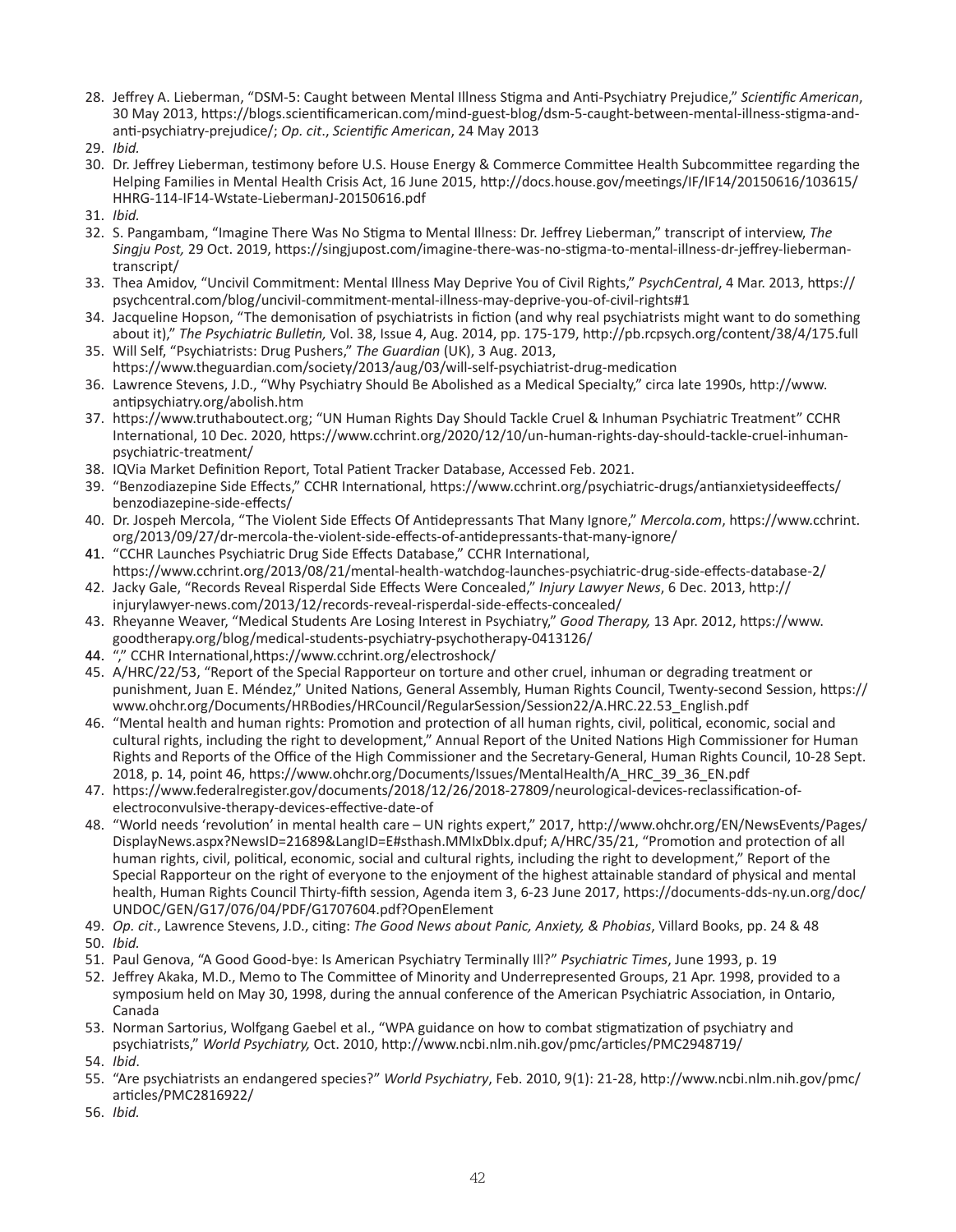28. Jeffrey A. Lieberman, "DSM-5: Caught between Mental Illness Stigma and Anti-Psychiatry Prejudice," *Scientific American*, 30 May 2013, https://blogs.scientificamerican.com/mind-guest-blog/dsm-5-caught-between-mental-illness-stigma-and-anti-psychiatry-prejudice/; *Op. cit*., *Scientific American*, 24 May 2013
29. *Ibid.*
30. Dr. Jeffrey Lieberman, testimony before U.S. House Energy & Commerce Committee Health Subcommittee regarding the Helping Families in Mental Health Crisis Act, 16 June 2015, http://docs.house.gov/meetings/IF/IF14/20150616/103615/HHRG-114-IF14-Wstate-LiebermanJ-20150616.pdf
31. *Ibid.*
32. S. Pangambam, "Imagine There Was No Stigma to Mental Illness: Dr. Jeffrey Lieberman," transcript of interview, *The Singju Post,* 29 Oct. 2019, https://singjupost.com/imagine-there-was-no-stigma-to-mental-illness-dr-jeffrey-lieberman-transcript/
33. Thea Amidov, "Uncivil Commitment: Mental Illness May Deprive You of Civil Rights," *PsychCentral*, 4 Mar. 2013, https://psychcentral.com/blog/uncivil-commitment-mental-illness-may-deprive-you-of-civil-rights#1
34. Jacqueline Hopson, "The demonisation of psychiatrists in fiction (and why real psychiatrists might want to do something about it)," *The Psychiatric Bulletin,* Vol. 38, Issue 4, Aug. 2014, pp. 175-179, http://pb.rcpsych.org/content/38/4/175.full
35. Will Self, "Psychiatrists: Drug Pushers," *The Guardian* (UK), 3 Aug. 2013, https://www.theguardian.com/society/2013/aug/03/will-self-psychiatrist-drug-medication
36. Lawrence Stevens, J.D., "Why Psychiatry Should Be Abolished as a Medical Specialty," circa late 1990s, http://www.antipsychiatry.org/abolish.htm
37. https://www.truthaboutect.org; "UN Human Rights Day Should Tackle Cruel & Inhuman Psychiatric Treatment" CCHR International, 10 Dec. 2020, https://www.cchrint.org/2020/12/10/un-human-rights-day-should-tackle-cruel-inhuman-psychiatric-treatment/
38. IQVia Market Definition Report, Total Patient Tracker Database, Accessed Feb. 2021.
39. "Benzodiazepine Side Effects," CCHR International, https://www.cchrint.org/psychiatric-drugs/antianxietysideeffects/benzodiazepine-side-effects/
40. Dr. Jospeh Mercola, "The Violent Side Effects Of Antidepressants That Many Ignore," *Mercola.com*, https://www.cchrint.org/2013/09/27/dr-mercola-the-violent-side-effects-of-antidepressants-that-many-ignore/
41. "CCHR Launches Psychiatric Drug Side Effects Database," CCHR International, https://www.cchrint.org/2013/08/21/mental-health-watchdog-launches-psychiatric-drug-side-effects-database-2/
42. Jacky Gale, "Records Reveal Risperdal Side Effects Were Concealed," *Injury Lawyer News*, 6 Dec. 2013, http://injurylawyer-news.com/2013/12/records-reveal-risperdal-side-effects-concealed/
43. Rheyanne Weaver, "Medical Students Are Losing Interest in Psychiatry," *Good Therapy,* 13 Apr. 2012, https://www.goodtherapy.org/blog/medical-students-psychiatry-psychotherapy-0413126/
44. "," CCHR International,https://www.cchrint.org/electroshock/
45. A/HRC/22/53, "Report of the Special Rapporteur on torture and other cruel, inhuman or degrading treatment or punishment, Juan E. Méndez," United Nations, General Assembly, Human Rights Council, Twenty-second Session, https://www.ohchr.org/Documents/HRBodies/HRCouncil/RegularSession/Session22/A.HRC.22.53_English.pdf
46. "Mental health and human rights: Promotion and protection of all human rights, civil, political, economic, social and cultural rights, including the right to development," Annual Report of the United Nations High Commissioner for Human Rights and Reports of the Office of the High Commissioner and the Secretary-General, Human Rights Council, 10-28 Sept. 2018, p. 14, point 46, https://www.ohchr.org/Documents/Issues/MentalHealth/A_HRC_39_36_EN.pdf
47. https://www.federalregister.gov/documents/2018/12/26/2018-27809/neurological-devices-reclassification-of-electroconvulsive-therapy-devices-effective-date-of
48. "World needs 'revolution' in mental health care – UN rights expert," 2017, http://www.ohchr.org/EN/NewsEvents/Pages/DisplayNews.aspx?NewsID=21689&LangID=E#sthash.MMIxDbIx.dpuf; A/HRC/35/21, "Promotion and protection of all human rights, civil, political, economic, social and cultural rights, including the right to development," Report of the Special Rapporteur on the right of everyone to the enjoyment of the highest attainable standard of physical and mental health, Human Rights Council Thirty-fifth session, Agenda item 3, 6-23 June 2017, https://documents-dds-ny.un.org/doc/UNDOC/GEN/G17/076/04/PDF/G1707604.pdf?OpenElement
49. *Op. cit*., Lawrence Stevens, J.D., citing: *The Good News about Panic, Anxiety, & Phobias*, Villard Books, pp. 24 & 48
50. *Ibid.*
51. Paul Genova, "A Good Good-bye: Is American Psychiatry Terminally Ill?" *Psychiatric Times*, June 1993, p. 19
52. Jeffrey Akaka, M.D., Memo to The Committee of Minority and Underrepresented Groups, 21 Apr. 1998, provided to a symposium held on May 30, 1998, during the annual conference of the American Psychiatric Association, in Ontario, Canada
53. Norman Sartorius, Wolfgang Gaebel et al., "WPA guidance on how to combat stigmatization of psychiatry and psychiatrists," *World Psychiatry,* Oct. 2010, http://www.ncbi.nlm.nih.gov/pmc/articles/PMC2948719/
54. *Ibid*.
55. "Are psychiatrists an endangered species?" *World Psychiatry*, Feb. 2010, 9(1): 21-28, http://www.ncbi.nlm.nih.gov/pmc/articles/PMC2816922/
56. *Ibid.*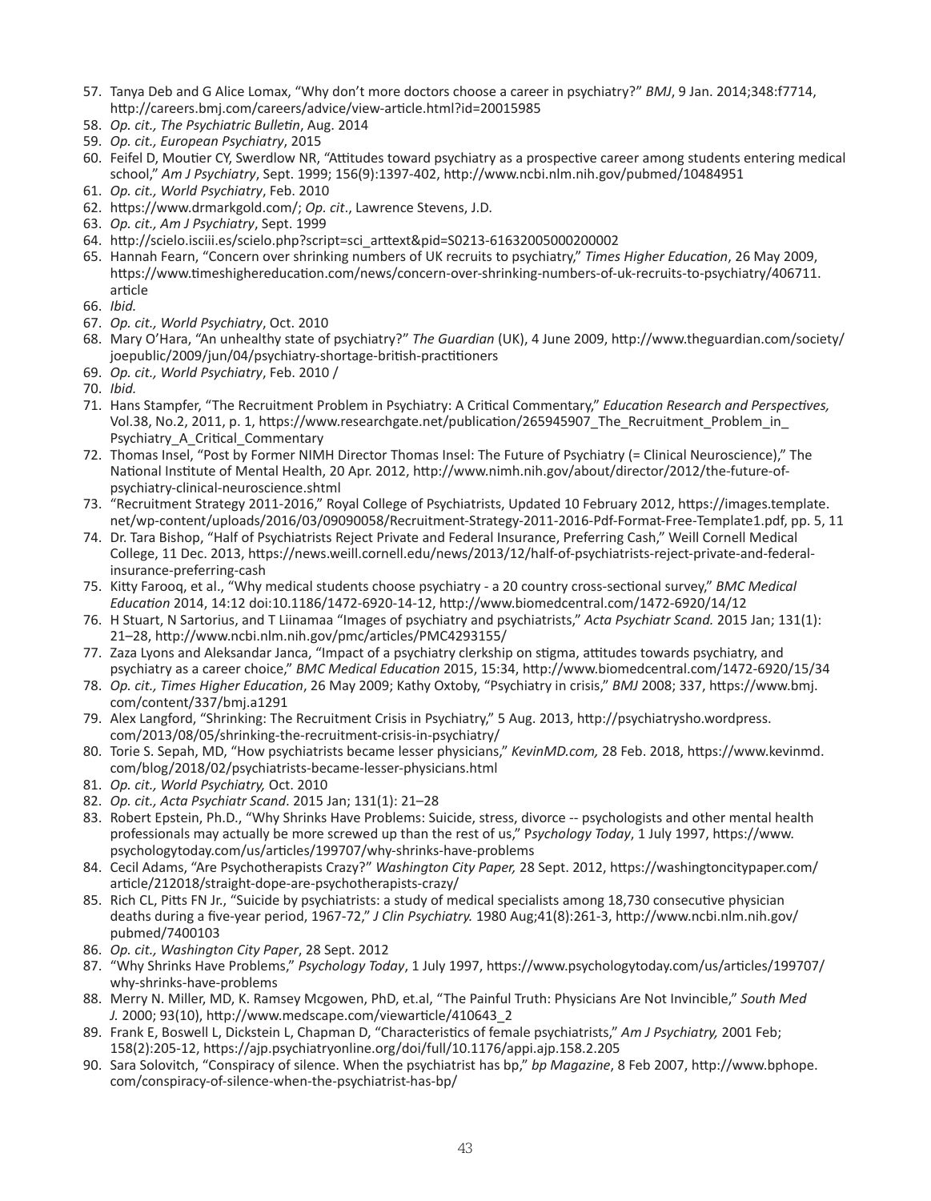57. Tanya Deb and G Alice Lomax, "Why don't more doctors choose a career in psychiatry?" *BMJ*, 9 Jan. 2014;348:f7714, http://careers.bmj.com/careers/advice/view-article.html?id=20015985
58. *Op. cit., The Psychiatric Bulletin*, Aug. 2014
59. *Op. cit., European Psychiatry*, 2015
60. Feifel D, Moutier CY, Swerdlow NR, "Attitudes toward psychiatry as a prospective career among students entering medical school," *Am J Psychiatry*, Sept. 1999; 156(9):1397-402, http://www.ncbi.nlm.nih.gov/pubmed/10484951
61. *Op. cit., World Psychiatry*, Feb. 2010
62. https://www.drmarkgold.com/; *Op. cit*., Lawrence Stevens, J.D.
63. *Op. cit., Am J Psychiatry*, Sept. 1999
64. http://scielo.isciii.es/scielo.php?script=sci_arttext&pid=S0213-61632005000200002
65. Hannah Fearn, "Concern over shrinking numbers of UK recruits to psychiatry," *Times Higher Education*, 26 May 2009, https://www.timeshighereducation.com/news/concern-over-shrinking-numbers-of-uk-recruits-to-psychiatry/406711.article
66. *Ibid.*
67. *Op. cit., World Psychiatry*, Oct. 2010
68. Mary O'Hara, "An unhealthy state of psychiatry?" *The Guardian* (UK), 4 June 2009, http://www.theguardian.com/society/joepublic/2009/jun/04/psychiatry-shortage-british-practitioners
69. *Op. cit., World Psychiatry*, Feb. 2010 /
70. *Ibid.*
71. Hans Stampfer, "The Recruitment Problem in Psychiatry: A Critical Commentary," *Education Research and Perspectives,* Vol.38, No.2, 2011, p. 1, https://www.researchgate.net/publication/265945907_The_Recruitment_Problem_in_Psychiatry_A_Critical_Commentary
72. Thomas Insel, "Post by Former NIMH Director Thomas Insel: The Future of Psychiatry (= Clinical Neuroscience)," The National Institute of Mental Health, 20 Apr. 2012, http://www.nimh.nih.gov/about/director/2012/the-future-of-psychiatry-clinical-neuroscience.shtml
73. "Recruitment Strategy 2011-2016," Royal College of Psychiatrists, Updated 10 February 2012, https://images.template.net/wp-content/uploads/2016/03/09090058/Recruitment-Strategy-2011-2016-Pdf-Format-Free-Template1.pdf, pp. 5, 11
74. Dr. Tara Bishop, "Half of Psychiatrists Reject Private and Federal Insurance, Preferring Cash," Weill Cornell Medical College, 11 Dec. 2013, https://news.weill.cornell.edu/news/2013/12/half-of-psychiatrists-reject-private-and-federal-insurance-preferring-cash
75. Kitty Farooq, et al., "Why medical students choose psychiatry - a 20 country cross-sectional survey," *BMC Medical Education* 2014, 14:12 doi:10.1186/1472-6920-14-12, http://www.biomedcentral.com/1472-6920/14/12
76. H Stuart, N Sartorius, and T Liinamaa "Images of psychiatry and psychiatrists," *Acta Psychiatr Scand.* 2015 Jan; 131(1): 21–28, http://www.ncbi.nlm.nih.gov/pmc/articles/PMC4293155/
77. Zaza Lyons and Aleksandar Janca, "Impact of a psychiatry clerkship on stigma, attitudes towards psychiatry, and psychiatry as a career choice," *BMC Medical Education* 2015, 15:34, http://www.biomedcentral.com/1472-6920/15/34
78. *Op. cit., Times Higher Education*, 26 May 2009; Kathy Oxtoby, "Psychiatry in crisis," *BMJ* 2008; 337, https://www.bmj.com/content/337/bmj.a1291
79. Alex Langford, "Shrinking: The Recruitment Crisis in Psychiatry," 5 Aug. 2013, http://psychiatrysho.wordpress.com/2013/08/05/shrinking-the-recruitment-crisis-in-psychiatry/
80. Torie S. Sepah, MD, "How psychiatrists became lesser physicians," *KevinMD.com,* 28 Feb. 2018, https://www.kevinmd.com/blog/2018/02/psychiatrists-became-lesser-physicians.html
81. *Op. cit., World Psychiatry,* Oct. 2010
82. *Op. cit., Acta Psychiatr Scand*. 2015 Jan; 131(1): 21–28
83. Robert Epstein, Ph.D., "Why Shrinks Have Problems: Suicide, stress, divorce -- psychologists and other mental health professionals may actually be more screwed up than the rest of us," P*sychology Today*, 1 July 1997, https://www.psychologytoday.com/us/articles/199707/why-shrinks-have-problems
84. Cecil Adams, "Are Psychotherapists Crazy?" *Washington City Paper,* 28 Sept. 2012, https://washingtoncitypaper.com/article/212018/straight-dope-are-psychotherapists-crazy/
85. Rich CL, Pitts FN Jr., "Suicide by psychiatrists: a study of medical specialists among 18,730 consecutive physician deaths during a five-year period, 1967-72," *J Clin Psychiatry.* 1980 Aug;41(8):261-3, http://www.ncbi.nlm.nih.gov/pubmed/7400103
86. *Op. cit., Washington City Paper*, 28 Sept. 2012
87. "Why Shrinks Have Problems," *Psychology Today*, 1 July 1997, https://www.psychologytoday.com/us/articles/199707/why-shrinks-have-problems
88. Merry N. Miller, MD, K. Ramsey Mcgowen, PhD, et.al, "The Painful Truth: Physicians Are Not Invincible," *South Med J.* 2000; 93(10), http://www.medscape.com/viewarticle/410643_2
89. Frank E, Boswell L, Dickstein L, Chapman D, "Characteristics of female psychiatrists," *Am J Psychiatry,* 2001 Feb; 158(2):205-12, https://ajp.psychiatryonline.org/doi/full/10.1176/appi.ajp.158.2.205
90. Sara Solovitch, "Conspiracy of silence. When the psychiatrist has bp," *bp Magazine*, 8 Feb 2007, http://www.bphope.com/conspiracy-of-silence-when-the-psychiatrist-has-bp/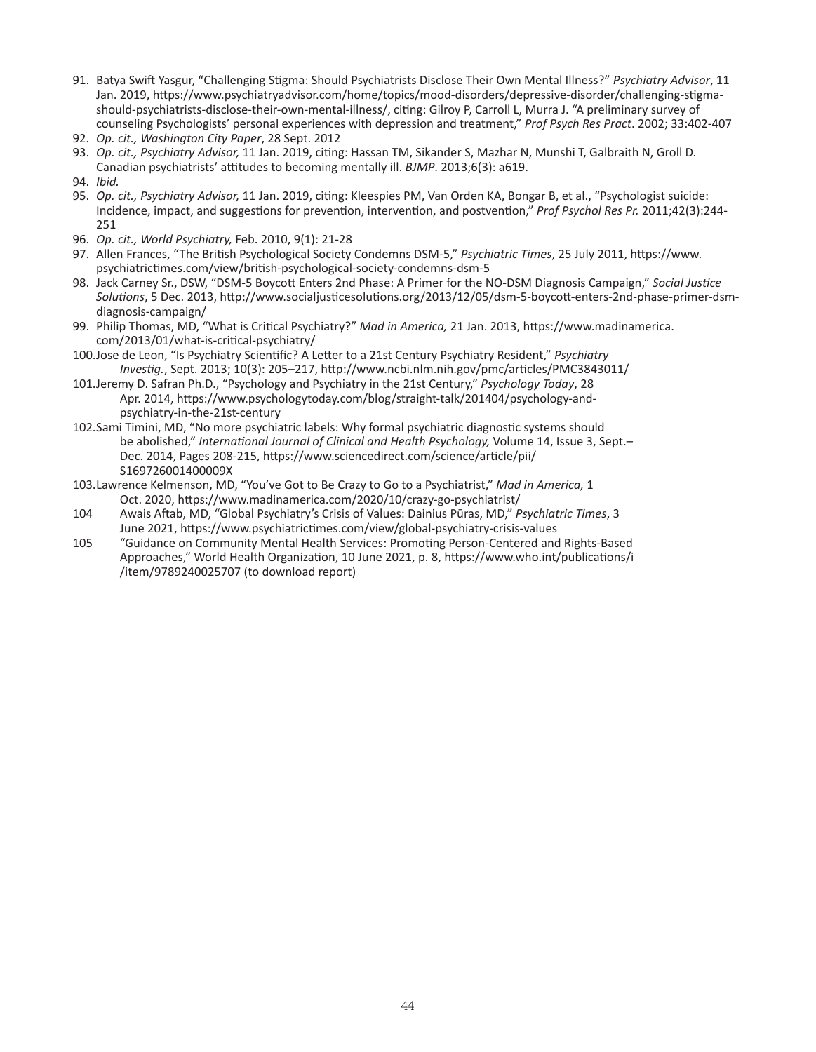91. Batya Swift Yasgur, "Challenging Stigma: Should Psychiatrists Disclose Their Own Mental Illness?" *Psychiatry Advisor*, 11 Jan. 2019, https://www.psychiatryadvisor.com/home/topics/mood-disorders/depressive-disorder/challenging-stigma-should-psychiatrists-disclose-their-own-mental-illness/, citing: Gilroy P, Carroll L, Murra J. "A preliminary survey of counseling Psychologists' personal experiences with depression and treatment," *Prof Psych Res Pract*. 2002; 33:402-407
92. *Op. cit., Washington City Paper*, 28 Sept. 2012
93. *Op. cit., Psychiatry Advisor,* 11 Jan. 2019, citing: Hassan TM, Sikander S, Mazhar N, Munshi T, Galbraith N, Groll D. Canadian psychiatrists' attitudes to becoming mentally ill. *BJMP*. 2013;6(3): a619.
94. *Ibid.*
95. *Op. cit., Psychiatry Advisor,* 11 Jan. 2019, citing: Kleespies PM, Van Orden KA, Bongar B, et al., "Psychologist suicide: Incidence, impact, and suggestions for prevention, intervention, and postvention," *Prof Psychol Res Pr.* 2011;42(3):244-251
96. *Op. cit., World Psychiatry,* Feb. 2010, 9(1): 21-28
97. Allen Frances, "The British Psychological Society Condemns DSM-5," *Psychiatric Times*, 25 July 2011, https://www.psychiatrictimes.com/view/british-psychological-society-condemns-dsm-5
98. Jack Carney Sr., DSW, "DSM-5 Boycott Enters 2nd Phase: A Primer for the NO-DSM Diagnosis Campaign," *Social Justice Solutions*, 5 Dec. 2013, http://www.socialjusticesolutions.org/2013/12/05/dsm-5-boycott-enters-2nd-phase-primer-dsm-diagnosis-campaign/
99. Philip Thomas, MD, "What is Critical Psychiatry?" *Mad in America,* 21 Jan. 2013, https://www.madinamerica.com/2013/01/what-is-critical-psychiatry/
100. Jose de Leon, "Is Psychiatry Scientific? A Letter to a 21st Century Psychiatry Resident," *Psychiatry Investig.*, Sept. 2013; 10(3): 205–217, http://www.ncbi.nlm.nih.gov/pmc/articles/PMC3843011/
101. Jeremy D. Safran Ph.D., "Psychology and Psychiatry in the 21st Century," *Psychology Today*, 28 Apr. 2014, https://www.psychologytoday.com/blog/straight-talk/201404/psychology-and-psychiatry-in-the-21st-century
102. Sami Timini, MD, "No more psychiatric labels: Why formal psychiatric diagnostic systems should be abolished," *International Journal of Clinical and Health Psychology,* Volume 14, Issue 3, Sept.–Dec. 2014, Pages 208-215, https://www.sciencedirect.com/science/article/pii/S169726001400009X
103. Lawrence Kelmenson, MD, "You've Got to Be Crazy to Go to a Psychiatrist," *Mad in America,* 1 Oct. 2020, https://www.madinamerica.com/2020/10/crazy-go-psychiatrist/
104. Awais Aftab, MD, "Global Psychiatry's Crisis of Values: Dainius Pūras, MD," *Psychiatric Times*, 3 June 2021, https://www.psychiatrictimes.com/view/global-psychiatry-crisis-values
105. "Guidance on Community Mental Health Services: Promoting Person-Centered and Rights-Based Approaches," World Health Organization, 10 June 2021, p. 8, https://www.who.int/publications/i/item/9789240025707 (to download report)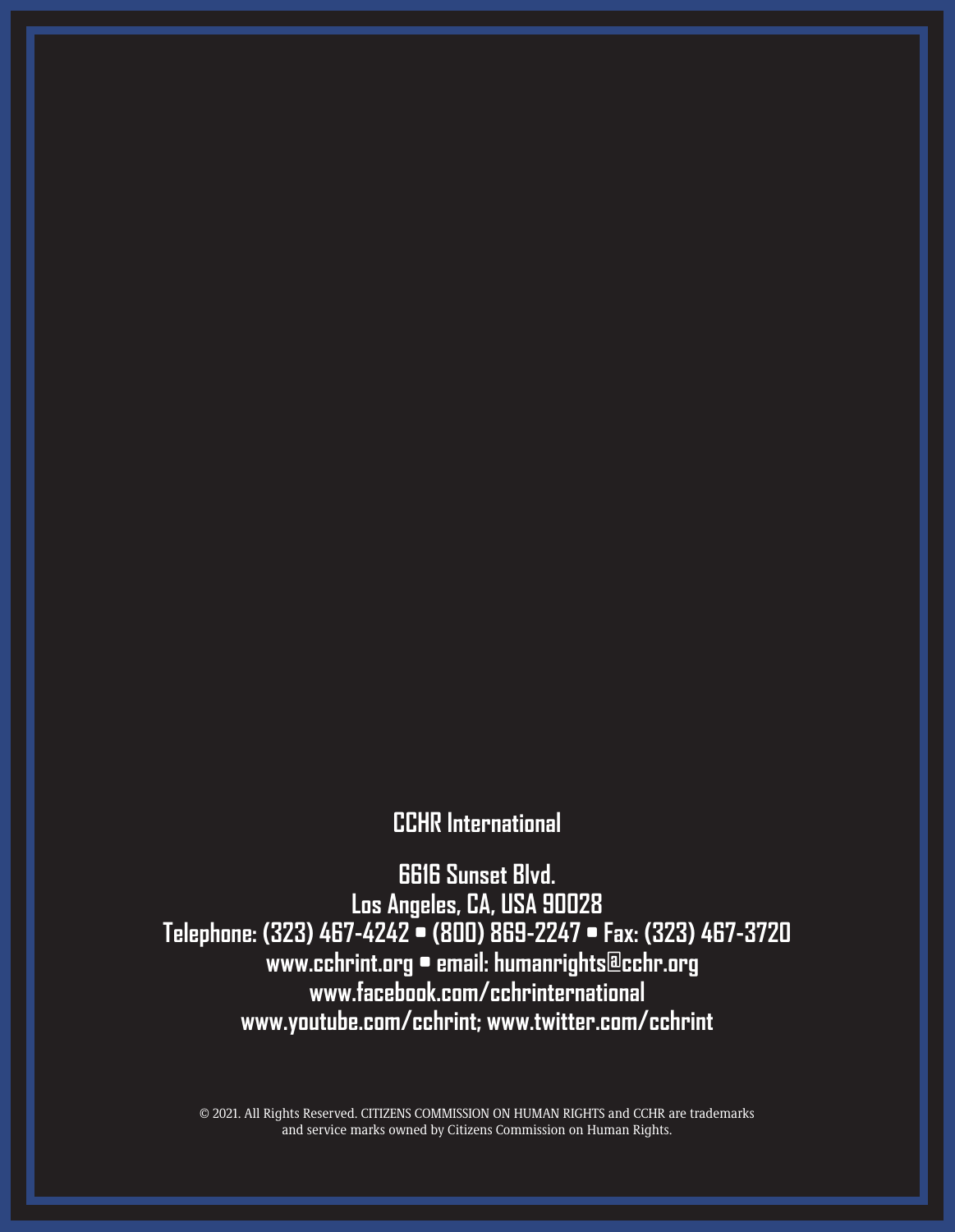**CCHR International**

**6616 Sunset Blvd.**
**Los Angeles, CA, USA 90028**
**Telephone: (323) 467-4242 • (800) 869-2247 • Fax: (323) 467-3720**
**www.cchrint.org • email: humanrights@cchr.org**
**www.facebook.com/cchrinternational**
**www.youtube.com/cchrint; www.twitter.com/cchrint**

© 2021. All Rights Reserved. CITIZENS COMMISSION ON HUMAN RIGHTS and CCHR are trademarks and service marks owned by Citizens Commission on Human Rights.